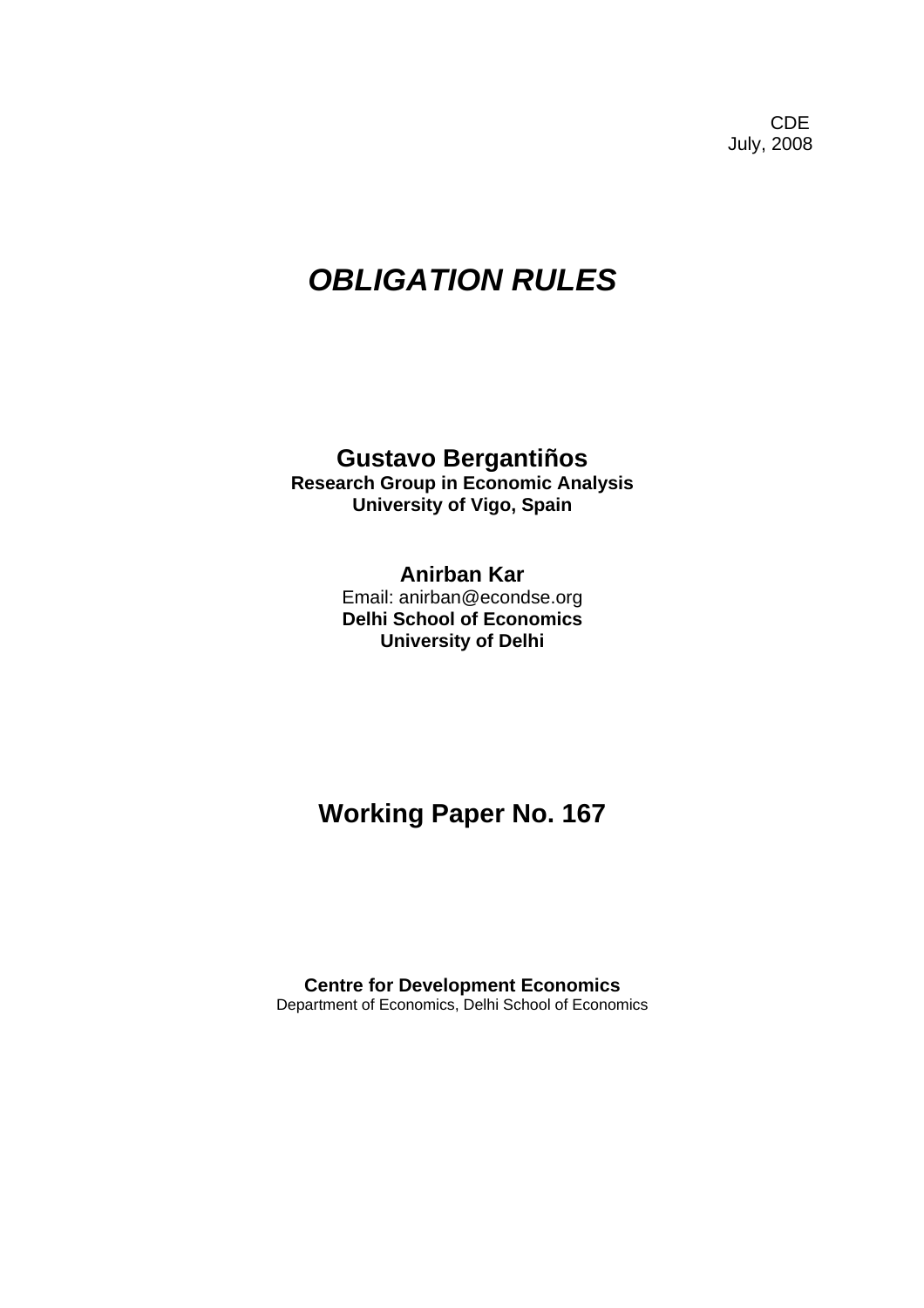CDE
July, 2008

# *OBLIGATION RULES*

**Gustavo Bergantiños**
**Research Group in Economic Analysis**
**University of Vigo, Spain**

**Anirban Kar**
Email: anirban@econdse.org
**Delhi School of Economics**
**University of Delhi**

## Working Paper No. 167

**Centre for Development Economics**
Department of Economics, Delhi School of Economics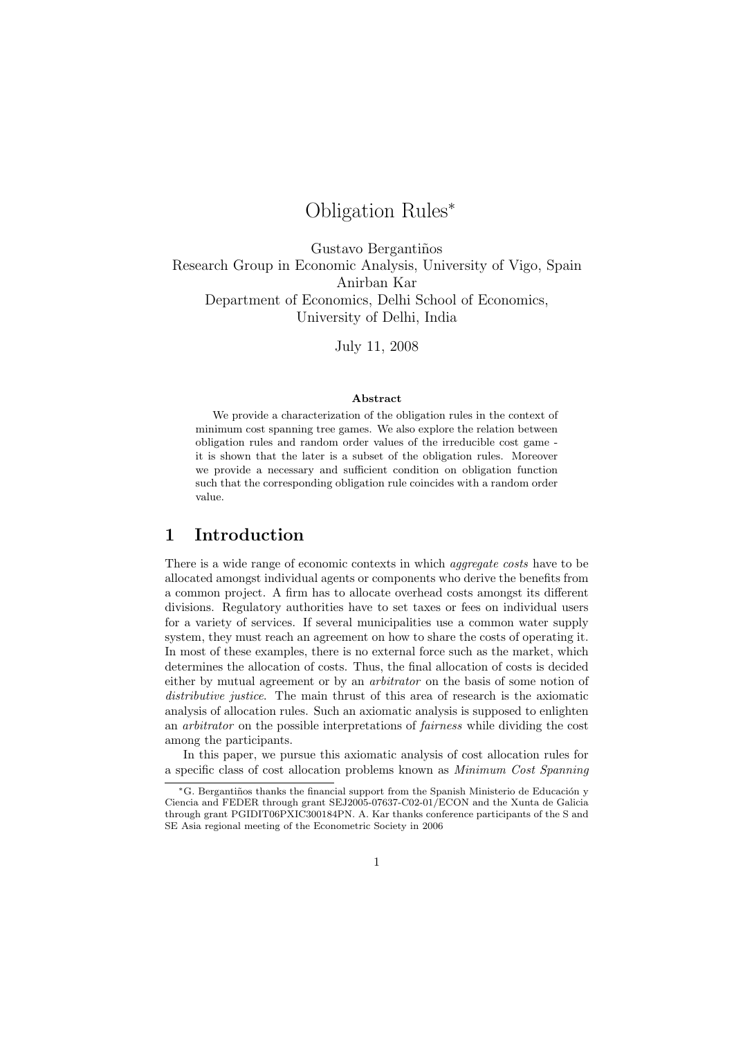# Obligation Rules[*]

Gustavo Bergantiños
Research Group in Economic Analysis, University of Vigo, Spain
Anirban Kar
Department of Economics, Delhi School of Economics,
University of Delhi, India

July 11, 2008

### Abstract

We provide a characterization of the obligation rules in the context of minimum cost spanning tree games. We also explore the relation between obligation rules and random order values of the irreducible cost game - it is shown that the later is a subset of the obligation rules. Moreover we provide a necessary and sufficient condition on obligation function such that the corresponding obligation rule coincides with a random order value.

## 1 Introduction

There is a wide range of economic contexts in which *aggregate costs* have to be allocated amongst individual agents or components who derive the benefits from a common project. A firm has to allocate overhead costs amongst its different divisions. Regulatory authorities have to set taxes or fees on individual users for a variety of services. If several municipalities use a common water supply system, they must reach an agreement on how to share the costs of operating it. In most of these examples, there is no external force such as the market, which determines the allocation of costs. Thus, the final allocation of costs is decided either by mutual agreement or by an *arbitrator* on the basis of some notion of *distributive justice*. The main thrust of this area of research is the axiomatic analysis of allocation rules. Such an axiomatic analysis is supposed to enlighten an *arbitrator* on the possible interpretations of *fairness* while dividing the cost among the participants.

In this paper, we pursue this axiomatic analysis of cost allocation rules for a specific class of cost allocation problems known as *Minimum Cost Spanning*

[*] G. Bergantiños thanks the financial support from the Spanish Ministerio de Educación y Ciencia and FEDER through grant SEJ2005-07637-C02-01/ECON and the Xunta de Galicia through grant PGIDIT06PXIC300184PN. A. Kar thanks conference participants of the S and SE Asia regional meeting of the Econometric Society in 2006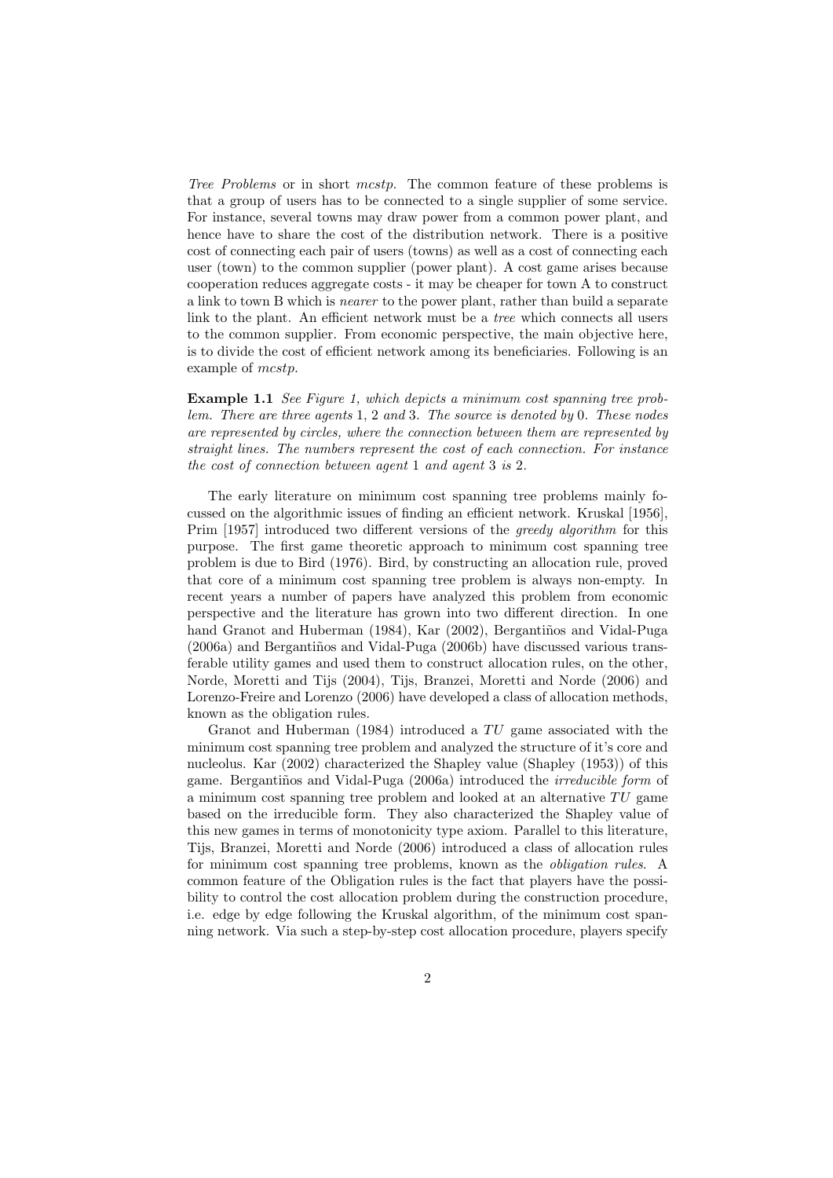*Tree Problems* or in short *mcstp*. The common feature of these problems is that a group of users has to be connected to a single supplier of some service. For instance, several towns may draw power from a common power plant, and hence have to share the cost of the distribution network. There is a positive cost of connecting each pair of users (towns) as well as a cost of connecting each user (town) to the common supplier (power plant). A cost game arises because cooperation reduces aggregate costs - it may be cheaper for town A to construct a link to town B which is *nearer* to the power plant, rather than build a separate link to the plant. An efficient network must be a *tree* which connects all users to the common supplier. From economic perspective, the main objective here, is to divide the cost of efficient network among its beneficiaries. Following is an example of *mcstp*.

**Example 1.1** *See Figure 1, which depicts a minimum cost spanning tree problem. There are three agents* 1, 2 *and* 3*. The source is denoted by* 0*. These nodes are represented by circles, where the connection between them are represented by straight lines. The numbers represent the cost of each connection. For instance the cost of connection between agent* 1 *and agent* 3 *is* 2*.*

The early literature on minimum cost spanning tree problems mainly focussed on the algorithmic issues of finding an efficient network. Kruskal [1956], Prim [1957] introduced two different versions of the *greedy algorithm* for this purpose. The first game theoretic approach to minimum cost spanning tree problem is due to Bird (1976). Bird, by constructing an allocation rule, proved that core of a minimum cost spanning tree problem is always non-empty. In recent years a number of papers have analyzed this problem from economic perspective and the literature has grown into two different direction. In one hand Granot and Huberman (1984), Kar (2002), Bergantiños and Vidal-Puga (2006a) and Bergantiños and Vidal-Puga (2006b) have discussed various transferable utility games and used them to construct allocation rules, on the other, Norde, Moretti and Tijs (2004), Tijs, Branzei, Moretti and Norde (2006) and Lorenzo-Freire and Lorenzo (2006) have developed a class of allocation methods, known as the obligation rules.

Granot and Huberman (1984) introduced a *TU* game associated with the minimum cost spanning tree problem and analyzed the structure of it's core and nucleolus. Kar (2002) characterized the Shapley value (Shapley (1953)) of this game. Bergantiños and Vidal-Puga (2006a) introduced the *irreducible form* of a minimum cost spanning tree problem and looked at an alternative *TU* game based on the irreducible form. They also characterized the Shapley value of this new games in terms of monotonicity type axiom. Parallel to this literature, Tijs, Branzei, Moretti and Norde (2006) introduced a class of allocation rules for minimum cost spanning tree problems, known as the *obligation rules*. A common feature of the Obligation rules is the fact that players have the possibility to control the cost allocation problem during the construction procedure, i.e. edge by edge following the Kruskal algorithm, of the minimum cost spanning network. Via such a step-by-step cost allocation procedure, players specify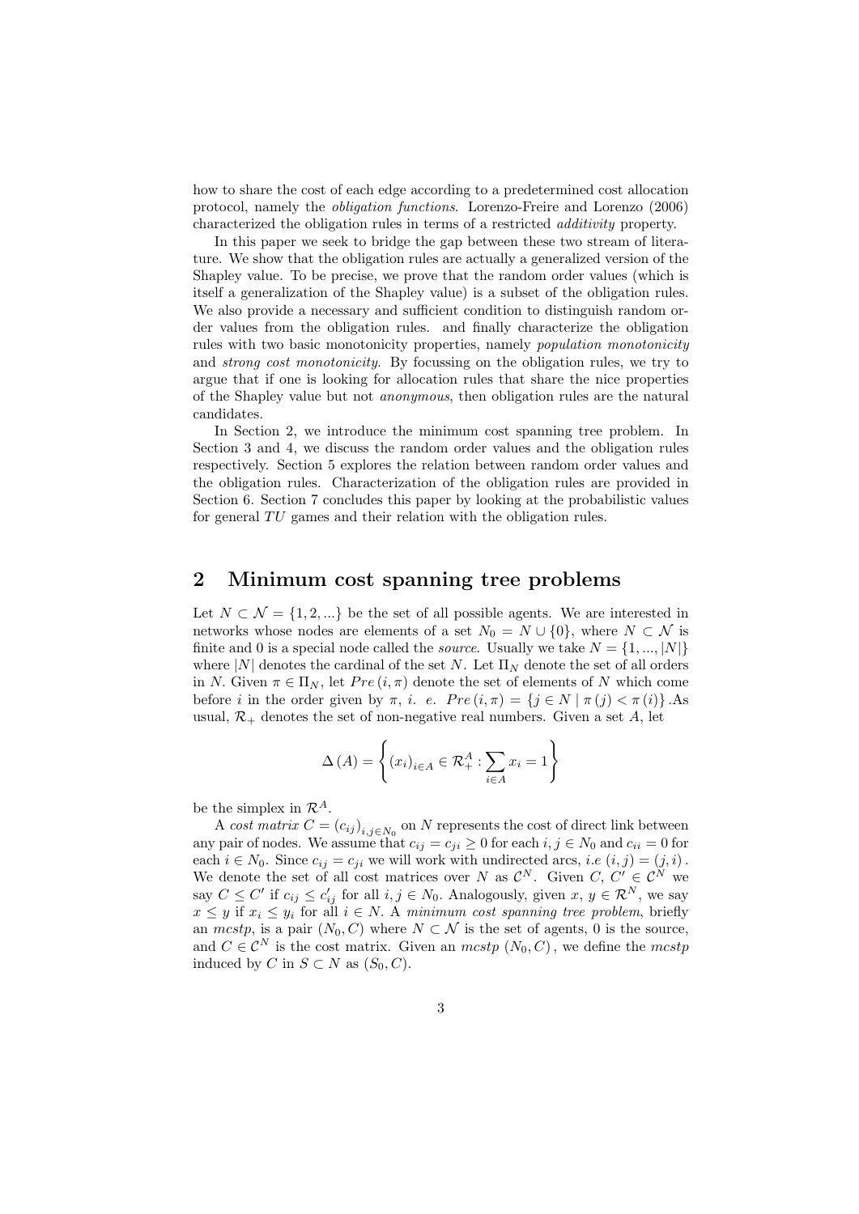how to share the cost of each edge according to a predetermined cost allocation protocol, namely the *obligation functions*. Lorenzo-Freire and Lorenzo (2006) characterized the obligation rules in terms of a restricted *additivity* property.

In this paper we seek to bridge the gap between these two stream of literature. We show that the obligation rules are actually a generalized version of the Shapley value. To be precise, we prove that the random order values (which is itself a generalization of the Shapley value) is a subset of the obligation rules. We also provide a necessary and sufficient condition to distinguish random order values from the obligation rules. and finally characterize the obligation rules with two basic monotonicity properties, namely *population monotonicity* and *strong cost monotonicity*. By focussing on the obligation rules, we try to argue that if one is looking for allocation rules that share the nice properties of the Shapley value but not *anonymous*, then obligation rules are the natural candidates.

In Section 2, we introduce the minimum cost spanning tree problem. In Section 3 and 4, we discuss the random order values and the obligation rules respectively. Section 5 explores the relation between random order values and the obligation rules. Characterization of the obligation rules are provided in Section 6. Section 7 concludes this paper by looking at the probabilistic values for general $TU$ games and their relation with the obligation rules.

## 2 Minimum cost spanning tree problems

Let $N \subset \mathcal{N} = \{1, 2, ...\}$ be the set of all possible agents. We are interested in networks whose nodes are elements of a set $N_0 = N \cup \{0\}$, where $N \subset \mathcal{N}$ is finite and 0 is a special node called the *source*. Usually we take $N = \{1, ..., |N|\}$ where $|N|$ denotes the cardinal of the set $N$. Let $\Pi_N$ denote the set of all orders in $N$. Given $\pi \in \Pi_N$, let $Pre(i, \pi)$ denote the set of elements of $N$ which come before $i$ in the order given by $\pi$, *i. e.* $Pre(i, \pi) = \{j \in N \mid \pi(j) < \pi(i)\}$. As usual, $\mathcal{R}_+$ denotes the set of non-negative real numbers. Given a set $A$, let

$$\Delta(A) = \left\{ (x_i)_{i \in A} \in \mathcal{R}_+^A : \sum_{i \in A} x_i = 1 \right\}$$

be the simplex in $\mathcal{R}^A$.

A *cost matrix* $C = (c_{ij})_{i,j \in N_0}$ on $N$ represents the cost of direct link between any pair of nodes. We assume that $c_{ij} = c_{ji} \geq 0$ for each $i, j \in N_0$ and $c_{ii} = 0$ for each $i \in N_0$. Since $c_{ij} = c_{ji}$ we will work with undirected arcs, *i.e* $(i, j) = (j, i)$. We denote the set of all cost matrices over $N$ as $\mathcal{C}^N$. Given $C, C' \in \mathcal{C}^N$ we say $C \leq C'$ if $c_{ij} \leq c'_{ij}$ for all $i, j \in N_0$. Analogously, given $x, y \in \mathcal{R}^N$, we say $x \leq y$ if $x_i \leq y_i$ for all $i \in N$. A *minimum cost spanning tree problem*, briefly an *mcstp*, is a pair $(N_0, C)$ where $N \subset \mathcal{N}$ is the set of agents, 0 is the source, and $C \in \mathcal{C}^N$ is the cost matrix. Given an *mcstp* $(N_0, C)$, we define the *mcstp* induced by $C$ in $S \subset N$ as $(S_0, C)$.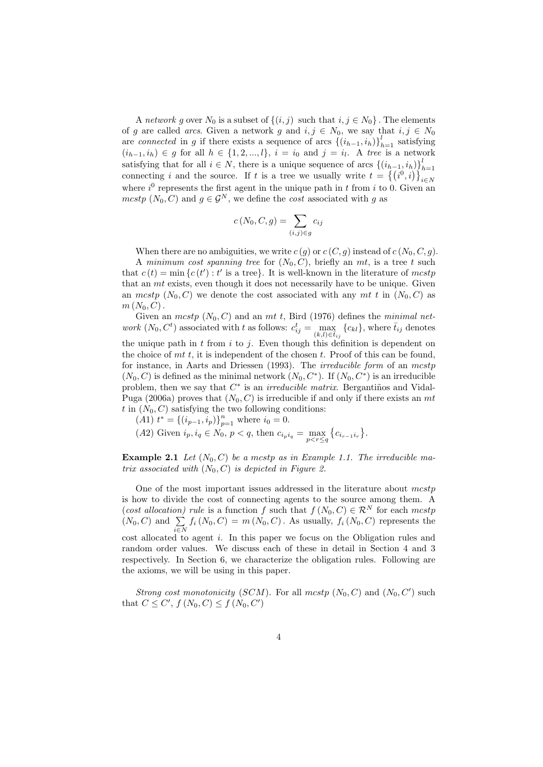A *network* $g$ over $N_0$ is a subset of $\{(i,j) \text{ such that } i,j \in N_0\}$. The elements of $g$ are called *arcs*. Given a network $g$ and $i,j \in N_0$, we say that $i,j \in N_0$ are *connected* in $g$ if there exists a sequence of arcs $\{(i_{h-1}, i_h)\}_{h=1}^{l}$ satisfying $(i_{h-1}, i_h) \in g$ for all $h \in \{1,2,...,l\}$, $i = i_0$ and $j = i_l$. A *tree* is a network satisfying that for all $i \in N$, there is a unique sequence of arcs $\{(i_{h-1}, i_h)\}_{h=1}^{l}$ connecting $i$ and the source. If $t$ is a tree we usually write $t = \{(i^0, i)\}_{i \in N}$ where $i^0$ represents the first agent in the unique path in $t$ from $i$ to 0. Given an *mcstp* $(N_0, C)$ and $g \in \mathcal{G}^N$, we define the *cost* associated with $g$ as

$$c(N_0, C, g) = \sum_{(i,j) \in g} c_{ij}$$

When there are no ambiguities, we write $c(g)$ or $c(C, g)$ instead of $c(N_0, C, g)$.

A *minimum cost spanning tree* for $(N_0, C)$, briefly an *mt*, is a tree $t$ such that $c(t) = \min\{c(t') : t' \text{ is a tree}\}$. It is well-known in the literature of *mcstp* that an *mt* exists, even though it does not necessarily have to be unique. Given an *mcstp* $(N_0, C)$ we denote the cost associated with any *mt* $t$ in $(N_0, C)$ as $m(N_0, C)$.

Given an *mcstp* $(N_0, C)$ and an *mt* $t$, Bird (1976) defines the *minimal network* $(N_0, C^t)$ associated with $t$ as follows: $c_{ij}^t = \max_{(k,l) \in \bar{t}_{ij}} \{c_{kl}\}$, where $\bar{t}_{ij}$ denotes the unique path in $t$ from $i$ to $j$. Even though this definition is dependent on the choice of *mt* $t$, it is independent of the chosen $t$. Proof of this can be found, for instance, in Aarts and Driessen (1993). The *irreducible form* of an *mcstp* $(N_0, C)$ is defined as the minimal network $(N_0, C^*)$. If $(N_0, C^*)$ is an irreducible problem, then we say that $C^*$ is an *irreducible matrix*. Bergantiños and Vidal-Puga (2006a) proves that $(N_0, C)$ is irreducible if and only if there exists an *mt* $t$ in $(N_0, C)$ satisfying the two following conditions:

$(A1)$ $t^* = \{(i_{p-1}, i_p)\}_{p=1}^{n}$ where $i_0 = 0$.

$(A2)$ Given $i_p, i_q \in N_0$, $p < q$, then $c_{i_p i_q} = \max_{p < r \leq q} \{c_{i_{r-1} i_r}\}$.

**Example 2.1** *Let $(N_0, C)$ be a mcstp as in Example 1.1. The irreducible matrix associated with $(N_0, C)$ is depicted in Figure 2.*

One of the most important issues addressed in the literature about *mcstp* is how to divide the cost of connecting agents to the source among them. A (*cost allocation*) *rule* is a function $f$ such that $f(N_0, C) \in \mathcal{R}^N$ for each *mcstp* $(N_0, C)$ and $\sum_{i \in N} f_i(N_0, C) = m(N_0, C)$. As usually, $f_i(N_0, C)$ represents the cost allocated to agent $i$. In this paper we focus on the Obligation rules and random order values. We discuss each of these in detail in Section 4 and 3 respectively. In Section 6, we characterize the obligation rules. Following are the axioms, we will be using in this paper.

*Strong cost monotonicity* (*SCM*). For all *mcstp* $(N_0, C)$ and $(N_0, C')$ such that $C \leq C'$, $f(N_0, C) \leq f(N_0, C')$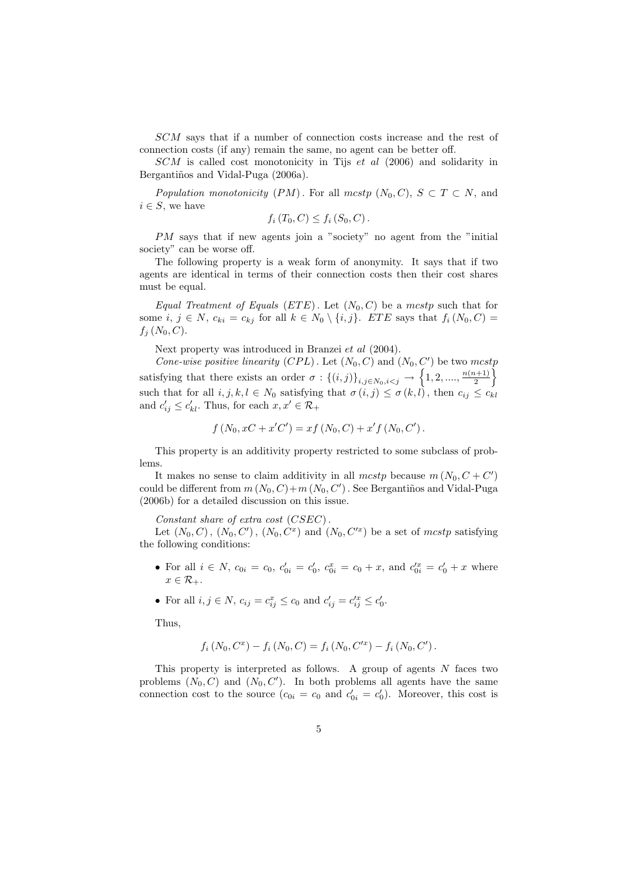*SCM* says that if a number of connection costs increase and the rest of connection costs (if any) remain the same, no agent can be better off.

*SCM* is called cost monotonicity in Tijs *et al* (2006) and solidarity in Bergantiños and Vidal-Puga (2006a).

*Population monotonicity* $(PM)$. For all *mcstp* $(N_0, C)$, $S \subset T \subset N$, and $i \in S$, we have

$$f_i(T_0, C) \le f_i(S_0, C).$$

*PM* says that if new agents join a "society" no agent from the "initial society" can be worse off.

The following property is a weak form of anonymity. It says that if two agents are identical in terms of their connection costs then their cost shares must be equal.

*Equal Treatment of Equals* $(ETE)$. Let $(N_0, C)$ be a *mcstp* such that for some $i, j \in N$, $c_{ki} = c_{kj}$ for all $k \in N_0 \setminus \{i, j\}$. *ETE* says that $f_i(N_0, C) = f_j(N_0, C)$.

Next property was introduced in Branzei *et al* (2004).

*Cone-wise positive linearity* $(CPL)$. Let $(N_0, C)$ and $(N_0, C')$ be two *mcstp* satisfying that there exists an order $\sigma : \{(i,j)\}_{i,j \in N_0, i<j} \to \left\{1, 2, ...., \frac{n(n+1)}{2}\right\}$ such that for all $i, j, k, l \in N_0$ satisfying that $\sigma(i,j) \le \sigma(k,l)$, then $c_{ij} \le c_{kl}$ and $c'_{ij} \le c'_{kl}$. Thus, for each $x, x' \in \mathcal{R}_+$

$$f(N_0, xC + x'C') = xf(N_0, C) + x'f(N_0, C').$$

This property is an additivity property restricted to some subclass of problems.

It makes no sense to claim additivity in all *mcstp* because $m(N_0, C + C')$ could be different from $m(N_0, C) + m(N_0, C')$. See Bergantiños and Vidal-Puga (2006b) for a detailed discussion on this issue.

*Constant share of extra cost* $(CSEC)$.

Let $(N_0, C)$, $(N_0, C')$, $(N_0, C^x)$ and $(N_0, C'^x)$ be a set of *mcstp* satisfying the following conditions:

- For all $i \in N$, $c_{0i} = c_0$, $c'_{0i} = c'_0$, $c^x_{0i} = c_0 + x$, and $c'^x_{0i} = c'_0 + x$ where $x \in \mathcal{R}_+$.
- For all $i, j \in N$, $c_{ij} = c^x_{ij} \le c_0$ and $c'_{ij} = c'^x_{ij} \le c'_0$.

Thus,

$$f_i(N_0, C^x) - f_i(N_0, C) = f_i(N_0, C'^x) - f_i(N_0, C').$$

This property is interpreted as follows. A group of agents $N$ faces two problems $(N_0, C)$ and $(N_0, C')$. In both problems all agents have the same connection cost to the source ($c_{0i} = c_0$ and $c'_{0i} = c'_0$). Moreover, this cost is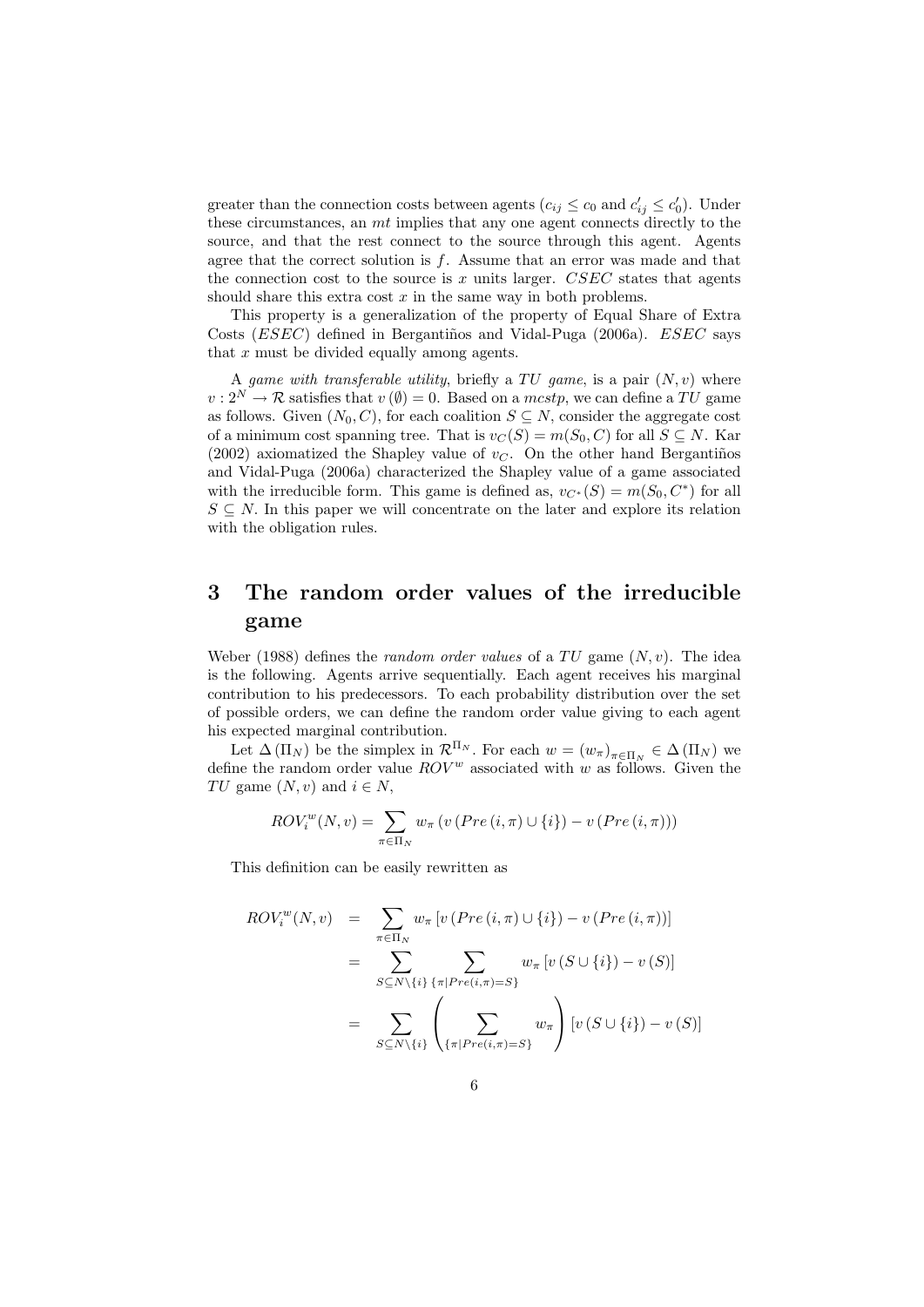greater than the connection costs between agents ($c_{ij} \leq c_0$ and $c'_{ij} \leq c'_0$). Under these circumstances, an *mt* implies that any one agent connects directly to the source, and that the rest connect to the source through this agent. Agents agree that the correct solution is $f$. Assume that an error was made and that the connection cost to the source is $x$ units larger. *CSEC* states that agents should share this extra cost $x$ in the same way in both problems.

This property is a generalization of the property of Equal Share of Extra Costs (*ESEC*) defined in Bergantiños and Vidal-Puga (2006a). *ESEC* says that $x$ must be divided equally among agents.

A *game with transferable utility*, briefly a *TU game*, is a pair $(N, v)$ where $v : 2^N \to \mathcal{R}$ satisfies that $v(\emptyset) = 0$. Based on a *mcstp*, we can define a *TU* game as follows. Given $(N_0, C)$, for each coalition $S \subseteq N$, consider the aggregate cost of a minimum cost spanning tree. That is $v_C(S) = m(S_0, C)$ for all $S \subseteq N$. Kar (2002) axiomatized the Shapley value of $v_C$. On the other hand Bergantiños and Vidal-Puga (2006a) characterized the Shapley value of a game associated with the irreducible form. This game is defined as, $v_{C^*}(S) = m(S_0, C^*)$ for all $S \subseteq N$. In this paper we will concentrate on the later and explore its relation with the obligation rules.

# 3 The random order values of the irreducible game

Weber (1988) defines the *random order values* of a *TU* game $(N, v)$. The idea is the following. Agents arrive sequentially. Each agent receives his marginal contribution to his predecessors. To each probability distribution over the set of possible orders, we can define the random order value giving to each agent his expected marginal contribution.

Let $\Delta(\Pi_N)$ be the simplex in $\mathcal{R}^{\Pi_N}$. For each $w = (w_\pi)_{\pi \in \Pi_N} \in \Delta(\Pi_N)$ we define the random order value $ROV^w$ associated with $w$ as follows. Given the *TU* game $(N, v)$ and $i \in N$,

$$ROV_i^w(N, v) = \sum_{\pi \in \Pi_N} w_\pi \left( v\left(Pre\left(i, \pi\right) \cup \{i\}\right) - v\left(Pre\left(i, \pi\right)\right)\right)$$

This definition can be easily rewritten as

$$\begin{aligned}
ROV_i^w(N, v) &= \sum_{\pi \in \Pi_N} w_\pi \left[ v\left(Pre\left(i, \pi\right) \cup \{i\}\right) - v\left(Pre\left(i, \pi\right)\right)\right] \\
&= \sum_{S \subseteq N \setminus \{i\}} \sum_{\{\pi | Pre(i,\pi) = S\}} w_\pi \left[ v\left(S \cup \{i\}\right) - v\left(S\right)\right] \\
&= \sum_{S \subseteq N \setminus \{i\}} \left( \sum_{\{\pi | Pre(i,\pi) = S\}} w_\pi \right) \left[ v\left(S \cup \{i\}\right) - v\left(S\right)\right]
\end{aligned}$$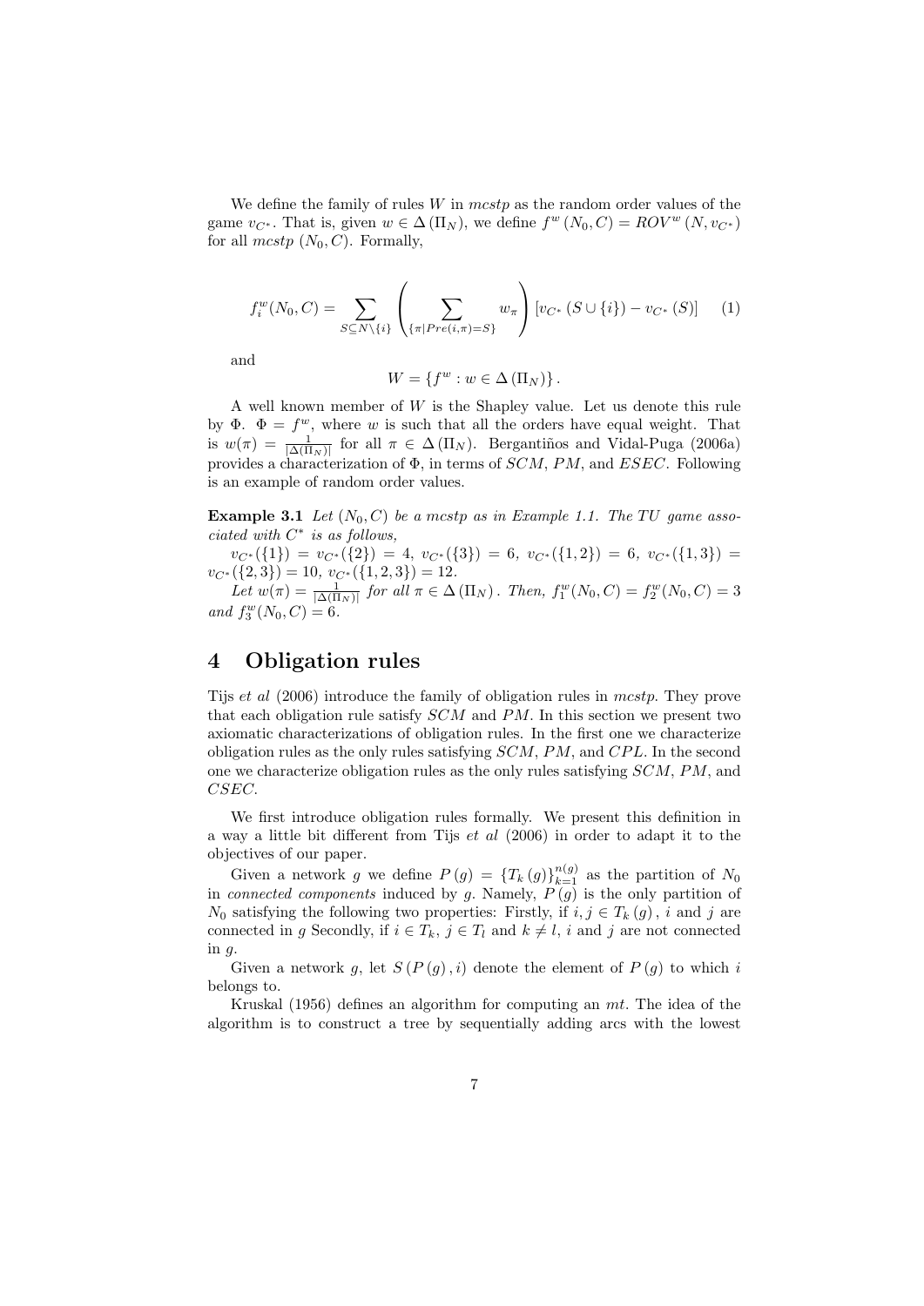We define the family of rules $W$ in *mcstp* as the random order values of the game $v_{C^*}$. That is, given $w \in \Delta(\Pi_N)$, we define $f^w(N_0, C) = ROV^w(N, v_{C^*})$ for all *mcstp* $(N_0, C)$. Formally,

$$f_i^w(N_0, C) = \sum_{S \subseteq N \setminus \{i\}} \left( \sum_{\{\pi | Pre(i,\pi)=S\}} w_\pi \right) [v_{C^*}(S \cup \{i\}) - v_{C^*}(S)] \qquad (1)$$

and

$$W = \{f^w : w \in \Delta(\Pi_N)\}.$$

A well known member of $W$ is the Shapley value. Let us denote this rule by $\Phi$. $\Phi = f^w$, where $w$ is such that all the orders have equal weight. That is $w(\pi) = \frac{1}{|\Delta(\Pi_N)|}$ for all $\pi \in \Delta(\Pi_N)$. Bergantiños and Vidal-Puga (2006a) provides a characterization of $\Phi$, in terms of $SCM$, $PM$, and $ESEC$. Following is an example of random order values.

**Example 3.1** *Let $(N_0, C)$ be a mcstp as in Example 1.1. The TU game associated with $C^*$ is as follows,*

$v_{C^*}(\{1\}) = v_{C^*}(\{2\}) = 4$, $v_{C^*}(\{3\}) = 6$, $v_{C^*}(\{1,2\}) = 6$, $v_{C^*}(\{1,3\}) = v_{C^*}(\{2,3\}) = 10$, $v_{C^*}(\{1,2,3\}) = 12$.

*Let $w(\pi) = \frac{1}{|\Delta(\Pi_N)|}$ for all $\pi \in \Delta(\Pi_N)$. Then, $f_1^w(N_0, C) = f_2^w(N_0, C) = 3$ and $f_3^w(N_0, C) = 6$.*

# 4 Obligation rules

Tijs *et al* (2006) introduce the family of obligation rules in *mcstp*. They prove that each obligation rule satisfy $SCM$ and $PM$. In this section we present two axiomatic characterizations of obligation rules. In the first one we characterize obligation rules as the only rules satisfying $SCM$, $PM$, and $CPL$. In the second one we characterize obligation rules as the only rules satisfying $SCM$, $PM$, and $CSEC$.

We first introduce obligation rules formally. We present this definition in a way a little bit different from Tijs *et al* (2006) in order to adapt it to the objectives of our paper.

Given a network $g$ we define $P(g) = \{T_k(g)\}_{k=1}^{n(g)}$ as the partition of $N_0$ in *connected components* induced by $g$. Namely, $P(g)$ is the only partition of $N_0$ satisfying the following two properties: Firstly, if $i, j \in T_k(g)$, $i$ and $j$ are connected in $g$ Secondly, if $i \in T_k$, $j \in T_l$ and $k \neq l$, $i$ and $j$ are not connected in $g$.

Given a network $g$, let $S(P(g), i)$ denote the element of $P(g)$ to which $i$ belongs to.

Kruskal (1956) defines an algorithm for computing an *mt*. The idea of the algorithm is to construct a tree by sequentially adding arcs with the lowest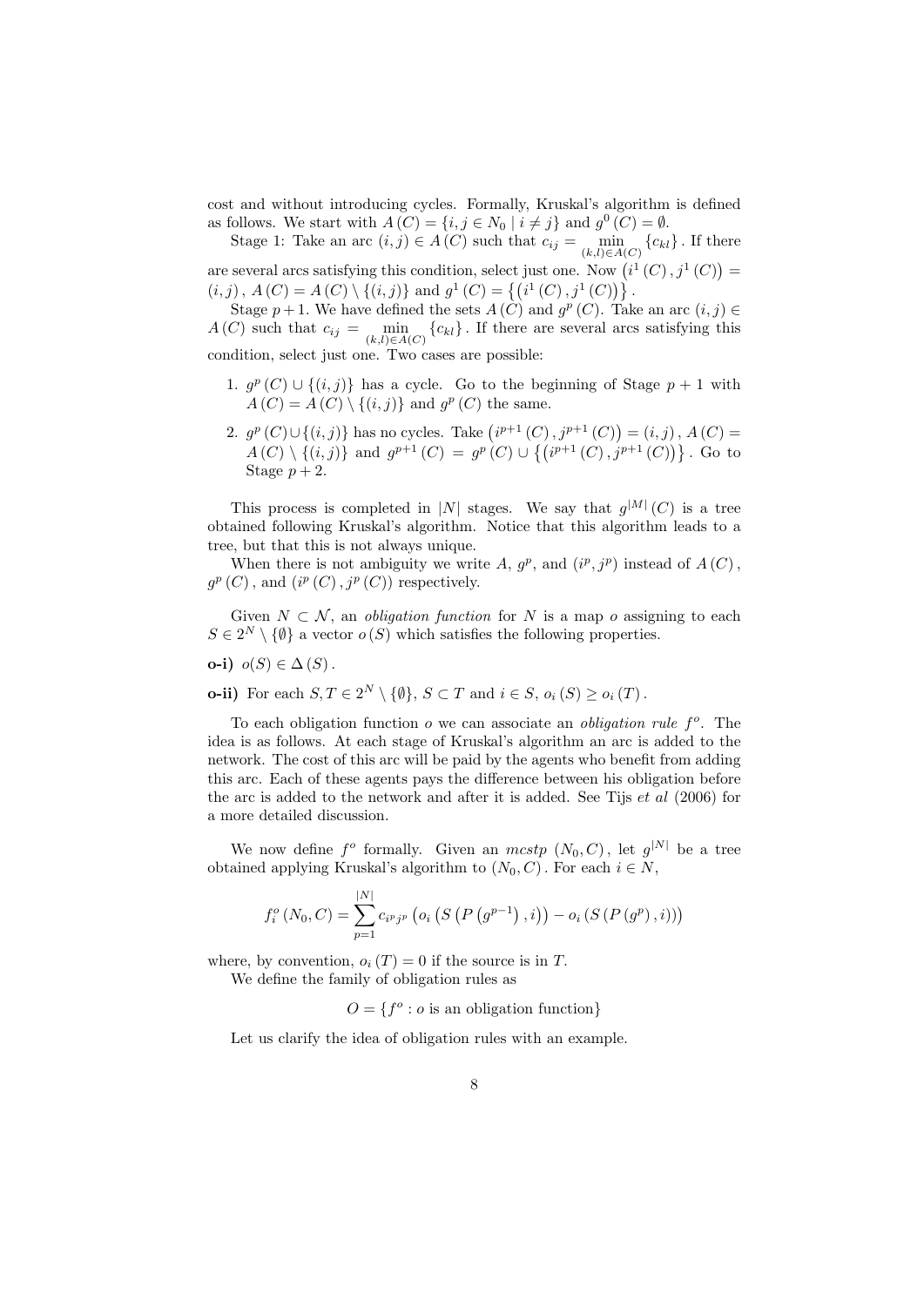cost and without introducing cycles. Formally, Kruskal's algorithm is defined as follows. We start with $A(C) = \{i, j \in N_0 \mid i \neq j\}$ and $g^0(C) = \emptyset$.

Stage 1: Take an arc $(i,j) \in A(C)$ such that $c_{ij} = \min_{(k,l)\in A(C)} \{c_{kl}\}$. If there are several arcs satisfying this condition, select just one. Now $\left(i^1(C), j^1(C)\right) = (i,j)$, $A(C) = A(C) \setminus \{(i,j)\}$ and $g^1(C) = \left\{\left(i^1(C), j^1(C)\right)\right\}$.

Stage $p+1$. We have defined the sets $A(C)$ and $g^p(C)$. Take an arc $(i,j) \in A(C)$ such that $c_{ij} = \min_{(k,l)\in A(C)} \{c_{kl}\}$. If there are several arcs satisfying this condition, select just one. Two cases are possible:

1. $g^p(C) \cup \{(i,j)\}$ has a cycle. Go to the beginning of Stage $p+1$ with $A(C) = A(C) \setminus \{(i,j)\}$ and $g^p(C)$ the same.
2. $g^p(C) \cup \{(i,j)\}$ has no cycles. Take $\left(i^{p+1}(C), j^{p+1}(C)\right) = (i,j)$, $A(C) = A(C) \setminus \{(i,j)\}$ and $g^{p+1}(C) = g^p(C) \cup \left\{\left(i^{p+1}(C), j^{p+1}(C)\right)\right\}$. Go to Stage $p+2$.

This process is completed in $|N|$ stages. We say that $g^{|M|}(C)$ is a tree obtained following Kruskal's algorithm. Notice that this algorithm leads to a tree, but that this is not always unique.

When there is not ambiguity we write $A$, $g^p$, and $(i^p, j^p)$ instead of $A(C)$, $g^p(C)$, and $(i^p(C), j^p(C))$ respectively.

Given $N \subset \mathcal{N}$, an *obligation function* for $N$ is a map $o$ assigning to each $S \in 2^N \setminus \{\emptyset\}$ a vector $o(S)$ which satisfies the following properties.

**o-i)** $o(S) \in \Delta(S)$.

**o-ii)** For each $S, T \in 2^N \setminus \{\emptyset\}$, $S \subset T$ and $i \in S$, $o_i(S) \geq o_i(T)$.

To each obligation function $o$ we can associate an *obligation rule* $f^o$. The idea is as follows. At each stage of Kruskal's algorithm an arc is added to the network. The cost of this arc will be paid by the agents who benefit from adding this arc. Each of these agents pays the difference between his obligation before the arc is added to the network and after it is added. See Tijs *et al* (2006) for a more detailed discussion.

We now define $f^o$ formally. Given an *mcstp* $(N_0, C)$, let $g^{|N|}$ be a tree obtained applying Kruskal's algorithm to $(N_0, C)$. For each $i \in N$,

$$f_i^o(N_0, C) = \sum_{p=1}^{|N|} c_{i^p j^p} \left(o_i\left(S\left(P\left(g^{p-1}\right), i\right)\right) - o_i\left(S\left(P\left(g^p\right), i\right)\right)\right)$$

where, by convention, $o_i(T) = 0$ if the source is in $T$.

We define the family of obligation rules as

$$O = \{f^o : o \text{ is an obligation function}\}$$

Let us clarify the idea of obligation rules with an example.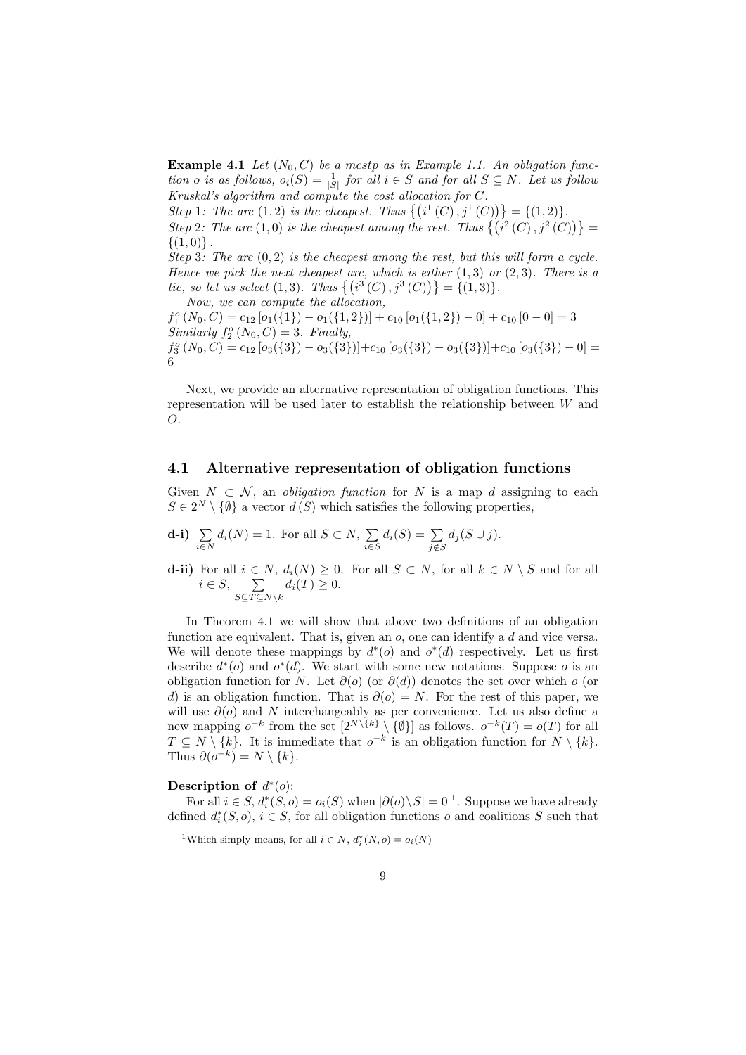**Example 4.1** *Let $(N_0, C)$ be a mcstp as in Example 1.1. An obligation function $o$ is as follows, $o_i(S) = \frac{1}{|S|}$ for all $i \in S$ and for all $S \subseteq N$. Let us follow Kruskal's algorithm and compute the cost allocation for $C$.*

*Step 1: The arc $(1,2)$ is the cheapest. Thus $\{(i^1(C), j^1(C))\} = \{(1,2)\}$.*

*Step 2: The arc $(1,0)$ is the cheapest among the rest. Thus $\{(i^2(C), j^2(C))\} = \{(1,0)\}$.*

*Step 3: The arc $(0,2)$ is the cheapest among the rest, but this will form a cycle. Hence we pick the next cheapest arc, which is either $(1,3)$ or $(2,3)$. There is a tie, so let us select $(1,3)$. Thus $\{(i^3(C), j^3(C))\} = \{(1,3)\}$.*

*Now, we can compute the allocation,*

*$f_1^o(N_0, C) = c_{12}[o_1(\{1\}) - o_1(\{1,2\})] + c_{10}[o_1(\{1,2\}) - 0] + c_{10}[0 - 0] = 3$*

*Similarly $f_2^o(N_0, C) = 3$. Finally,*

*$f_3^o(N_0, C) = c_{12}[o_3(\{3\}) - o_3(\{3\})] + c_{10}[o_3(\{3\}) - o_3(\{3\})] + c_{10}[o_3(\{3\}) - 0] = 6$*

Next, we provide an alternative representation of obligation functions. This representation will be used later to establish the relationship between $W$ and $O$.

## 4.1 Alternative representation of obligation functions

Given $N \subset \mathcal{N}$, an *obligation function* for $N$ is a map $d$ assigning to each $S \in 2^N \setminus \{\emptyset\}$ a vector $d(S)$ which satisfies the following properties,

**d-i)** $\sum_{i \in N} d_i(N) = 1$. For all $S \subset N$, $\sum_{i \in S} d_i(S) = \sum_{j \notin S} d_j(S \cup j)$.

**d-ii)** For all $i \in N$, $d_i(N) \geq 0$. For all $S \subset N$, for all $k \in N \setminus S$ and for all $i \in S$, $\sum_{S \subseteq T \subseteq N \setminus k} d_i(T) \geq 0$.

In Theorem 4.1 we will show that above two definitions of an obligation function are equivalent. That is, given an $o$, one can identify a $d$ and vice versa. We will denote these mappings by $d^*(o)$ and $o^*(d)$ respectively. Let us first describe $d^*(o)$ and $o^*(d)$. We start with some new notations. Suppose $o$ is an obligation function for $N$. Let $\partial(o)$ (or $\partial(d)$) denotes the set over which $o$ (or $d$) is an obligation function. That is $\partial(o) = N$. For the rest of this paper, we will use $\partial(o)$ and $N$ interchangeably as per convenience. Let us also define a new mapping $o^{-k}$ from the set $[2^{N \setminus \{k\}} \setminus \{\emptyset\}]$ as follows. $o^{-k}(T) = o(T)$ for all $T \subseteq N \setminus \{k\}$. It is immediate that $o^{-k}$ is an obligation function for $N \setminus \{k\}$. Thus $\partial(o^{-k}) = N \setminus \{k\}$.

**Description of** $d^*(o)$**:**

For all $i \in S$, $d_i^*(S, o) = o_i(S)$ when $|\partial(o) \setminus S| = 0$ [1]. Suppose we have already defined $d_i^*(S, o)$, $i \in S$, for all obligation functions $o$ and coalitions $S$ such that

[1] Which simply means, for all $i \in N$, $d_i^*(N, o) = o_i(N)$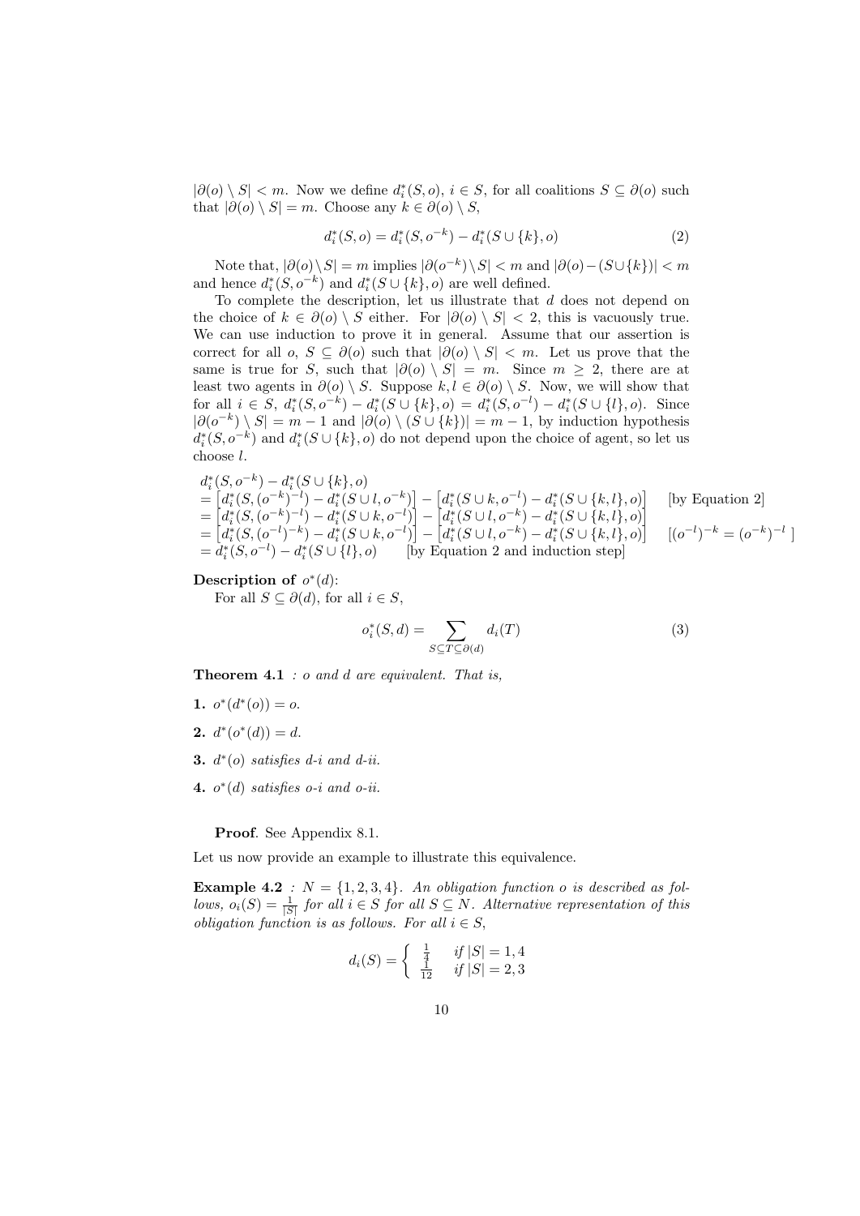$|\partial(o) \setminus S| < m$. Now we define $d_i^*(S, o)$, $i \in S$, for all coalitions $S \subseteq \partial(o)$ such that $|\partial(o) \setminus S| = m$. Choose any $k \in \partial(o) \setminus S$,

$$d_i^*(S, o) = d_i^*(S, o^{-k}) - d_i^*(S \cup \{k\}, o) \tag{2}$$

Note that, $|\partial(o) \setminus S| = m$ implies $|\partial(o^{-k}) \setminus S| < m$ and $|\partial(o) - (S \cup \{k\})| < m$ and hence $d_i^*(S, o^{-k})$ and $d_i^*(S \cup \{k\}, o)$ are well defined.

To complete the description, let us illustrate that $d$ does not depend on the choice of $k \in \partial(o) \setminus S$ either. For $|\partial(o) \setminus S| < 2$, this is vacuously true. We can use induction to prove it in general. Assume that our assertion is correct for all $o$, $S \subseteq \partial(o)$ such that $|\partial(o) \setminus S| < m$. Let us prove that the same is true for $S$, such that $|\partial(o) \setminus S| = m$. Since $m \geq 2$, there are at least two agents in $\partial(o) \setminus S$. Suppose $k, l \in \partial(o) \setminus S$. Now, we will show that for all $i \in S$, $d_i^*(S, o^{-k}) - d_i^*(S \cup \{k\}, o) = d_i^*(S, o^{-l}) - d_i^*(S \cup \{l\}, o)$. Since $|\partial(o^{-k}) \setminus S| = m - 1$ and $|\partial(o) \setminus (S \cup \{k\})| = m - 1$, by induction hypothesis $d_i^*(S, o^{-k})$ and $d_i^*(S \cup \{k\}, o)$ do not depend upon the choice of agent, so let us choose $l$.

$$
\begin{aligned}
& d_i^*(S, o^{-k}) - d_i^*(S \cup \{k\}, o) \\
&= \left[d_i^*(S, (o^{-k})^{-l}) - d_i^*(S \cup l, o^{-k})\right] - \left[d_i^*(S \cup k, o^{-l}) - d_i^*(S \cup \{k, l\}, o)\right] \quad \text{[by Equation 2]} \\
&= \left[d_i^*(S, (o^{-k})^{-l}) - d_i^*(S \cup k, o^{-l})\right] - \left[d_i^*(S \cup l, o^{-k}) - d_i^*(S \cup \{k, l\}, o)\right] \\
&= \left[d_i^*(S, (o^{-l})^{-k}) - d_i^*(S \cup k, o^{-l})\right] - \left[d_i^*(S \cup l, o^{-k}) - d_i^*(S \cup \{k, l\}, o)\right] \quad [(o^{-l})^{-k} = (o^{-k})^{-l}\ ] \\
&= d_i^*(S, o^{-l}) - d_i^*(S \cup \{l\}, o) \qquad \text{[by Equation 2 and induction step]}
\end{aligned}
$$

**Description of** $o^*(d)$:

For all $S \subseteq \partial(d)$, for all $i \in S$,

$$o_i^*(S, d) = \sum_{S \subseteq T \subseteq \partial(d)} d_i(T) \tag{3}$$

**Theorem 4.1** *: $o$ and $d$ are equivalent. That is,*

**1.** $o^*(d^*(o)) = o$.

**2.** $d^*(o^*(d)) = d$.

**3.** $d^*(o)$ *satisfies d-i and d-ii.*

**4.** $o^*(d)$ *satisfies o-i and o-ii.*

**Proof**. See Appendix 8.1.

Let us now provide an example to illustrate this equivalence.

**Example 4.2** *: $N = \{1, 2, 3, 4\}$. An obligation function $o$ is described as follows, $o_i(S) = \frac{1}{|S|}$ for all $i \in S$ for all $S \subseteq N$. Alternative representation of this obligation function is as follows. For all $i \in S$,*

$$d_i(S) = \begin{cases} \frac{1}{4} & \text{if } |S| = 1, 4 \\ \frac{1}{12} & \text{if } |S| = 2, 3 \end{cases}$$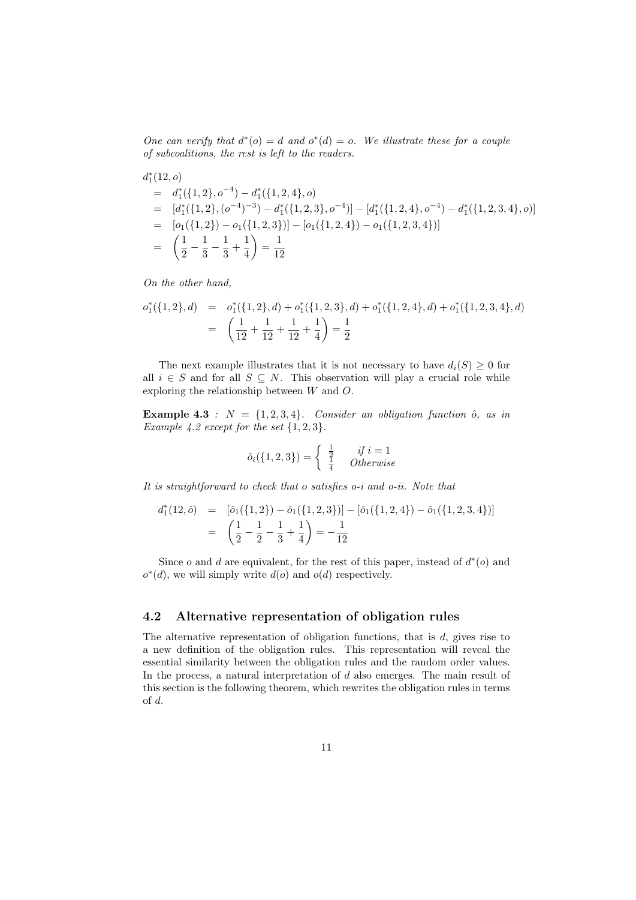*One can verify that $d^*(o) = d$ and $o^*(d) = o$. We illustrate these for a couple of subcoalitions, the rest is left to the readers.*

$$
\begin{aligned}
& d_1^*(12, o) \\
&= d_1^*(\{1,2\}, o^{-4}) - d_1^*(\{1,2,4\}, o) \\
&= [d_1^*(\{1,2\}, (o^{-4})^{-3}) - d_1^*(\{1,2,3\}, o^{-4})] - [d_1^*(\{1,2,4\}, o^{-4}) - d_1^*(\{1,2,3,4\}, o)] \\
&= [o_1(\{1,2\}) - o_1(\{1,2,3\})] - [o_1(\{1,2,4\}) - o_1(\{1,2,3,4\})] \\
&= \left(\frac{1}{2} - \frac{1}{3} - \frac{1}{3} + \frac{1}{4}\right) = \frac{1}{12}
\end{aligned}
$$

*On the other hand,*

$$
\begin{aligned}
o_1^*(\{1,2\}, d) &= o_1^*(\{1,2\}, d) + o_1^*(\{1,2,3\}, d) + o_1^*(\{1,2,4\}, d) + o_1^*(\{1,2,3,4\}, d) \\
&= \left(\frac{1}{12} + \frac{1}{12} + \frac{1}{12} + \frac{1}{4}\right) = \frac{1}{2}
\end{aligned}
$$

The next example illustrates that it is not necessary to have $d_i(S) \geq 0$ for all $i \in S$ and for all $S \subseteq N$. This observation will play a crucial role while exploring the relationship between $W$ and $O$.

**Example 4.3** : $N = \{1,2,3,4\}$. *Consider an obligation function $\hat{o}$, as in Example 4.2 except for the set $\{1,2,3\}$.*

$$
\hat{o}_i(\{1,2,3\}) = \begin{cases} \frac{1}{2} & \text{if } i = 1 \\ \frac{1}{4} & \text{Otherwise} \end{cases}
$$

*It is straightforward to check that o satisfies o-i and o-ii. Note that*

$$
\begin{aligned}
d_1^*(12, \hat{o}) &= [\hat{o}_1(\{1,2\}) - \hat{o}_1(\{1,2,3\})] - [\hat{o}_1(\{1,2,4\}) - \hat{o}_1(\{1,2,3,4\})] \\
&= \left(\frac{1}{2} - \frac{1}{2} - \frac{1}{3} + \frac{1}{4}\right) = -\frac{1}{12}
\end{aligned}
$$

Since $o$ and $d$ are equivalent, for the rest of this paper, instead of $d^*(o)$ and $o^*(d)$, we will simply write $d(o)$ and $o(d)$ respectively.

### 4.2 Alternative representation of obligation rules

The alternative representation of obligation functions, that is $d$, gives rise to a new definition of the obligation rules. This representation will reveal the essential similarity between the obligation rules and the random order values. In the process, a natural interpretation of $d$ also emerges. The main result of this section is the following theorem, which rewrites the obligation rules in terms of $d$.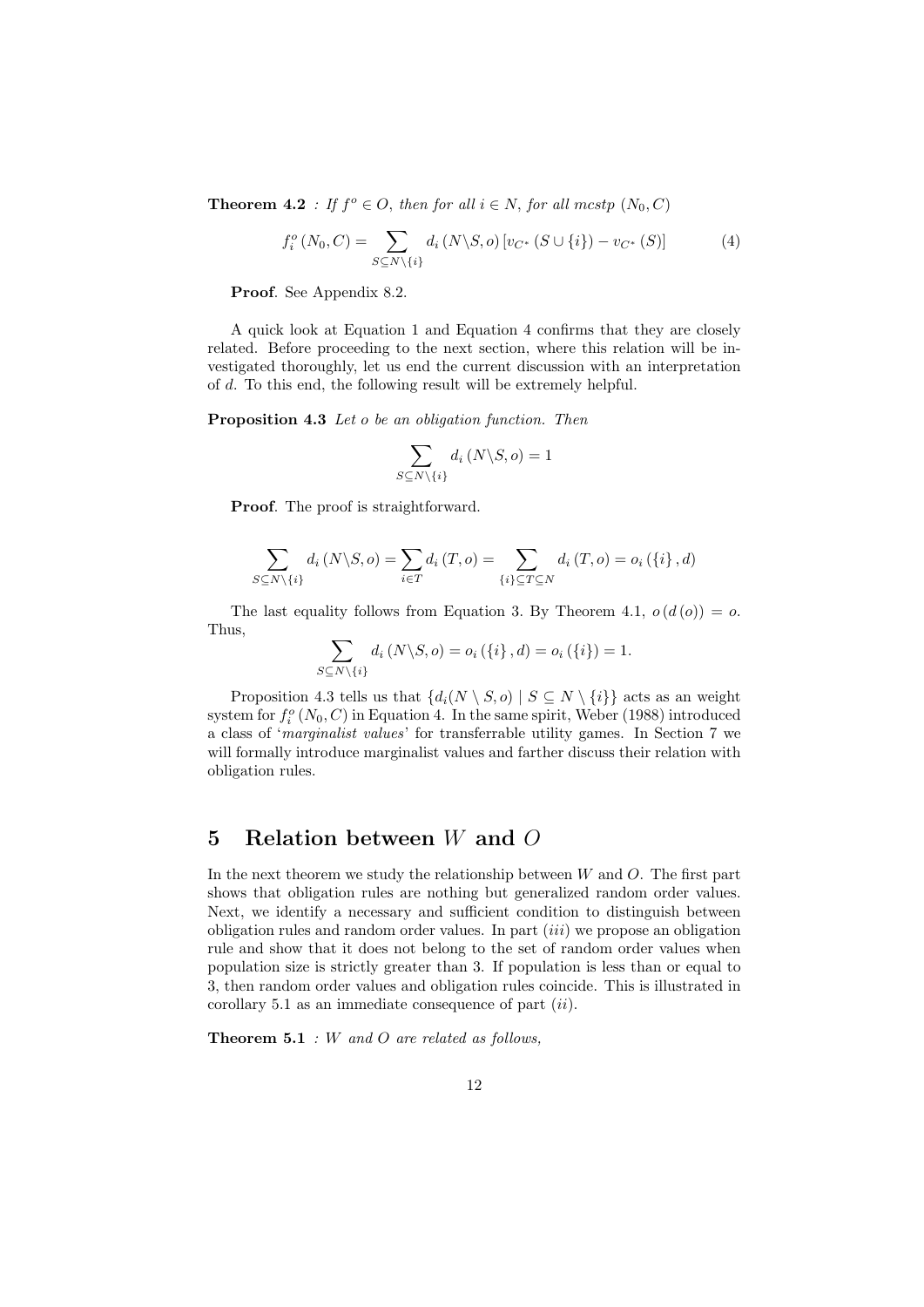**Theorem 4.2** *: If $f^o \in O$, then for all $i \in N$, for all mcstp $(N_0, C)$*

$$f_i^o(N_0, C) = \sum_{S \subseteq N \setminus \{i\}} d_i(N \setminus S, o)\left[v_{C^*}(S \cup \{i\}) - v_{C^*}(S)\right] \tag{4}$$

**Proof**. See Appendix 8.2.

A quick look at Equation 1 and Equation 4 confirms that they are closely related. Before proceeding to the next section, where this relation will be investigated thoroughly, let us end the current discussion with an interpretation of $d$. To this end, the following result will be extremely helpful.

**Proposition 4.3** *Let $o$ be an obligation function. Then*

$$\sum_{S \subseteq N \setminus \{i\}} d_i(N \setminus S, o) = 1$$

**Proof**. The proof is straightforward.

$$\sum_{S \subseteq N \setminus \{i\}} d_i(N \setminus S, o) = \sum_{i \in T} d_i(T, o) = \sum_{\{i\} \subseteq T \subseteq N} d_i(T, o) = o_i(\{i\}, d)$$

The last equality follows from Equation 3. By Theorem 4.1, $o(d(o)) = o$. Thus,

$$\sum_{S \subseteq N \setminus \{i\}} d_i(N \setminus S, o) = o_i(\{i\}, d) = o_i(\{i\}) = 1.$$

Proposition 4.3 tells us that $\{d_i(N \setminus S, o) \mid S \subseteq N \setminus \{i\}\}$ acts as an weight system for $f_i^o(N_0, C)$ in Equation 4. In the same spirit, Weber (1988) introduced a class of '*marginalist values*' for transferrable utility games. In Section 7 we will formally introduce marginalist values and farther discuss their relation with obligation rules.

# 5 Relation between $W$ and $O$

In the next theorem we study the relationship between $W$ and $O$. The first part shows that obligation rules are nothing but generalized random order values. Next, we identify a necessary and sufficient condition to distinguish between obligation rules and random order values. In part $(iii)$ we propose an obligation rule and show that it does not belong to the set of random order values when population size is strictly greater than 3. If population is less than or equal to 3, then random order values and obligation rules coincide. This is illustrated in corollary 5.1 as an immediate consequence of part $(ii)$.

**Theorem 5.1** *: $W$ and $O$ are related as follows,*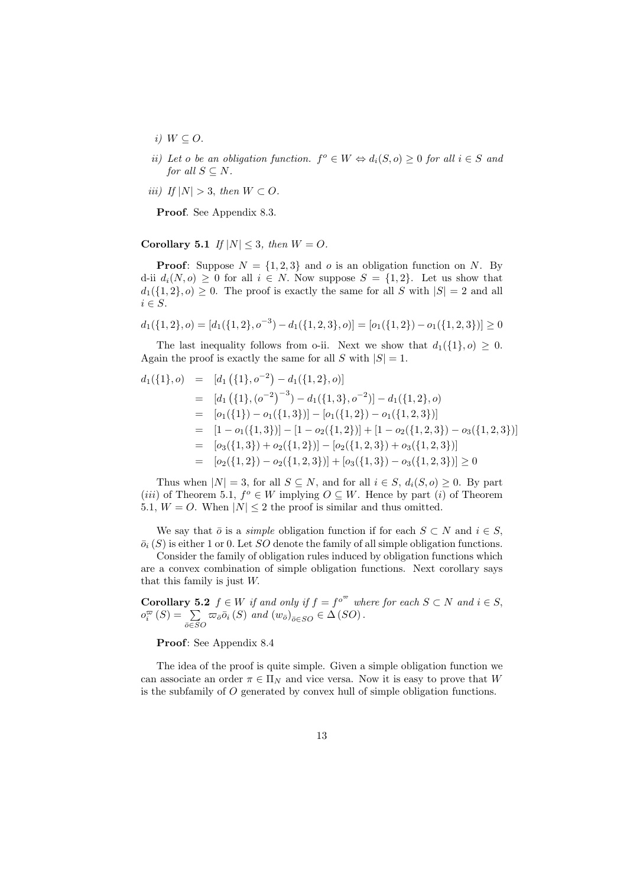*i)* $W \subseteq O$.

*ii)* *Let* $o$ *be an obligation function.* $f^o \in W \Leftrightarrow d_i(S, o) \geq 0$ *for all* $i \in S$ *and for all* $S \subseteq N$.

*iii)* *If* $|N| > 3$, *then* $W \subset O$.

**Proof**. See Appendix 8.3.

**Corollary 5.1** *If* $|N| \leq 3$, *then* $W = O$.

**Proof**: Suppose $N = \{1, 2, 3\}$ and $o$ is an obligation function on $N$. By d-ii $d_i(N, o) \geq 0$ for all $i \in N$. Now suppose $S = \{1, 2\}$. Let us show that $d_1(\{1, 2\}, o) \geq 0$. The proof is exactly the same for all $S$ with $|S| = 2$ and all $i \in S$.

$$d_1(\{1,2\}, o) = [d_1(\{1,2\}, o^{-3}) - d_1(\{1,2,3\}, o)] = [o_1(\{1,2\}) - o_1(\{1,2,3\})] \geq 0$$

The last inequality follows from o-ii. Next we show that $d_1(\{1\}, o) \geq 0$. Again the proof is exactly the same for all $S$ with $|S| = 1$.

$$\begin{aligned}
d_1(\{1\}, o) &= [d_1(\{1\}, o^{-2}) - d_1(\{1,2\}, o)] \\
&= [d_1(\{1\}, (o^{-2})^{-3}) - d_1(\{1,3\}, o^{-2})] - d_1(\{1,2\}, o) \\
&= [o_1(\{1\}) - o_1(\{1,3\})] - [o_1(\{1,2\}) - o_1(\{1,2,3\})] \\
&= [1 - o_1(\{1,3\})] - [1 - o_2(\{1,2\})] + [1 - o_2(\{1,2,3\}) - o_3(\{1,2,3\})] \\
&= [o_3(\{1,3\}) + o_2(\{1,2\})] - [o_2(\{1,2,3\}) + o_3(\{1,2,3\})] \\
&= [o_2(\{1,2\}) - o_2(\{1,2,3\})] + [o_3(\{1,3\}) - o_3(\{1,2,3\})] \geq 0
\end{aligned}$$

Thus when $|N| = 3$, for all $S \subseteq N$, and for all $i \in S$, $d_i(S, o) \geq 0$. By part (*iii*) of Theorem 5.1, $f^o \in W$ implying $O \subseteq W$. Hence by part (*i*) of Theorem 5.1, $W = O$. When $|N| \leq 2$ the proof is similar and thus omitted.

We say that $\bar{o}$ is a *simple* obligation function if for each $S \subset N$ and $i \in S$, $\bar{o}_i(S)$ is either 1 or 0. Let $SO$ denote the family of all simple obligation functions.

Consider the family of obligation rules induced by obligation functions which are a convex combination of simple obligation functions. Next corollary says that this family is just $W$.

**Corollary 5.2** $f \in W$ *if and only if* $f = f^{o^{\varpi}}$ *where for each* $S \subset N$ *and* $i \in S$, $o_i^{\varpi}(S) = \sum_{\bar{o} \in SO} \varpi_{\bar{o}} \bar{o}_i(S)$ *and* $(w_{\bar{o}})_{\bar{o} \in SO} \in \Delta(SO)$.

**Proof**: See Appendix 8.4

The idea of the proof is quite simple. Given a simple obligation function we can associate an order $\pi \in \Pi_N$ and vice versa. Now it is easy to prove that $W$ is the subfamily of $O$ generated by convex hull of simple obligation functions.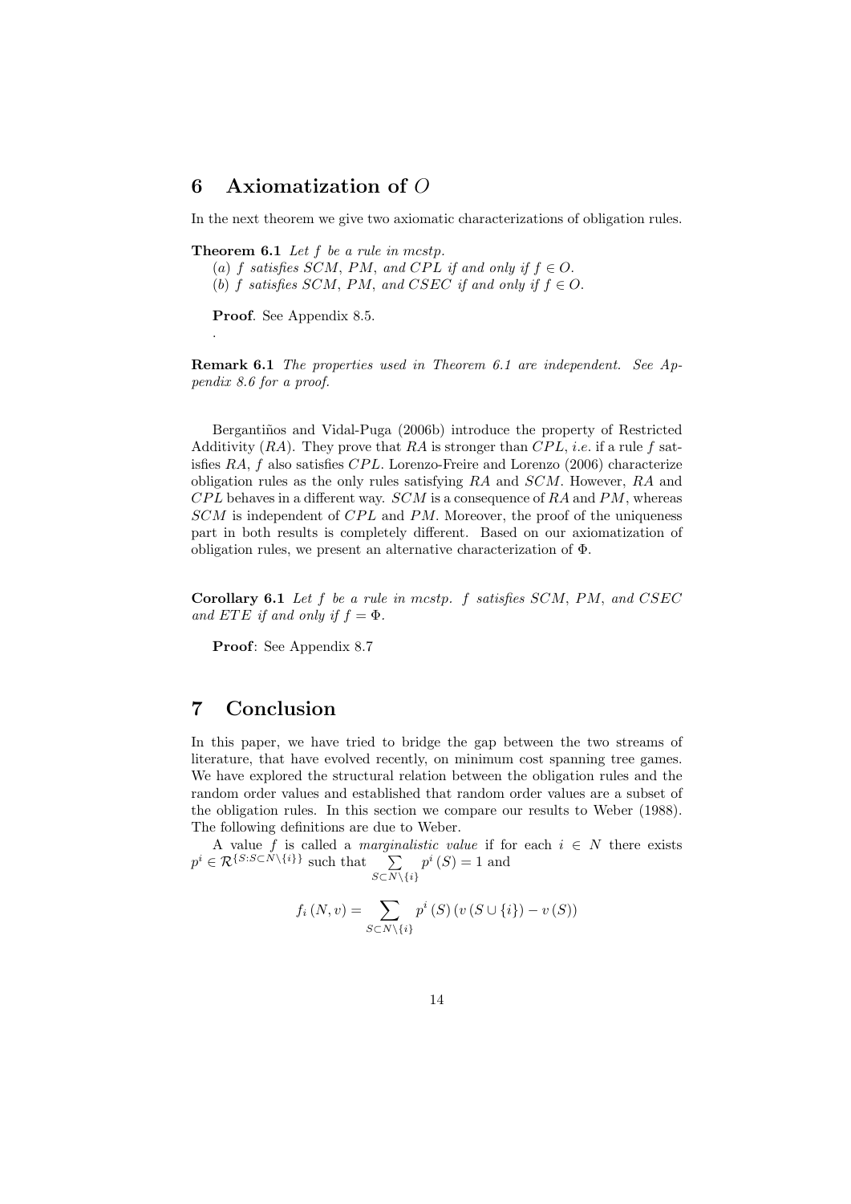# 6 Axiomatization of $O$

In the next theorem we give two axiomatic characterizations of obligation rules.

**Theorem 6.1** *Let $f$ be a rule in mcstp.*
*(a) $f$ satisfies $SCM$, $PM$, and $CPL$ if and only if $f \in O$.*
*(b) $f$ satisfies $SCM$, $PM$, and $CSEC$ if and only if $f \in O$.*

**Proof**. See Appendix 8.5.

.

**Remark 6.1** *The properties used in Theorem 6.1 are independent. See Appendix 8.6 for a proof.*

Bergantiños and Vidal-Puga (2006b) introduce the property of Restricted Additivity ($RA$). They prove that $RA$ is stronger than $CPL$, *i.e.* if a rule $f$ satisfies $RA$, $f$ also satisfies $CPL$. Lorenzo-Freire and Lorenzo (2006) characterize obligation rules as the only rules satisfying $RA$ and $SCM$. However, $RA$ and $CPL$ behaves in a different way. $SCM$ is a consequence of $RA$ and $PM$, whereas $SCM$ is independent of $CPL$ and $PM$. Moreover, the proof of the uniqueness part in both results is completely different. Based on our axiomatization of obligation rules, we present an alternative characterization of $\Phi$.

**Corollary 6.1** *Let $f$ be a rule in mcstp. $f$ satisfies $SCM$, $PM$, and $CSEC$ and $ETE$ if and only if $f = \Phi$.*

**Proof**: See Appendix 8.7

# 7 Conclusion

In this paper, we have tried to bridge the gap between the two streams of literature, that have evolved recently, on minimum cost spanning tree games. We have explored the structural relation between the obligation rules and the random order values and established that random order values are a subset of the obligation rules. In this section we compare our results to Weber (1988). The following definitions are due to Weber.

A value $f$ is called a *marginalistic value* if for each $i \in N$ there exists $p^i \in \mathcal{R}^{\{S:S\subset N\setminus\{i\}\}}$ such that $\sum_{S\subset N\setminus\{i\}} p^i(S) = 1$ and

$$f_i(N, v) = \sum_{S\subset N\setminus\{i\}} p^i(S)\left(v(S\cup\{i\}) - v(S)\right)$$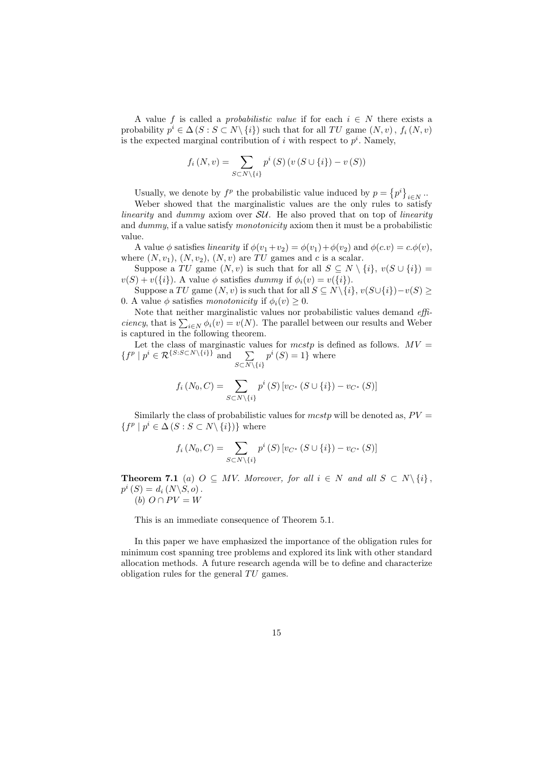A value $f$ is called a *probabilistic value* if for each $i \in N$ there exists a probability $p^i \in \Delta(S : S \subset N \setminus \{i\})$ such that for all $TU$ game $(N, v)$, $f_i(N, v)$ is the expected marginal contribution of $i$ with respect to $p^i$. Namely,

$$f_i(N, v) = \sum_{S \subset N \setminus \{i\}} p^i(S) \left(v(S \cup \{i\}) - v(S)\right)$$

Usually, we denote by $f^p$ the probabilistic value induced by $p = \{p^i\}_{i \in N}$..

Weber showed that the marginalistic values are the only rules to satisfy *linearity* and *dummy* axiom over $\mathcal{SU}$. He also proved that on top of *linearity* and *dummy*, if a value satisfy *monotonicity* axiom then it must be a probabilistic value.

A value $\phi$ satisfies *linearity* if $\phi(v_1 + v_2) = \phi(v_1) + \phi(v_2)$ and $\phi(c.v) = c.\phi(v)$, where $(N, v_1)$, $(N, v_2)$, $(N, v)$ are $TU$ games and $c$ is a scalar.

Suppose a $TU$ game $(N, v)$ is such that for all $S \subseteq N \setminus \{i\}$, $v(S \cup \{i\}) = v(S) + v(\{i\})$. A value $\phi$ satisfies *dummy* if $\phi_i(v) = v(\{i\})$.

Suppose a $TU$ game $(N, v)$ is such that for all $S \subseteq N \setminus \{i\}$, $v(S \cup \{i\}) - v(S) \geq 0$. A value $\phi$ satisfies *monotonicity* if $\phi_i(v) \geq 0$.

Note that neither marginalistic values nor probabilistic values demand *efficiency*, that is $\sum_{i \in N} \phi_i(v) = v(N)$. The parallel between our results and Weber is captured in the following theorem.

Let the class of marginastic values for *mcstp* is defined as follows. $MV = \{f^p \mid p^i \in \mathcal{R}^{\{S : S \subset N \setminus \{i\}\}}$ and $\sum_{S \subset N \setminus \{i\}} p^i(S) = 1\}$ where

$$f_i(N_0, C) = \sum_{S \subset N \setminus \{i\}} p^i(S) \left[v_{C^*}(S \cup \{i\}) - v_{C^*}(S)\right]$$

Similarly the class of probabilistic values for *mcstp* will be denoted as, $PV = \{f^p \mid p^i \in \Delta(S : S \subset N \setminus \{i\})\}$ where

$$f_i(N_0, C) = \sum_{S \subset N \setminus \{i\}} p^i(S) \left[v_{C^*}(S \cup \{i\}) - v_{C^*}(S)\right]$$

**Theorem 7.1** *(a) $O \subseteq MV$. Moreover, for all $i \in N$ and all $S \subset N \setminus \{i\}$, $p^i(S) = d_i(N \setminus S, o)$.*
*(b) $O \cap PV = W$*

This is an immediate consequence of Theorem 5.1.

In this paper we have emphasized the importance of the obligation rules for minimum cost spanning tree problems and explored its link with other standard allocation methods. A future research agenda will be to define and characterize obligation rules for the general $TU$ games.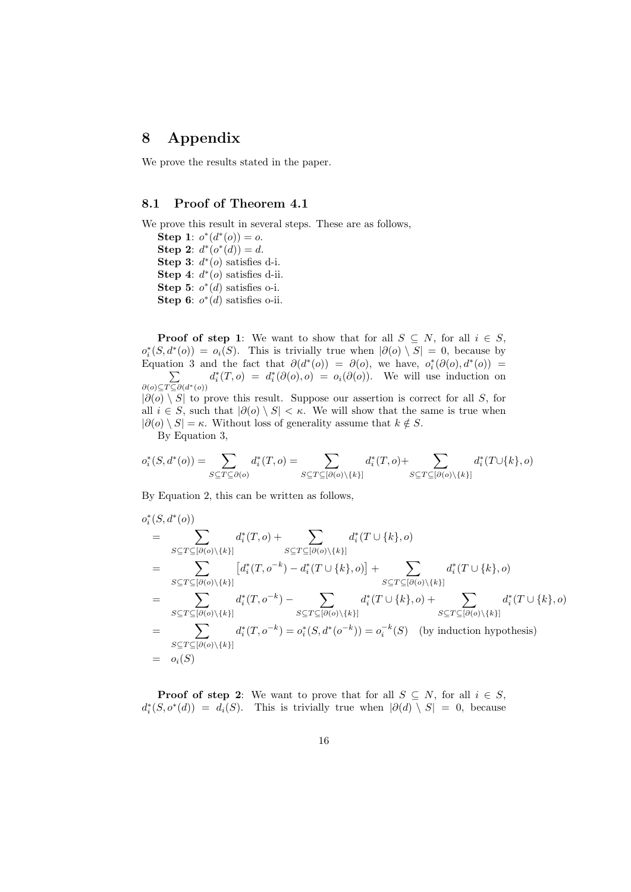# 8 Appendix

We prove the results stated in the paper.

## 8.1 Proof of Theorem 4.1

We prove this result in several steps. These are as follows,

**Step 1**: $o^*(d^*(o)) = o$.
**Step 2**: $d^*(o^*(d)) = d$.
**Step 3**: $d^*(o)$ satisfies d-i.
**Step 4**: $d^*(o)$ satisfies d-ii.
**Step 5**: $o^*(d)$ satisfies o-i.
**Step 6**: $o^*(d)$ satisfies o-ii.

**Proof of step 1**: We want to show that for all $S \subseteq N$, for all $i \in S$, $o_i^*(S, d^*(o)) = o_i(S)$. This is trivially true when $|\partial(o) \setminus S| = 0$, because by Equation 3 and the fact that $\partial(d^*(o)) = \partial(o)$, we have, $o_i^*(\partial(o), d^*(o)) = \sum_{\partial(o) \subseteq T \subseteq \partial(d^*(o))} d_i^*(T, o) = d_i^*(\partial(o), o) = o_i(\partial(o))$. We will use induction on $|\partial(o) \setminus S|$ to prove this result. Suppose our assertion is correct for all $S$, for all $i \in S$, such that $|\partial(o) \setminus S| < \kappa$. We will show that the same is true when $|\partial(o) \setminus S| = \kappa$. Without loss of generality assume that $k \notin S$.

By Equation 3,

$$o_i^*(S, d^*(o)) = \sum_{S \subseteq T \subseteq \partial(o)} d_i^*(T, o) = \sum_{S \subseteq T \subseteq [\partial(o) \setminus \{k\}]} d_i^*(T, o) + \sum_{S \subseteq T \subseteq [\partial(o) \setminus \{k\}]} d_i^*(T \cup \{k\}, o)$$

By Equation 2, this can be written as follows,

$$\begin{aligned}
& o_i^*(S, d^*(o)) \\
&= \sum_{S \subseteq T \subseteq [\partial(o) \setminus \{k\}]} d_i^*(T, o) + \sum_{S \subseteq T \subseteq [\partial(o) \setminus \{k\}]} d_i^*(T \cup \{k\}, o) \\
&= \sum_{S \subseteq T \subseteq [\partial(o) \setminus \{k\}]} \left[ d_i^*(T, o^{-k}) - d_i^*(T \cup \{k\}, o) \right] + \sum_{S \subseteq T \subseteq [\partial(o) \setminus \{k\}]} d_i^*(T \cup \{k\}, o) \\
&= \sum_{S \subseteq T \subseteq [\partial(o) \setminus \{k\}]} d_i^*(T, o^{-k}) - \sum_{S \subseteq T \subseteq [\partial(o) \setminus \{k\}]} d_i^*(T \cup \{k\}, o) + \sum_{S \subseteq T \subseteq [\partial(o) \setminus \{k\}]} d_i^*(T \cup \{k\}, o) \\
&= \sum_{S \subseteq T \subseteq [\partial(o) \setminus \{k\}]} d_i^*(T, o^{-k}) = o_i^*(S, d^*(o^{-k})) = o_i^{-k}(S) \quad \text{(by induction hypothesis)} \\
&= o_i(S)
\end{aligned}$$

**Proof of step 2**: We want to prove that for all $S \subseteq N$, for all $i \in S$, $d_i^*(S, o^*(d)) = d_i(S)$. This is trivially true when $|\partial(d) \setminus S| = 0$, because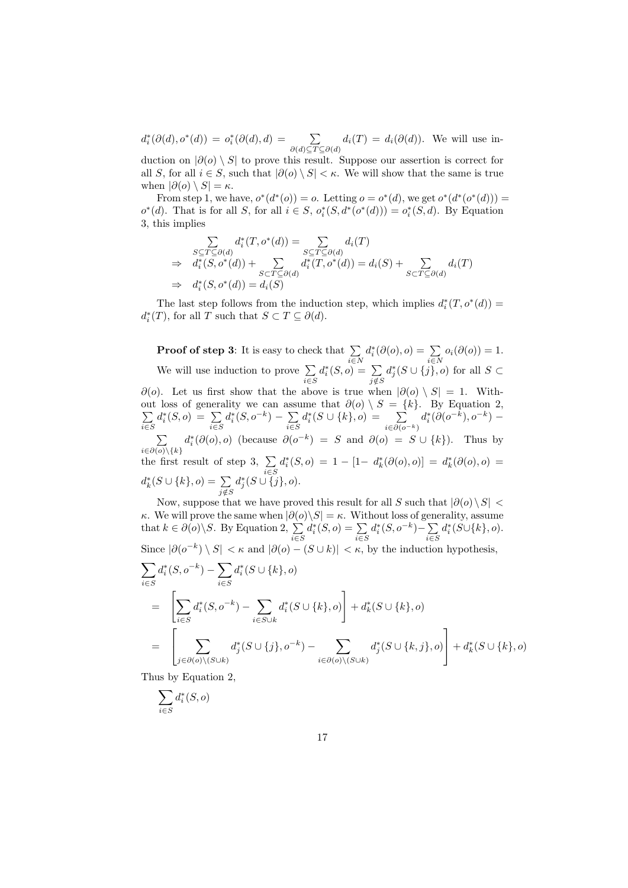$d_i^*(\partial(d), o^*(d)) = o_i^*(\partial(d), d) = \sum_{\partial(d) \subseteq T \subseteq \partial(d)} d_i(T) = d_i(\partial(d))$. We will use induction on $|\partial(o) \setminus S|$ to prove this result. Suppose our assertion is correct for all $S$, for all $i \in S$, such that $|\partial(o) \setminus S| < \kappa$. We will show that the same is true when $|\partial(o) \setminus S| = \kappa$.

From step 1, we have, $o^*(d^*(o)) = o$. Letting $o = o^*(d)$, we get $o^*(d^*(o^*(d))) = o^*(d)$. That is for all $S$, for all $i \in S$, $o_i^*(S, d^*(o^*(d))) = o_i^*(S, d)$. By Equation 3, this implies

$$
\begin{aligned}
& \sum_{S \subseteq T \subseteq \partial(d)} d_i^*(T, o^*(d)) = \sum_{S \subseteq T \subseteq \partial(d)} d_i(T) \\
\Rightarrow \quad & d_i^*(S, o^*(d)) + \sum_{S \subset T \subseteq \partial(d)} d_i^*(T, o^*(d)) = d_i(S) + \sum_{S \subset T \subseteq \partial(d)} d_i(T) \\
\Rightarrow \quad & d_i^*(S, o^*(d)) = d_i(S)
\end{aligned}
$$

The last step follows from the induction step, which implies $d_i^*(T, o^*(d)) = d_i^*(T)$, for all $T$ such that $S \subset T \subseteq \partial(d)$.

**Proof of step 3**: It is easy to check that $\sum_{i \in N} d_i^*(\partial(o), o) = \sum_{i \in N} o_i(\partial(o)) = 1$.

We will use induction to prove $\sum_{i \in S} d_i^*(S, o) = \sum_{j \notin S} d_j^*(S \cup \{j\}, o)$ for all $S \subset \partial(o)$. Let us first show that the above is true when $|\partial(o) \setminus S| = 1$. Without loss of generality we can assume that $\partial(o) \setminus S = \{k\}$. By Equation 2, $\sum_{i \in S} d_i^*(S, o) = \sum_{i \in S} d_i^*(S, o^{-k}) - \sum_{i \in S} d_i^*(S \cup \{k\}, o) = \sum_{i \in \partial(o^{-k})} d_i^*(\partial(o^{-k}), o^{-k}) - \sum_{i \in \partial(o) \setminus \{k\}} d_i^*(\partial(o), o)$ (because $\partial(o^{-k}) = S$ and $\partial(o) = S \cup \{k\}$). Thus by the first result of step 3, $\sum_{i \in S} d_i^*(S, o) = 1 - [1 - d_k^*(\partial(o), o)] = d_k^*(\partial(o), o) = d_k^*(S \cup \{k\}, o) = \sum_{j \notin S} d_j^*(S \cup \{j\}, o)$.

Now, suppose that we have proved this result for all $S$ such that $|\partial(o) \setminus S| < \kappa$. We will prove the same when $|\partial(o) \setminus S| = \kappa$. Without loss of generality, assume that $k \in \partial(o) \setminus S$. By Equation 2, $\sum_{i \in S} d_i^*(S, o) = \sum_{i \in S} d_i^*(S, o^{-k}) - \sum_{i \in S} d_i^*(S \cup \{k\}, o)$. Since $|\partial(o^{-k}) \setminus S| < \kappa$ and $|\partial(o) - (S \cup k)| < \kappa$, by the induction hypothesis,

$$
\begin{aligned}
& \sum_{i \in S} d_i^*(S, o^{-k}) - \sum_{i \in S} d_i^*(S \cup \{k\}, o) \\
= \quad & \left[ \sum_{i \in S} d_i^*(S, o^{-k}) - \sum_{i \in S \cup k} d_i^*(S \cup \{k\}, o) \right] + d_k^*(S \cup \{k\}, o) \\
= \quad & \left[ \sum_{j \in \partial(o) \setminus (S \cup k)} d_j^*(S \cup \{j\}, o^{-k}) - \sum_{i \in \partial(o) \setminus (S \cup k)} d_j^*(S \cup \{k, j\}, o) \right] + d_k^*(S \cup \{k\}, o)
\end{aligned}
$$

Thus by Equation 2,

$$
\sum_{i \in S} d_i^*(S, o)
$$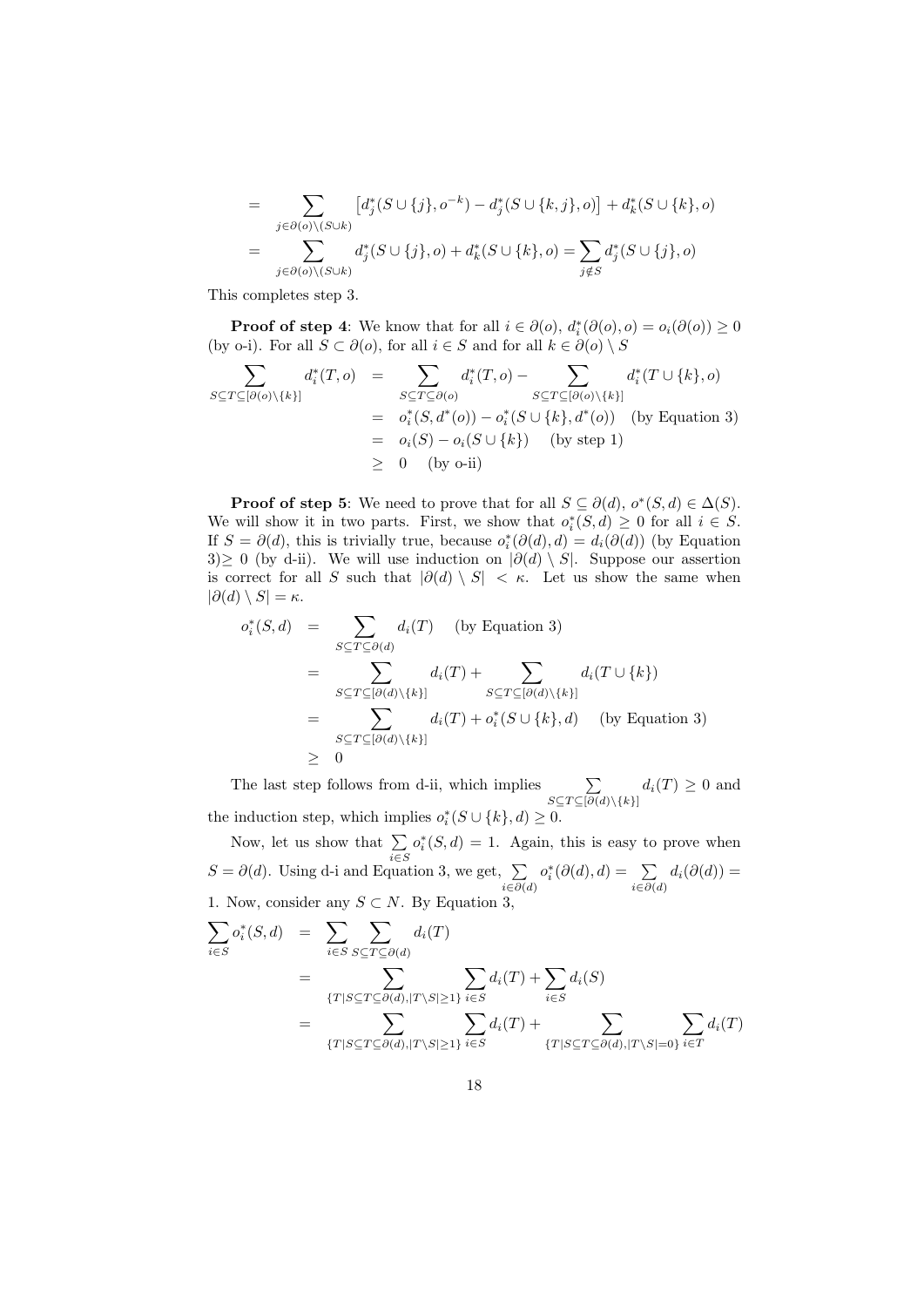$$
\begin{aligned}
&= \sum_{j\in\partial(o)\setminus(S\cup k)} \left[d_j^*(S\cup\{j\},o^{-k}) - d_j^*(S\cup\{k,j\},o)\right] + d_k^*(S\cup\{k\},o) \\
&= \sum_{j\in\partial(o)\setminus(S\cup k)} d_j^*(S\cup\{j\},o) + d_k^*(S\cup\{k\},o) = \sum_{j\notin S} d_j^*(S\cup\{j\},o)
\end{aligned}
$$

This completes step 3.

**Proof of step 4**: We know that for all $i \in \partial(o)$, $d_i^*(\partial(o),o) = o_i(\partial(o)) \geq 0$ (by o-i). For all $S \subset \partial(o)$, for all $i \in S$ and for all $k \in \partial(o)\setminus S$

$$
\begin{aligned}
\sum_{S\subseteq T\subseteq[\partial(o)\setminus\{k\}]} d_i^*(T,o) &= \sum_{S\subseteq T\subseteq\partial(o)} d_i^*(T,o) - \sum_{S\subseteq T\subseteq[\partial(o)\setminus\{k\}]} d_i^*(T\cup\{k\},o) \\
&= o_i^*(S,d^*(o)) - o_i^*(S\cup\{k\},d^*(o)) \quad \text{(by Equation 3)} \\
&= o_i(S) - o_i(S\cup\{k\}) \quad \text{(by step 1)} \\
&\geq 0 \quad \text{(by o-ii)}
\end{aligned}
$$

**Proof of step 5**: We need to prove that for all $S \subseteq \partial(d)$, $o^*(S,d) \in \Delta(S)$. We will show it in two parts. First, we show that $o_i^*(S,d) \geq 0$ for all $i \in S$. If $S = \partial(d)$, this is trivially true, because $o_i^*(\partial(d),d) = d_i(\partial(d))$ (by Equation 3)$\geq 0$ (by d-ii). We will use induction on $|\partial(d)\setminus S|$. Suppose our assertion is correct for all $S$ such that $|\partial(d)\setminus S| < \kappa$. Let us show the same when $|\partial(d)\setminus S| = \kappa$.

$$
\begin{aligned}
o_i^*(S,d) &= \sum_{S\subseteq T\subseteq\partial(d)} d_i(T) \quad \text{(by Equation 3)} \\
&= \sum_{S\subseteq T\subseteq[\partial(d)\setminus\{k\}]} d_i(T) + \sum_{S\subseteq T\subseteq[\partial(d)\setminus\{k\}]} d_i(T\cup\{k\}) \\
&= \sum_{S\subseteq T\subseteq[\partial(d)\setminus\{k\}]} d_i(T) + o_i^*(S\cup\{k\},d) \quad \text{(by Equation 3)} \\
&\geq 0
\end{aligned}
$$

The last step follows from d-ii, which implies $\sum_{S\subseteq T\subseteq[\partial(d)\setminus\{k\}]} d_i(T) \geq 0$ and the induction step, which implies $o_i^*(S\cup\{k\},d) \geq 0$.

Now, let us show that $\sum_{i\in S} o_i^*(S,d) = 1$. Again, this is easy to prove when $S = \partial(d)$. Using d-i and Equation 3, we get, $\sum_{i\in\partial(d)} o_i^*(\partial(d),d) = \sum_{i\in\partial(d)} d_i(\partial(d)) = 1$. Now, consider any $S \subset N$. By Equation 3,

$$
\begin{aligned}
\sum_{i\in S} o_i^*(S,d) &= \sum_{i\in S}\sum_{S\subseteq T\subseteq\partial(d)} d_i(T) \\
&= \sum_{\{T|S\subseteq T\subseteq\partial(d),|T\setminus S|\geq 1\}} \sum_{i\in S} d_i(T) + \sum_{i\in S} d_i(S) \\
&= \sum_{\{T|S\subseteq T\subseteq\partial(d),|T\setminus S|\geq 1\}} \sum_{i\in S} d_i(T) + \sum_{\{T|S\subseteq T\subseteq\partial(d),|T\setminus S|=0\}} \sum_{i\in T} d_i(T)
\end{aligned}
$$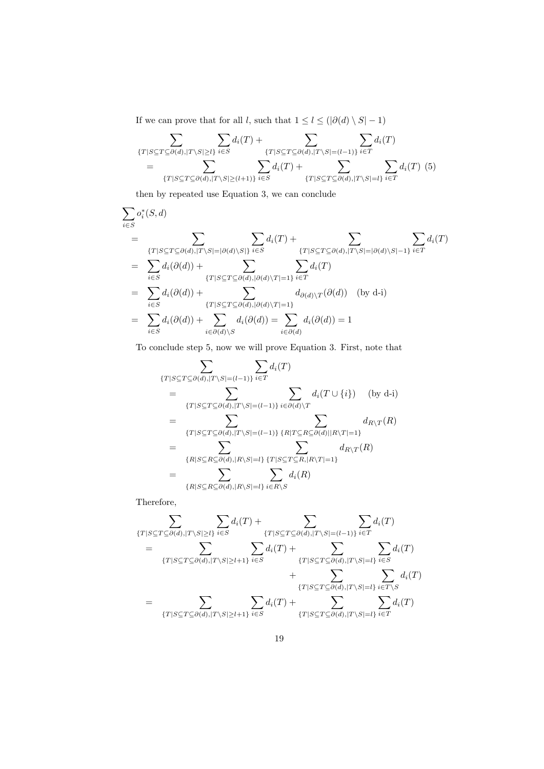If we can prove that for all $l$, such that $1 \leq l \leq (|\partial(d) \setminus S| - 1)$

$$\sum_{\{T|S\subseteq T\subseteq\partial(d),|T\setminus S|\geq l\}} \sum_{i\in S} d_i(T) + \sum_{\{T|S\subseteq T\subseteq\partial(d),|T\setminus S|=(l-1)\}} \sum_{i\in T} d_i(T)$$
$$= \sum_{\{T|S\subseteq T\subseteq\partial(d),|T\setminus S|\geq(l+1)\}} \sum_{i\in S} d_i(T) + \sum_{\{T|S\subseteq T\subseteq\partial(d),|T\setminus S|=l\}} \sum_{i\in T} d_i(T) \quad (5)$$

then by repeated use Equation 3, we can conclude

$$\begin{aligned}
&\sum_{i\in S} o_i^*(S,d) \\
&= \sum_{\{T|S\subseteq T\subseteq\partial(d),|T\setminus S|=|\partial(d)\setminus S|\}} \sum_{i\in S} d_i(T) + \sum_{\{T|S\subseteq T\subseteq\partial(d),|T\setminus S|=|\partial(d)\setminus S|-1\}} \sum_{i\in T} d_i(T) \\
&= \sum_{i\in S} d_i(\partial(d)) + \sum_{\{T|S\subseteq T\subseteq\partial(d),|\partial(d)\setminus T|=1\}} \sum_{i\in T} d_i(T) \\
&= \sum_{i\in S} d_i(\partial(d)) + \sum_{\{T|S\subseteq T\subseteq\partial(d),|\partial(d)\setminus T|=1\}} d_{\partial(d)\setminus T}(\partial(d)) \quad \text{(by d-i)} \\
&= \sum_{i\in S} d_i(\partial(d)) + \sum_{i\in\partial(d)\setminus S} d_i(\partial(d)) = \sum_{i\in\partial(d)} d_i(\partial(d)) = 1
\end{aligned}$$

To conclude step 5, now we will prove Equation 3. First, note that

$$\begin{aligned}
&\sum_{\{T|S\subseteq T\subseteq\partial(d),|T\setminus S|=(l-1)\}} \sum_{i\in T} d_i(T) \\
&= \sum_{\{T|S\subseteq T\subseteq\partial(d),|T\setminus S|=(l-1)\}} \sum_{i\in\partial(d)\setminus T} d_i(T\cup\{i\}) \quad \text{(by d-i)} \\
&= \sum_{\{T|S\subseteq T\subseteq\partial(d),|T\setminus S|=(l-1)\}} \sum_{\{R|T\subseteq R\subseteq\partial(d)||R\setminus T|=1\}} d_{R\setminus T}(R) \\
&= \sum_{\{R|S\subseteq R\subseteq\partial(d),|R\setminus S|=l\}} \sum_{\{T|S\subseteq T\subseteq R,|R\setminus T|=1\}} d_{R\setminus T}(R) \\
&= \sum_{\{R|S\subseteq R\subseteq\partial(d),|R\setminus S|=l\}} \sum_{i\in R\setminus S} d_i(R)
\end{aligned}$$

Therefore,

$$\begin{aligned}
&\sum_{\{T|S\subseteq T\subseteq\partial(d),|T\setminus S|\geq l\}} \sum_{i\in S} d_i(T) + \sum_{\{T|S\subseteq T\subseteq\partial(d),|T\setminus S|=(l-1)\}} \sum_{i\in T} d_i(T) \\
&= \sum_{\{T|S\subseteq T\subseteq\partial(d),|T\setminus S|\geq l+1\}} \sum_{i\in S} d_i(T) + \sum_{\{T|S\subseteq T\subseteq\partial(d),|T\setminus S|=l\}} \sum_{i\in S} d_i(T) \\
&\qquad + \sum_{\{T|S\subseteq T\subseteq\partial(d),|T\setminus S|=l\}} \sum_{i\in T\setminus S} d_i(T) \\
&= \sum_{\{T|S\subseteq T\subseteq\partial(d),|T\setminus S|\geq l+1\}} \sum_{i\in S} d_i(T) + \sum_{\{T|S\subseteq T\subseteq\partial(d),|T\setminus S|=l\}} \sum_{i\in T} d_i(T)
\end{aligned}$$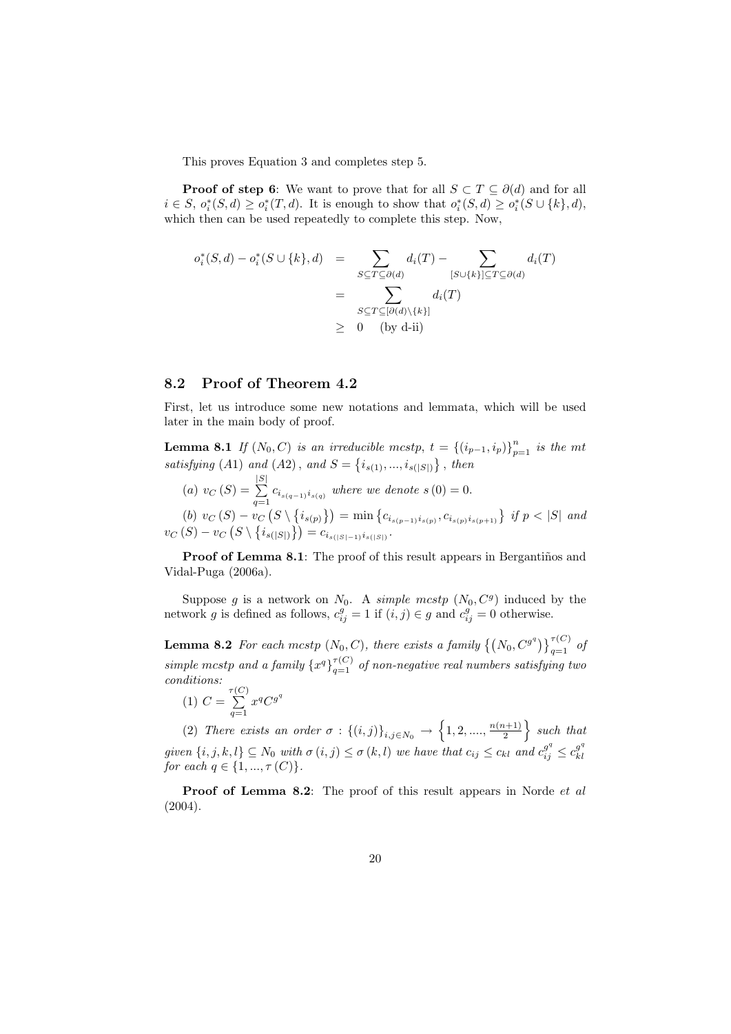This proves Equation 3 and completes step 5.

**Proof of step 6**: We want to prove that for all $S \subset T \subseteq \partial(d)$ and for all $i \in S$, $o_i^*(S,d) \geq o_i^*(T,d)$. It is enough to show that $o_i^*(S,d) \geq o_i^*(S \cup \{k\}, d)$, which then can be used repeatedly to complete this step. Now,

$$
\begin{aligned}
o_i^*(S,d) - o_i^*(S \cup \{k\}, d) &= \sum_{S \subseteq T \subseteq \partial(d)} d_i(T) - \sum_{[S \cup \{k\}] \subseteq T \subseteq \partial(d)} d_i(T) \\
&= \sum_{S \subseteq T \subseteq [\partial(d) \setminus \{k\}]} d_i(T) \\
&\geq 0 \quad \text{(by d-ii)}
\end{aligned}
$$

## 8.2 Proof of Theorem 4.2

First, let us introduce some new notations and lemmata, which will be used later in the main body of proof.

**Lemma 8.1** *If $(N_0, C)$ is an irreducible mcstp, $t = \{(i_{p-1}, i_p)\}_{p=1}^{n}$ is the mt satisfying $(A1)$ and $(A2)$, and $S = \{i_{s(1)}, ..., i_{s(|S|)}\}$, then*

*(a) $v_C(S) = \sum_{q=1}^{|S|} c_{i_{s(q-1)} i_{s(q)}}$ where we denote $s(0) = 0$.*

*(b) $v_C(S) - v_C(S \setminus \{i_{s(p)}\}) = \min\{c_{i_{s(p-1)} i_{s(p)}}, c_{i_{s(p)} i_{s(p+1)}}\}$ if $p < |S|$ and $v_C(S) - v_C(S \setminus \{i_{s(|S|)}\}) = c_{i_{s(|S|-1)} i_{s(|S|)}}$.*

**Proof of Lemma 8.1**: The proof of this result appears in Bergantiños and Vidal-Puga (2006a).

Suppose $g$ is a network on $N_0$. A *simple mcstp* $(N_0, C^g)$ induced by the network $g$ is defined as follows, $c_{ij}^g = 1$ if $(i,j) \in g$ and $c_{ij}^g = 0$ otherwise.

**Lemma 8.2** *For each mcstp $(N_0, C)$, there exists a family $\{(N_0, C^{g^q})\}_{q=1}^{\tau(C)}$ of simple mcstp and a family $\{x^q\}_{q=1}^{\tau(C)}$ of non-negative real numbers satisfying two conditions:*

*(1) $C = \sum_{q=1}^{\tau(C)} x^q C^{g^q}$*

*(2) There exists an order $\sigma : \{(i,j)\}_{i,j \in N_0} \to \left\{1, 2, ...., \frac{n(n+1)}{2}\right\}$ such that given $\{i,j,k,l\} \subseteq N_0$ with $\sigma(i,j) \leq \sigma(k,l)$ we have that $c_{ij} \leq c_{kl}$ and $c_{ij}^{g^q} \leq c_{kl}^{g^q}$ for each $q \in \{1, ..., \tau(C)\}$.*

**Proof of Lemma 8.2**: The proof of this result appears in Norde *et al* (2004).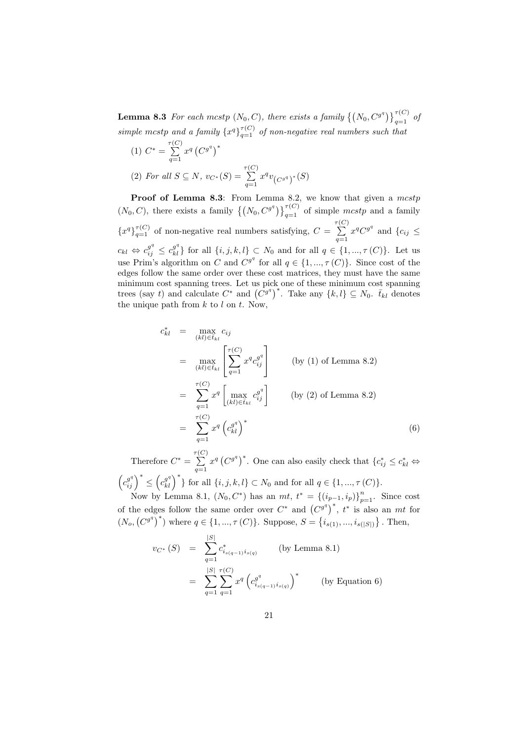**Lemma 8.3** *For each mcstp* $(N_0, C)$*, there exists a family* $\left\{\left(N_0, C^{g^q}\right)\right\}_{q=1}^{\tau(C)}$ *of simple mcstp and a family* $\{x^q\}_{q=1}^{\tau(C)}$ *of non-negative real numbers such that*

(1) $C^* = \sum\limits_{q=1}^{\tau(C)} x^q \left(C^{g^q}\right)^*$

(2) *For all* $S \subseteq N$*,* $v_{C^*}(S) = \sum\limits_{q=1}^{\tau(C)} x^q v_{\left(C^{g^q}\right)^*}(S)$

**Proof of Lemma 8.3**: From Lemma 8.2, we know that given a *mcstp* $(N_0, C)$, there exists a family $\left\{\left(N_0, C^{g^q}\right)\right\}_{q=1}^{\tau(C)}$ of simple *mcstp* and a family $\{x^q\}_{q=1}^{\tau(C)}$ of non-negative real numbers satisfying, $C = \sum\limits_{q=1}^{\tau(C)} x^q C^{g^q}$ and $\{c_{ij} \leq c_{kl} \Leftrightarrow c_{ij}^{g^q} \leq c_{kl}^{g^q}\}$ for all $\{i, j, k, l\} \subset N_0$ and for all $q \in \{1, ..., \tau(C)\}$. Let us use Prim's algorithm on $C$ and $C^{g^q}$ for all $q \in \{1, ..., \tau(C)\}$. Since cost of the edges follow the same order over these cost matrices, they must have the same minimum cost spanning trees. Let us pick one of these minimum cost spanning trees (say $t$) and calculate $C^*$ and $\left(C^{g^q}\right)^*$. Take any $\{k, l\} \subseteq N_0$. $\bar{t}_{kl}$ denotes the unique path from $k$ to $l$ on $t$. Now,

$$
\begin{aligned}
c_{kl}^* &= \max_{(kl) \in \bar{t}_{kl}} c_{ij} \\
&= \max_{(kl) \in \bar{t}_{kl}} \left[\sum_{q=1}^{\tau(C)} x^q c_{ij}^{g^q}\right] \qquad \text{(by (1) of Lemma 8.2)} \\
&= \sum_{q=1}^{\tau(C)} x^q \left[\max_{(kl) \in \bar{t}_{kl}} c_{ij}^{g^q}\right] \qquad \text{(by (2) of Lemma 8.2)} \\
&= \sum_{q=1}^{\tau(C)} x^q \left(c_{kl}^{g^q}\right)^* \qquad (6)
\end{aligned}
$$

Therefore $C^* = \sum\limits_{q=1}^{\tau(C)} x^q \left(C^{g^q}\right)^*$. One can also easily check that $\{c_{ij}^* \leq c_{kl}^* \Leftrightarrow \left(c_{ij}^{g^q}\right)^* \leq \left(c_{kl}^{g^q}\right)^*\}$ for all $\{i, j, k, l\} \subset N_0$ and for all $q \in \{1, ..., \tau(C)\}$.

Now by Lemma 8.1, $(N_0, C^*)$ has an *mt*, $t^* = \{(i_{p-1}, i_p)\}_{p=1}^{n}$. Since cost of the edges follow the same order over $C^*$ and $\left(C^{g^q}\right)^*$, $t^*$ is also an *mt* for $(N_o, \left(C^{g^q}\right)^*)$ where $q \in \{1, ..., \tau(C)\}$. Suppose, $S = \left\{i_{s(1)}, ..., i_{s(|S|)}\right\}$. Then,

$$
\begin{aligned}
v_{C^*}(S) &= \sum_{q=1}^{|S|} c_{i_{s(q-1)} i_{s(q)}}^* \qquad \text{(by Lemma 8.1)} \\
&= \sum_{q=1}^{|S|} \sum_{q=1}^{\tau(C)} x^q \left(c_{i_{s(q-1)} i_{s(q)}}^{g^q}\right)^* \qquad \text{(by Equation 6)}
\end{aligned}
$$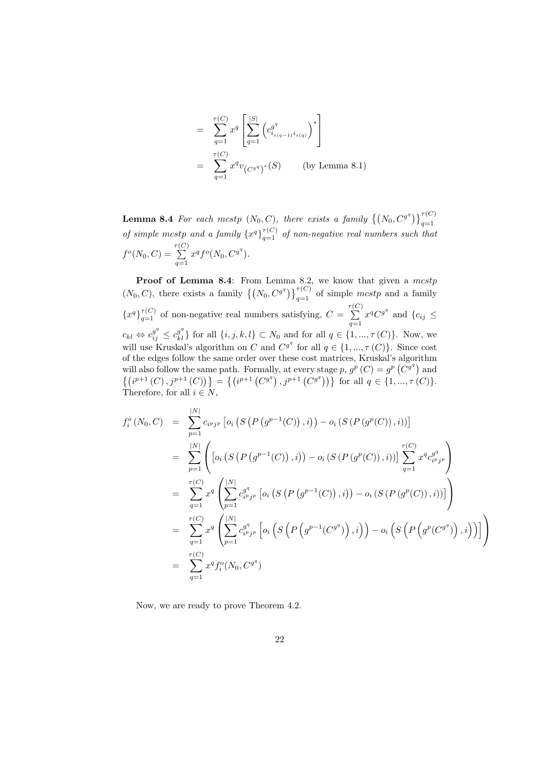$$
\begin{aligned}
&= \sum_{q=1}^{\tau(C)} x^q \left[ \sum_{q=1}^{|S|} \left( c^{g^q}_{i_{s(q-1)} i_{s(q)}} \right)^* \right] \\
&= \sum_{q=1}^{\tau(C)} x^q v_{(C^{g^q})^*}(S) \qquad \text{(by Lemma 8.1)}
\end{aligned}
$$

**Lemma 8.4** *For each mcstp $(N_0, C)$, there exists a family $\left\{ (N_0, C^{g^q}) \right\}_{q=1}^{\tau(C)}$ of simple mcstp and a family $\{x^q\}_{q=1}^{\tau(C)}$ of non-negative real numbers such that $f^o(N_0, C) = \sum_{q=1}^{\tau(C)} x^q f^o(N_0, C^{g^q})$.*

**Proof of Lemma 8.4**: From Lemma 8.2, we know that given a *mcstp* $(N_0, C)$, there exists a family $\left\{ (N_0, C^{g^q}) \right\}_{q=1}^{\tau(C)}$ of simple *mcstp* and a family $\{x^q\}_{q=1}^{\tau(C)}$ of non-negative real numbers satisfying, $C = \sum_{q=1}^{\tau(C)} x^q C^{g^q}$ and $\{c_{ij} \leq c_{kl} \Leftrightarrow c^{g^q}_{ij} \leq c^{g^q}_{kl}\}$ for all $\{i, j, k, l\} \subset N_0$ and for all $q \in \{1, ..., \tau(C)\}$. Now, we will use Kruskal's algorithm on $C$ and $C^{g^q}$ for all $q \in \{1, ..., \tau(C)\}$. Since cost of the edges follow the same order over these cost matrices, Kruskal's algorithm will also follow the same path. Formally, at every stage $p$, $g^p(C) = g^p(C^{g^q})$ and $\left\{ (i^{p+1}(C), j^{p+1}(C)) \right\} = \left\{ (i^{p+1}(C^{g^q}), j^{p+1}(C^{g^q})) \right\}$ for all $q \in \{1, ..., \tau(C)\}$. Therefore, for all $i \in N$,

$$
\begin{aligned}
f^o_i(N_0, C) &= \sum_{p=1}^{|N|} c_{i^p j^p} \left[ o_i \left( S \left( P \left( g^{p-1}(C) \right), i \right) \right) - o_i \left( S \left( P \left( g^p(C) \right), i \right) \right) \right] \\
&= \sum_{p=1}^{|N|} \left( \left[ o_i \left( S \left( P \left( g^{p-1}(C) \right), i \right) \right) - o_i \left( S \left( P \left( g^p(C) \right), i \right) \right) \right] \sum_{q=1}^{\tau(C)} x^q c^{g^q}_{i^p j^p} \right) \\
&= \sum_{q=1}^{\tau(C)} x^q \left( \sum_{p=1}^{|N|} c^{g^q}_{i^p j^p} \left[ o_i \left( S \left( P \left( g^{p-1}(C) \right), i \right) \right) - o_i \left( S \left( P \left( g^p(C) \right), i \right) \right) \right] \right) \\
&= \sum_{q=1}^{\tau(C)} x^q \left( \sum_{p=1}^{|N|} c^{g^q}_{i^p j^p} \left[ o_i \left( S \left( P \left( g^{p-1}(C^{g^q}) \right), i \right) \right) - o_i \left( S \left( P \left( g^p(C^{g^q}) \right), i \right) \right) \right] \right) \\
&= \sum_{q=1}^{\tau(C)} x^q f^o_i(N_0, C^{g^q})
\end{aligned}
$$

Now, we are ready to prove Theorem 4.2.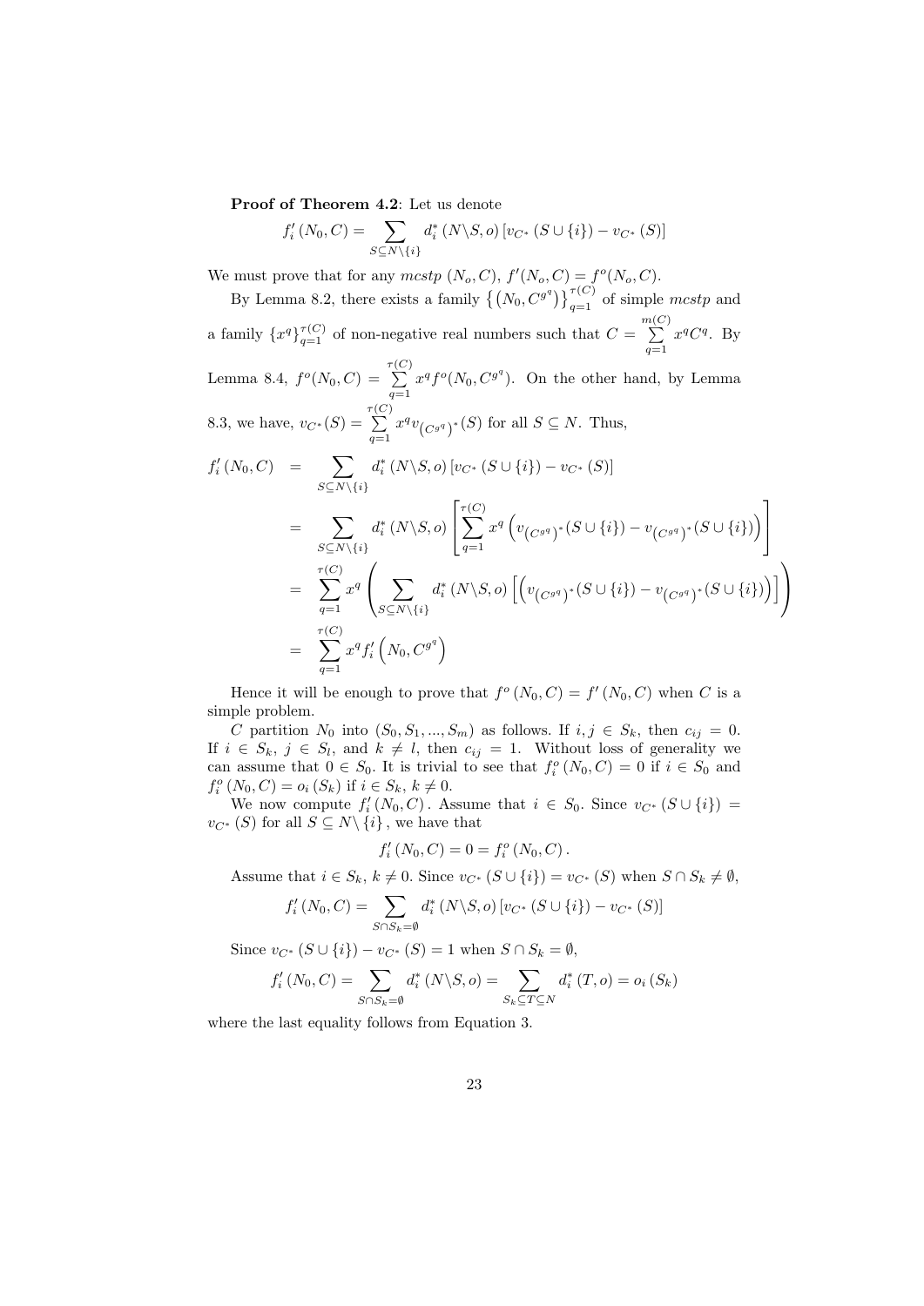**Proof of Theorem 4.2**: Let us denote

$$f_i'(N_0, C) = \sum_{S \subseteq N \setminus \{i\}} d_i^*(N \setminus S, o) \left[ v_{C^*}(S \cup \{i\}) - v_{C^*}(S) \right]$$

We must prove that for any *mcstp* $(N_o, C)$, $f'(N_o, C) = f^o(N_o, C)$.

By Lemma 8.2, there exists a family $\left\{ \left(N_0, C^{g^q}\right) \right\}_{q=1}^{\tau(C)}$ of simple *mcstp* and a family $\{x^q\}_{q=1}^{\tau(C)}$ of non-negative real numbers such that $C = \sum_{q=1}^{m(C)} x^q C^q$. By Lemma 8.4, $f^o(N_0, C) = \sum_{q=1}^{\tau(C)} x^q f^o(N_0, C^{g^q})$. On the other hand, by Lemma 8.3, we have, $v_{C^*}(S) = \sum_{q=1}^{\tau(C)} x^q v_{\left(C^{g^q}\right)^*}(S)$ for all $S \subseteq N$. Thus,

$$\begin{aligned}
f_i'(N_0, C) &= \sum_{S \subseteq N \setminus \{i\}} d_i^*(N \setminus S, o) \left[ v_{C^*}(S \cup \{i\}) - v_{C^*}(S) \right] \\
&= \sum_{S \subseteq N \setminus \{i\}} d_i^*(N \setminus S, o) \left[ \sum_{q=1}^{\tau(C)} x^q \left( v_{\left(C^{g^q}\right)^*}(S \cup \{i\}) - v_{\left(C^{g^q}\right)^*}(S \cup \{i\}) \right) \right] \\
&= \sum_{q=1}^{\tau(C)} x^q \left( \sum_{S \subseteq N \setminus \{i\}} d_i^*(N \setminus S, o) \left[ \left( v_{\left(C^{g^q}\right)^*}(S \cup \{i\}) - v_{\left(C^{g^q}\right)^*}(S \cup \{i\}) \right) \right] \right) \\
&= \sum_{q=1}^{\tau(C)} x^q f_i'\left(N_0, C^{g^q}\right)
\end{aligned}$$

Hence it will be enough to prove that $f^o(N_0, C) = f'(N_0, C)$ when $C$ is a simple problem.

$C$ partition $N_0$ into $(S_0, S_1, ..., S_m)$ as follows. If $i, j \in S_k$, then $c_{ij} = 0$. If $i \in S_k$, $j \in S_l$, and $k \neq l$, then $c_{ij} = 1$. Without loss of generality we can assume that $0 \in S_0$. It is trivial to see that $f_i^o(N_0, C) = 0$ if $i \in S_0$ and $f_i^o(N_0, C) = o_i(S_k)$ if $i \in S_k$, $k \neq 0$.

We now compute $f_i'(N_0, C)$. Assume that $i \in S_0$. Since $v_{C^*}(S \cup \{i\}) = v_{C^*}(S)$ for all $S \subseteq N \setminus \{i\}$, we have that

$$f_i'(N_0, C) = 0 = f_i^o(N_0, C).$$

Assume that $i \in S_k$, $k \neq 0$. Since $v_{C^*}(S \cup \{i\}) = v_{C^*}(S)$ when $S \cap S_k \neq \emptyset$,

$$f_i'(N_0, C) = \sum_{S \cap S_k = \emptyset} d_i^*(N \setminus S, o) \left[ v_{C^*}(S \cup \{i\}) - v_{C^*}(S) \right]$$

Since $v_{C^*}(S \cup \{i\}) - v_{C^*}(S) = 1$ when $S \cap S_k = \emptyset$,

$$f_i'(N_0, C) = \sum_{S \cap S_k = \emptyset} d_i^*(N \setminus S, o) = \sum_{S_k \subseteq T \subseteq N} d_i^*(T, o) = o_i(S_k)$$

where the last equality follows from Equation 3.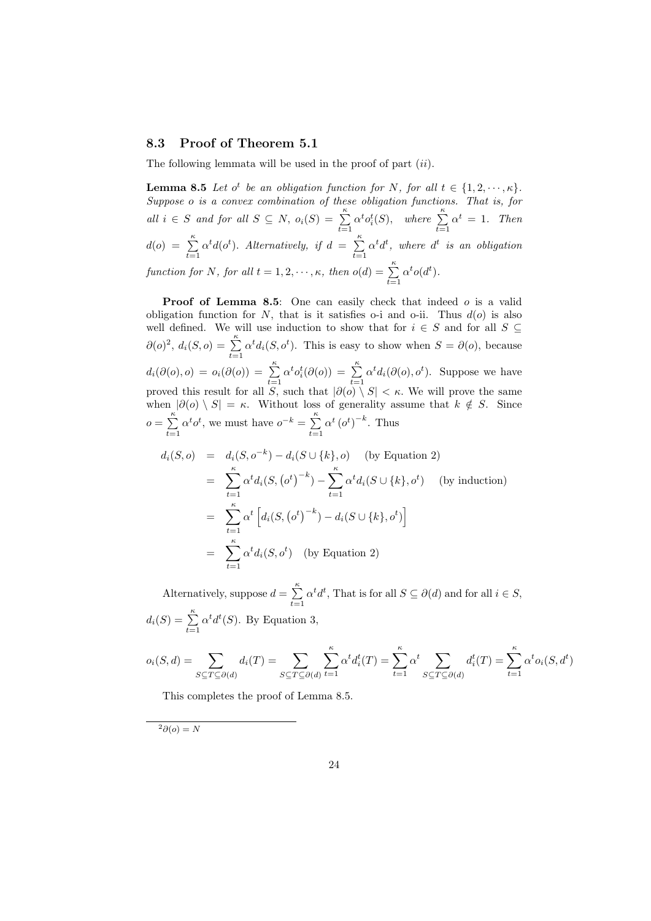### 8.3 Proof of Theorem 5.1

The following lemmata will be used in the proof of part $(ii)$.

**Lemma 8.5** *Let $o^t$ be an obligation function for $N$, for all $t \in \{1, 2, \cdots, \kappa\}$. Suppose $o$ is a convex combination of these obligation functions. That is, for all $i \in S$ and for all $S \subseteq N$, $o_i(S) = \sum_{t=1}^{\kappa} \alpha^t o_i^t(S)$, where $\sum_{t=1}^{\kappa} \alpha^t = 1$. Then $d(o) = \sum_{t=1}^{\kappa} \alpha^t d(o^t)$. Alternatively, if $d = \sum_{t=1}^{\kappa} \alpha^t d^t$, where $d^t$ is an obligation function for $N$, for all $t = 1, 2, \cdots, \kappa$, then $o(d) = \sum_{t=1}^{\kappa} \alpha^t o(d^t)$.*

**Proof of Lemma 8.5**: One can easily check that indeed $o$ is a valid obligation function for $N$, that is it satisfies o-i and o-ii. Thus $d(o)$ is also well defined. We will use induction to show that for $i \in S$ and for all $S \subseteq \partial(o)$[2], $d_i(S, o) = \sum_{t=1}^{\kappa} \alpha^t d_i(S, o^t)$. This is easy to show when $S = \partial(o)$, because $d_i(\partial(o), o) = o_i(\partial(o)) = \sum_{t=1}^{\kappa} \alpha^t o_i^t(\partial(o)) = \sum_{t=1}^{\kappa} \alpha^t d_i(\partial(o), o^t)$. Suppose we have proved this result for all $S$, such that $|\partial(o) \setminus S| < \kappa$. We will prove the same when $|\partial(o) \setminus S| = \kappa$. Without loss of generality assume that $k \notin S$. Since $o = \sum_{t=1}^{\kappa} \alpha^t o^t$, we must have $o^{-k} = \sum_{t=1}^{\kappa} \alpha^t \left(o^t\right)^{-k}$. Thus

$$
\begin{aligned}
d_i(S, o) &= d_i(S, o^{-k}) - d_i(S \cup \{k\}, o) \quad \text{(by Equation 2)} \\
&= \sum_{t=1}^{\kappa} \alpha^t d_i(S, \left(o^t\right)^{-k}) - \sum_{t=1}^{\kappa} \alpha^t d_i(S \cup \{k\}, o^t) \quad \text{(by induction)} \\
&= \sum_{t=1}^{\kappa} \alpha^t \left[ d_i(S, \left(o^t\right)^{-k}) - d_i(S \cup \{k\}, o^t) \right] \\
&= \sum_{t=1}^{\kappa} \alpha^t d_i(S, o^t) \quad \text{(by Equation 2)}
\end{aligned}
$$

Alternatively, suppose $d = \sum_{t=1}^{\kappa} \alpha^t d^t$, That is for all $S \subseteq \partial(d)$ and for all $i \in S$, $d_i(S) = \sum_{t=1}^{\kappa} \alpha^t d^t(S)$. By Equation 3,

$$
o_i(S, d) = \sum_{S \subseteq T \subseteq \partial(d)} d_i(T) = \sum_{S \subseteq T \subseteq \partial(d)} \sum_{t=1}^{\kappa} \alpha^t d_i^t(T) = \sum_{t=1}^{\kappa} \alpha^t \sum_{S \subseteq T \subseteq \partial(d)} d_i^t(T) = \sum_{t=1}^{\kappa} \alpha^t o_i(S, d^t)
$$

This completes the proof of Lemma 8.5.

[2] $\partial(o) = N$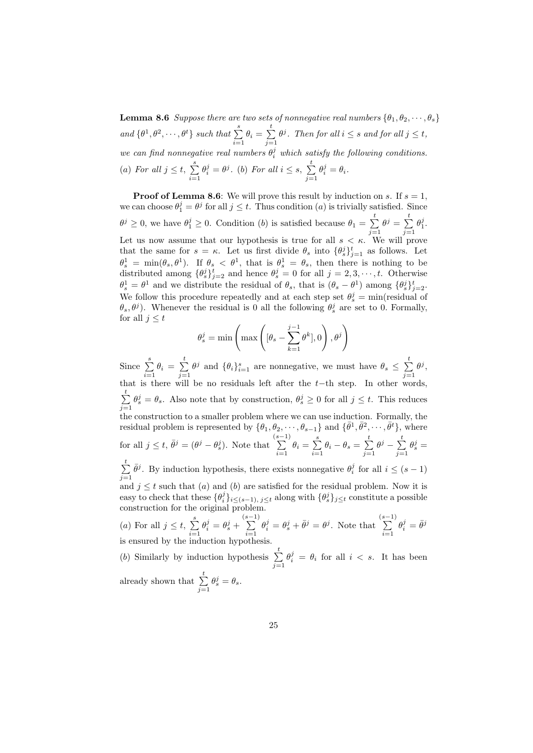**Lemma 8.6** *Suppose there are two sets of nonnegative real numbers $\{\theta_1, \theta_2, \cdots, \theta_s\}$ and $\{\theta^1, \theta^2, \cdots, \theta^t\}$ such that $\sum_{i=1}^{s} \theta_i = \sum_{j=1}^{t} \theta^j$. Then for all $i \leq s$ and for all $j \leq t$, we can find nonnegative real numbers $\theta_i^j$ which satisfy the following conditions. (a) For all $j \leq t$, $\sum_{i=1}^{s} \theta_i^j = \theta^j$. (b) For all $i \leq s$, $\sum_{j=1}^{t} \theta_i^j = \theta_i$.*

**Proof of Lemma 8.6**: We will prove this result by induction on $s$. If $s = 1$, we can choose $\theta_1^j = \theta^j$ for all $j \leq t$. Thus condition $(a)$ is trivially satisfied. Since $\theta^j \geq 0$, we have $\theta_1^j \geq 0$. Condition $(b)$ is satisfied because $\theta_1 = \sum_{j=1}^{t} \theta^j = \sum_{j=1}^{t} \theta_1^j$. Let us now assume that our hypothesis is true for all $s < \kappa$. We will prove that the same for $s = \kappa$. Let us first divide $\theta_s$ into $\{\theta_s^j\}_{j=1}^t$ as follows. Let $\theta_s^1 = \min(\theta_s, \theta^1)$. If $\theta_s < \theta^1$, that is $\theta_s^1 = \theta_s$, then there is nothing to be distributed among $\{\theta_s^j\}_{j=2}^t$ and hence $\theta_s^j = 0$ for all $j = 2, 3, \cdots, t$. Otherwise $\theta_s^1 = \theta^1$ and we distribute the residual of $\theta_s$, that is $(\theta_s - \theta^1)$ among $\{\theta_s^j\}_{j=2}^t$. We follow this procedure repeatedly and at each step set $\theta_s^j = \min(\text{residual of } \theta_s, \theta^j)$. Whenever the residual is 0 all the following $\theta_s^j$ are set to 0. Formally, for all $j \leq t$

$$\theta_s^j = \min\left(\max\left([\theta_s - \sum_{k=1}^{j-1} \theta^k], 0\right), \theta^j\right)$$

Since $\sum_{i=1}^{s} \theta_i = \sum_{j=1}^{t} \theta^j$ and $\{\theta_i\}_{i=1}^s$ are nonnegative, we must have $\theta_s \leq \sum_{j=1}^{t} \theta^j$, that is there will be no residuals left after the $t$−th step. In other words, $\sum_{j=1}^{t} \theta_s^j = \theta_s$. Also note that by construction, $\theta_s^j \geq 0$ for all $j \leq t$. This reduces the construction to a smaller problem where we can use induction. Formally, the residual problem is represented by $\{\theta_1, \theta_2, \cdots, \theta_{s-1}\}$ and $\{\bar{\theta}^1, \bar{\theta}^2, \cdots, \bar{\theta}^t\}$, where for all $j \leq t$, $\bar{\theta}^j = (\theta^j - \theta_s^j)$. Note that $\sum_{i=1}^{(s-1)} \theta_i = \sum_{i=1}^{s} \theta_i - \theta_s = \sum_{j=1}^{t} \theta^j - \sum_{j=1}^{t} \theta_s^j = \sum_{j=1}^{t} \bar{\theta}^j$. By induction hypothesis, there exists nonnegative $\theta_i^j$ for all $i \leq (s-1)$ and $j \leq t$ such that $(a)$ and $(b)$ are satisfied for the residual problem. Now it is easy to check that these $\{\theta_i^j\}_{i \leq (s-1), j \leq t}$ along with $\{\theta_s^j\}_{j \leq t}$ constitute a possible construction for the original problem.

$(a)$ For all $j \leq t$, $\sum_{i=1}^{s} \theta_i^j = \theta_s^j + \sum_{i=1}^{(s-1)} \theta_i^j = \theta_s^j + \bar{\theta}^j = \theta^j$. Note that $\sum_{i=1}^{(s-1)} \theta_i^j = \bar{\theta}^j$ is ensured by the induction hypothesis.

$(b)$ Similarly by induction hypothesis $\sum_{j=1}^{t} \theta_i^j = \theta_i$ for all $i < s$. It has been already shown that $\sum_{j=1}^{t} \theta_s^j = \theta_s$.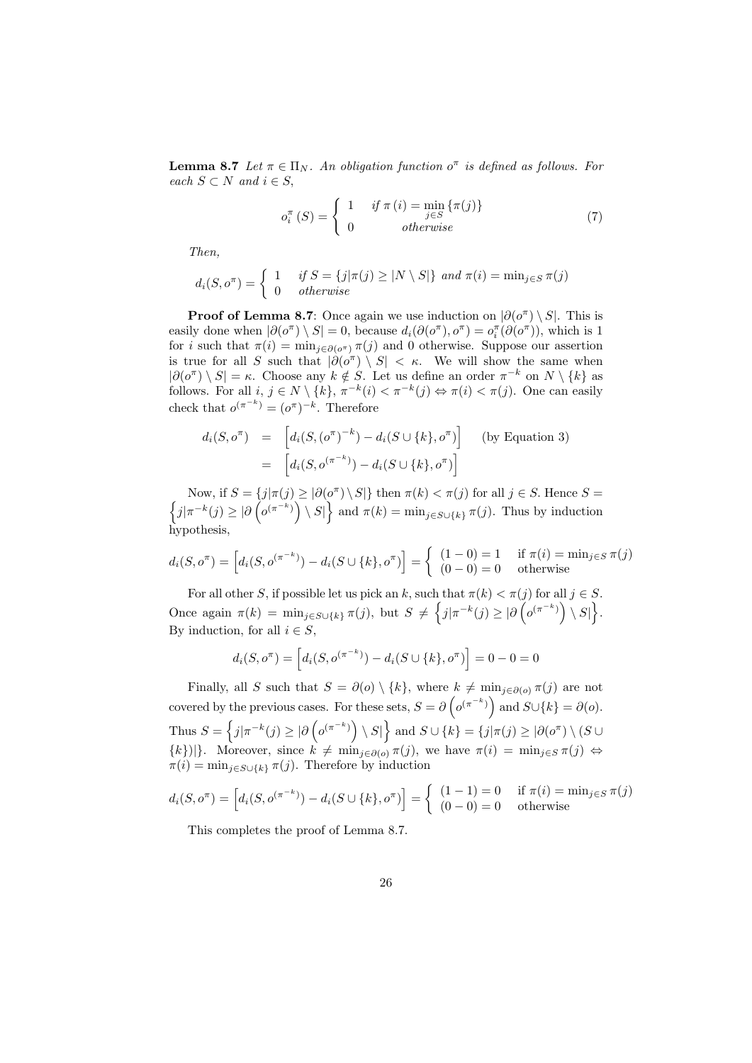**Lemma 8.7** *Let $\pi \in \Pi_N$. An obligation function $o^\pi$ is defined as follows. For each $S \subset N$ and $i \in S$,*

$$o_i^\pi(S) = \begin{cases} 1 & \text{if } \pi(i) = \min\limits_{j \in S}\{\pi(j)\} \\ 0 & \text{otherwise} \end{cases} \tag{7}$$

*Then,*

$$d_i(S, o^\pi) = \begin{cases} 1 & \text{if } S = \{j | \pi(j) \geq |N \setminus S|\} \text{ and } \pi(i) = \min_{j \in S} \pi(j) \\ 0 & \text{otherwise} \end{cases}$$

**Proof of Lemma 8.7**: Once again we use induction on $|\partial(o^\pi) \setminus S|$. This is easily done when $|\partial(o^\pi) \setminus S| = 0$, because $d_i(\partial(o^\pi), o^\pi) = o_i^\pi(\partial(o^\pi))$, which is 1 for $i$ such that $\pi(i) = \min_{j \in \partial(o^\pi)} \pi(j)$ and 0 otherwise. Suppose our assertion is true for all $S$ such that $|\partial(o^\pi) \setminus S| < \kappa$. We will show the same when $|\partial(o^\pi) \setminus S| = \kappa$. Choose any $k \notin S$. Let us define an order $\pi^{-k}$ on $N \setminus \{k\}$ as follows. For all $i, j \in N \setminus \{k\}$, $\pi^{-k}(i) < \pi^{-k}(j) \Leftrightarrow \pi(i) < \pi(j)$. One can easily check that $o^{(\pi^{-k})} = (o^\pi)^{-k}$. Therefore

$$\begin{aligned} d_i(S, o^\pi) &= \left[ d_i(S, (o^\pi)^{-k}) - d_i(S \cup \{k\}, o^\pi) \right] \quad \text{(by Equation 3)} \\ &= \left[ d_i(S, o^{(\pi^{-k})}) - d_i(S \cup \{k\}, o^\pi) \right] \end{aligned}$$

Now, if $S = \{j | \pi(j) \geq |\partial(o^\pi) \setminus S|\}$ then $\pi(k) < \pi(j)$ for all $j \in S$. Hence $S = \left\{ j | \pi^{-k}(j) \geq |\partial\left(o^{(\pi^{-k})}\right) \setminus S| \right\}$ and $\pi(k) = \min_{j \in S \cup \{k\}} \pi(j)$. Thus by induction hypothesis,

$$d_i(S, o^\pi) = \left[ d_i(S, o^{(\pi^{-k})}) - d_i(S \cup \{k\}, o^\pi) \right] = \begin{cases} (1 - 0) = 1 & \text{if } \pi(i) = \min_{j \in S} \pi(j) \\ (0 - 0) = 0 & \text{otherwise} \end{cases}$$

For all other $S$, if possible let us pick an $k$, such that $\pi(k) < \pi(j)$ for all $j \in S$. Once again $\pi(k) = \min_{j \in S \cup \{k\}} \pi(j)$, but $S \neq \left\{ j | \pi^{-k}(j) \geq |\partial\left(o^{(\pi^{-k})}\right) \setminus S| \right\}$. By induction, for all $i \in S$,

$$d_i(S, o^\pi) = \left[ d_i(S, o^{(\pi^{-k})}) - d_i(S \cup \{k\}, o^\pi) \right] = 0 - 0 = 0$$

Finally, all $S$ such that $S = \partial(o) \setminus \{k\}$, where $k \neq \min_{j \in \partial(o)} \pi(j)$ are not covered by the previous cases. For these sets, $S = \partial\left(o^{(\pi^{-k})}\right)$ and $S \cup \{k\} = \partial(o)$. Thus $S = \left\{ j | \pi^{-k}(j) \geq |\partial\left(o^{(\pi^{-k})}\right) \setminus S| \right\}$ and $S \cup \{k\} = \{j | \pi(j) \geq |\partial(o^\pi) \setminus (S \cup \{k\})|\}$. Moreover, since $k \neq \min_{j \in \partial(o)} \pi(j)$, we have $\pi(i) = \min_{j \in S} \pi(j) \Leftrightarrow \pi(i) = \min_{j \in S \cup \{k\}} \pi(j)$. Therefore by induction

$$d_i(S, o^\pi) = \left[ d_i(S, o^{(\pi^{-k})}) - d_i(S \cup \{k\}, o^\pi) \right] = \begin{cases} (1 - 1) = 0 & \text{if } \pi(i) = \min_{j \in S} \pi(j) \\ (0 - 0) = 0 & \text{otherwise} \end{cases}$$

This completes the proof of Lemma 8.7.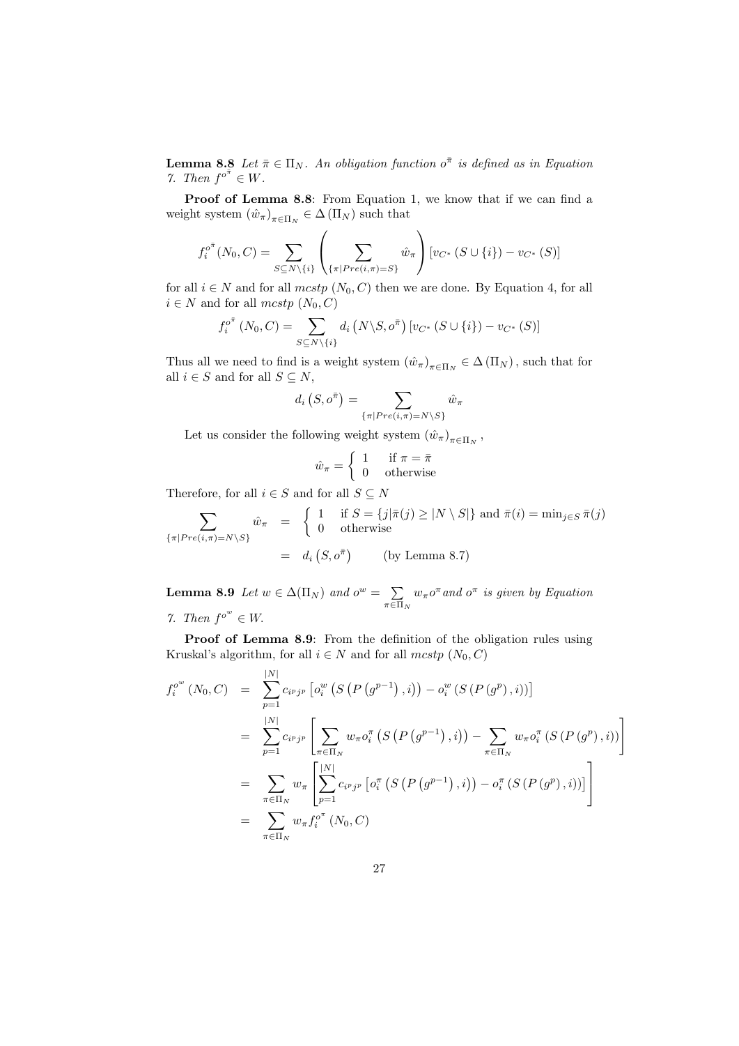**Lemma 8.8** *Let $\bar{\pi} \in \Pi_N$. An obligation function $o^{\bar{\pi}}$ is defined as in Equation 7. Then $f^{o^{\bar{\pi}}} \in W$.*

**Proof of Lemma 8.8**: From Equation 1, we know that if we can find a weight system $(\hat{w}_\pi)_{\pi \in \Pi_N} \in \Delta(\Pi_N)$ such that

$$f_i^{o^{\bar{\pi}}}(N_0, C) = \sum_{S \subseteq N \setminus \{i\}} \left( \sum_{\{\pi | Pre(i,\pi) = S\}} \hat{w}_\pi \right) \left[ v_{C^*}(S \cup \{i\}) - v_{C^*}(S) \right]$$

for all $i \in N$ and for all *mcstp* $(N_0, C)$ then we are done. By Equation 4, for all $i \in N$ and for all *mcstp* $(N_0, C)$

$$f_i^{o^{\bar{\pi}}}(N_0, C) = \sum_{S \subseteq N \setminus \{i\}} d_i\left(N \setminus S, o^{\bar{\pi}}\right) \left[ v_{C^*}(S \cup \{i\}) - v_{C^*}(S) \right]$$

Thus all we need to find is a weight system $(\hat{w}_\pi)_{\pi \in \Pi_N} \in \Delta(\Pi_N)$, such that for all $i \in S$ and for all $S \subseteq N$,

$$d_i\left(S, o^{\bar{\pi}}\right) = \sum_{\{\pi | Pre(i,\pi) = N \setminus S\}} \hat{w}_\pi$$

Let us consider the following weight system $(\hat{w}_\pi)_{\pi \in \Pi_N}$,

$$\hat{w}_\pi = \begin{cases} 1 & \text{if } \pi = \bar{\pi} \\ 0 & \text{otherwise} \end{cases}$$

Therefore, for all $i \in S$ and for all $S \subseteq N$

$$\begin{aligned} \sum_{\{\pi | Pre(i,\pi) = N \setminus S\}} \hat{w}_\pi &= \begin{cases} 1 & \text{if } S = \{j | \bar{\pi}(j) \geq |N \setminus S|\} \text{ and } \bar{\pi}(i) = \min_{j \in S} \bar{\pi}(j) \\ 0 & \text{otherwise} \end{cases} \\ &= d_i\left(S, o^{\bar{\pi}}\right) \qquad \text{(by Lemma 8.7)} \end{aligned}$$

**Lemma 8.9** *Let $w \in \Delta(\Pi_N)$ and $o^w = \sum_{\pi \in \Pi_N} w_\pi o^\pi$ and $o^\pi$ is given by Equation 7. Then $f^{o^w} \in W$.*

**Proof of Lemma 8.9**: From the definition of the obligation rules using Kruskal's algorithm, for all $i \in N$ and for all *mcstp* $(N_0, C)$

$$\begin{aligned} f_i^{o^w}(N_0, C) &= \sum_{p=1}^{|N|} c_{i^p j^p} \left[ o_i^w\left(S\left(P\left(g^{p-1}\right), i\right)\right) - o_i^w\left(S\left(P\left(g^p\right), i\right)\right) \right] \\ &= \sum_{p=1}^{|N|} c_{i^p j^p} \left[ \sum_{\pi \in \Pi_N} w_\pi o_i^\pi\left(S\left(P\left(g^{p-1}\right), i\right)\right) - \sum_{\pi \in \Pi_N} w_\pi o_i^\pi\left(S\left(P\left(g^p\right), i\right)\right) \right] \\ &= \sum_{\pi \in \Pi_N} w_\pi \left[ \sum_{p=1}^{|N|} c_{i^p j^p} \left[ o_i^\pi\left(S\left(P\left(g^{p-1}\right), i\right)\right) - o_i^\pi\left(S\left(P\left(g^p\right), i\right)\right) \right] \right] \\ &= \sum_{\pi \in \Pi_N} w_\pi f_i^{o^\pi}(N_0, C) \end{aligned}$$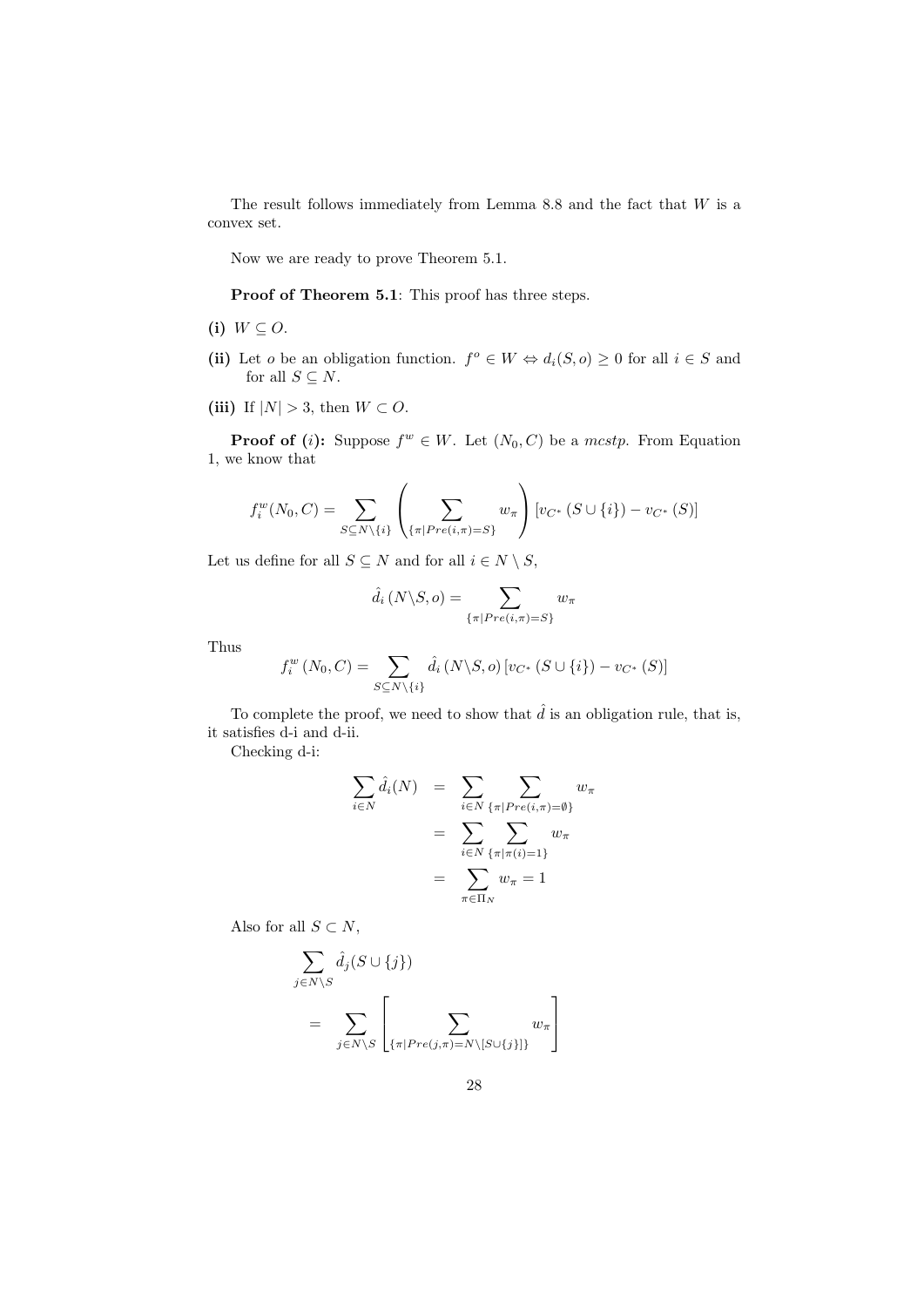The result follows immediately from Lemma 8.8 and the fact that $W$ is a convex set.

Now we are ready to prove Theorem 5.1.

**Proof of Theorem 5.1**: This proof has three steps.

**(i)** $W \subseteq O$.

**(ii)** Let $o$ be an obligation function. $f^o \in W \Leftrightarrow d_i(S, o) \geq 0$ for all $i \in S$ and for all $S \subseteq N$.

**(iii)** If $|N| > 3$, then $W \subset O$.

**Proof of (*i*):** Suppose $f^w \in W$. Let $(N_0, C)$ be a *mcstp*. From Equation 1, we know that

$$f_i^w(N_0, C) = \sum_{S \subseteq N \setminus \{i\}} \left( \sum_{\{\pi | Pre(i,\pi)=S\}} w_\pi \right) \left[ v_{C^*}\left(S \cup \{i\}\right) - v_{C^*}\left(S\right) \right]$$

Let us define for all $S \subseteq N$ and for all $i \in N \setminus S$,

$$\hat{d}_i\left(N \backslash S, o\right) = \sum_{\{\pi | Pre(i,\pi)=S\}} w_\pi$$

Thus

$$f_i^w\left(N_0, C\right) = \sum_{S \subseteq N \setminus \{i\}} \hat{d}_i\left(N \backslash S, o\right) \left[ v_{C^*}\left(S \cup \{i\}\right) - v_{C^*}\left(S\right) \right]$$

To complete the proof, we need to show that $\hat{d}$ is an obligation rule, that is, it satisfies d-i and d-ii.

Checking d-i:

$$\begin{aligned} \sum_{i \in N} \hat{d}_i(N) &= \sum_{i \in N} \sum_{\{\pi | Pre(i,\pi)=\emptyset\}} w_\pi \\ &= \sum_{i \in N} \sum_{\{\pi | \pi(i)=1\}} w_\pi \\ &= \sum_{\pi \in \Pi_N} w_\pi = 1 \end{aligned}$$

Also for all $S \subset N$,

$$\begin{aligned} &\sum_{j \in N \setminus S} \hat{d}_j(S \cup \{j\}) \\ &= \sum_{j \in N \setminus S} \left[ \sum_{\{\pi | Pre(j,\pi)=N \setminus [S \cup \{j\}]\}} w_\pi \right] \end{aligned}$$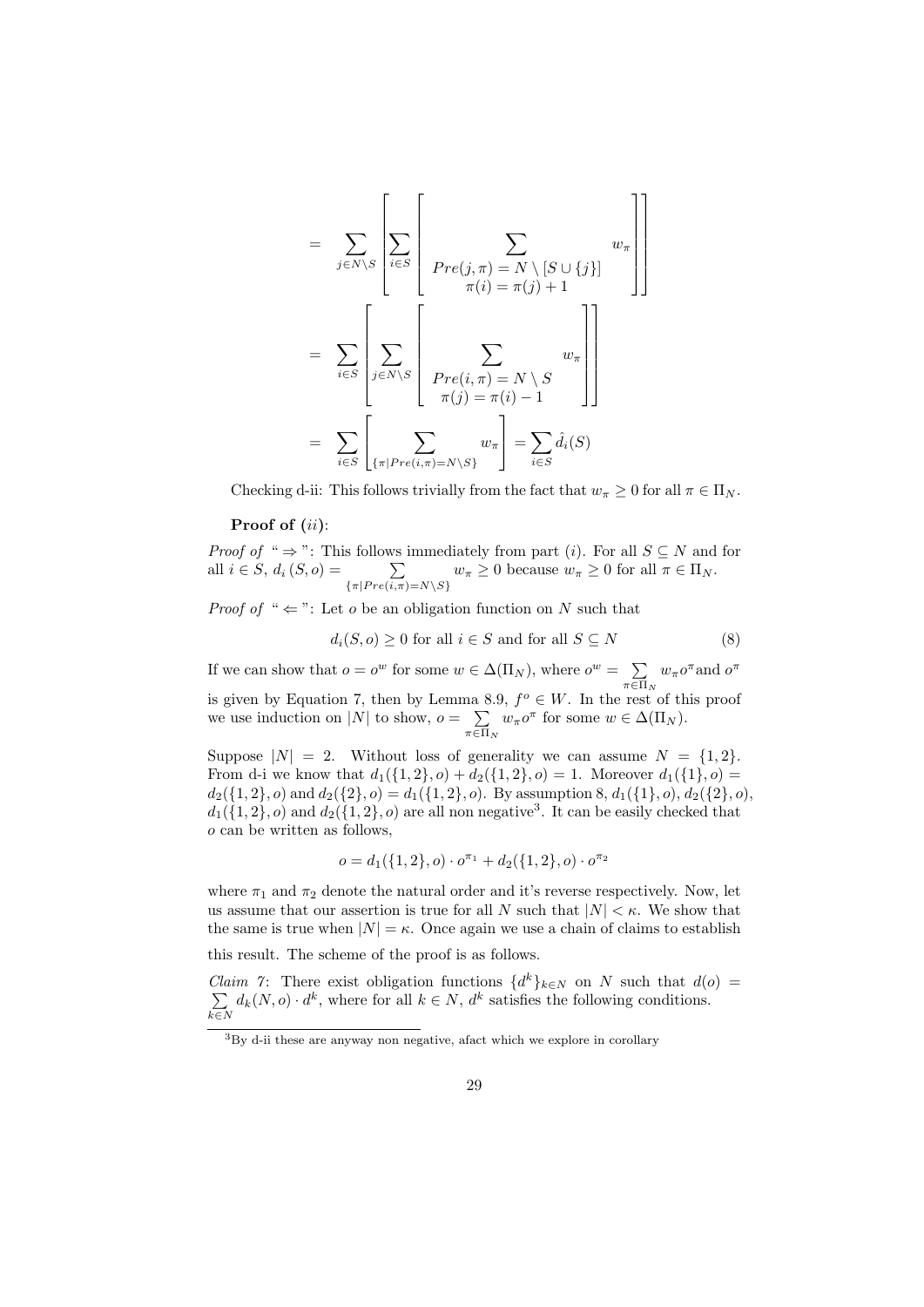$$
\begin{aligned}
&= \sum_{j\in N\setminus S}\left[\sum_{i\in S}\left[\sum_{\substack{Pre(j,\pi)=N\setminus[S\cup\{j\}]\\ \pi(i)=\pi(j)+1}} w_\pi\right]\right] \\
&= \sum_{i\in S}\left[\sum_{j\in N\setminus S}\left[\sum_{\substack{Pre(i,\pi)=N\setminus S\\ \pi(j)=\pi(i)-1}} w_\pi\right]\right] \\
&= \sum_{i\in S}\left[\sum_{\{\pi|Pre(i,\pi)=N\setminus S\}} w_\pi\right] = \sum_{i\in S}\hat{d}_i(S)
\end{aligned}
$$

Checking d-ii: This follows trivially from the fact that $w_\pi \geq 0$ for all $\pi \in \Pi_N$.

**Proof of** $(ii)$:

*Proof of* " $\Rightarrow$ ": This follows immediately from part $(i)$. For all $S \subseteq N$ and for all $i \in S$, $d_i(S, o) = \sum_{\{\pi|Pre(i,\pi)=N\setminus S\}} w_\pi \geq 0$ because $w_\pi \geq 0$ for all $\pi \in \Pi_N$.

*Proof of* " $\Leftarrow$ ": Let $o$ be an obligation function on $N$ such that

$$d_i(S, o) \geq 0 \text{ for all } i \in S \text{ and for all } S \subseteq N \tag{8}$$

If we can show that $o = o^w$ for some $w \in \Delta(\Pi_N)$, where $o^w = \sum_{\pi\in\Pi_N} w_\pi o^\pi$ and $o^\pi$ is given by Equation 7, then by Lemma 8.9, $f^o \in W$. In the rest of this proof we use induction on $|N|$ to show, $o = \sum_{\pi\in\Pi_N} w_\pi o^\pi$ for some $w \in \Delta(\Pi_N)$.

Suppose $|N| = 2$. Without loss of generality we can assume $N = \{1, 2\}$. From d-i we know that $d_1(\{1, 2\}, o) + d_2(\{1, 2\}, o) = 1$. Moreover $d_1(\{1\}, o) = d_2(\{1, 2\}, o)$ and $d_2(\{2\}, o) = d_1(\{1, 2\}, o)$. By assumption 8, $d_1(\{1\}, o)$, $d_2(\{2\}, o)$, $d_1(\{1, 2\}, o)$ and $d_2(\{1, 2\}, o)$ are all non negative[3]. It can be easily checked that $o$ can be written as follows,

$$o = d_1(\{1, 2\}, o) \cdot o^{\pi_1} + d_2(\{1, 2\}, o) \cdot o^{\pi_2}$$

where $\pi_1$ and $\pi_2$ denote the natural order and it's reverse respectively. Now, let us assume that our assertion is true for all $N$ such that $|N| < \kappa$. We show that the same is true when $|N| = \kappa$. Once again we use a chain of claims to establish this result. The scheme of the proof is as follows.

*Claim 7*: There exist obligation functions $\{d^k\}_{k\in N}$ on $N$ such that $d(o) = \sum_{k\in N} d_k(N, o) \cdot d^k$, where for all $k \in N$, $d^k$ satisfies the following conditions.

[3] By d-ii these are anyway non negative, afact which we explore in corollary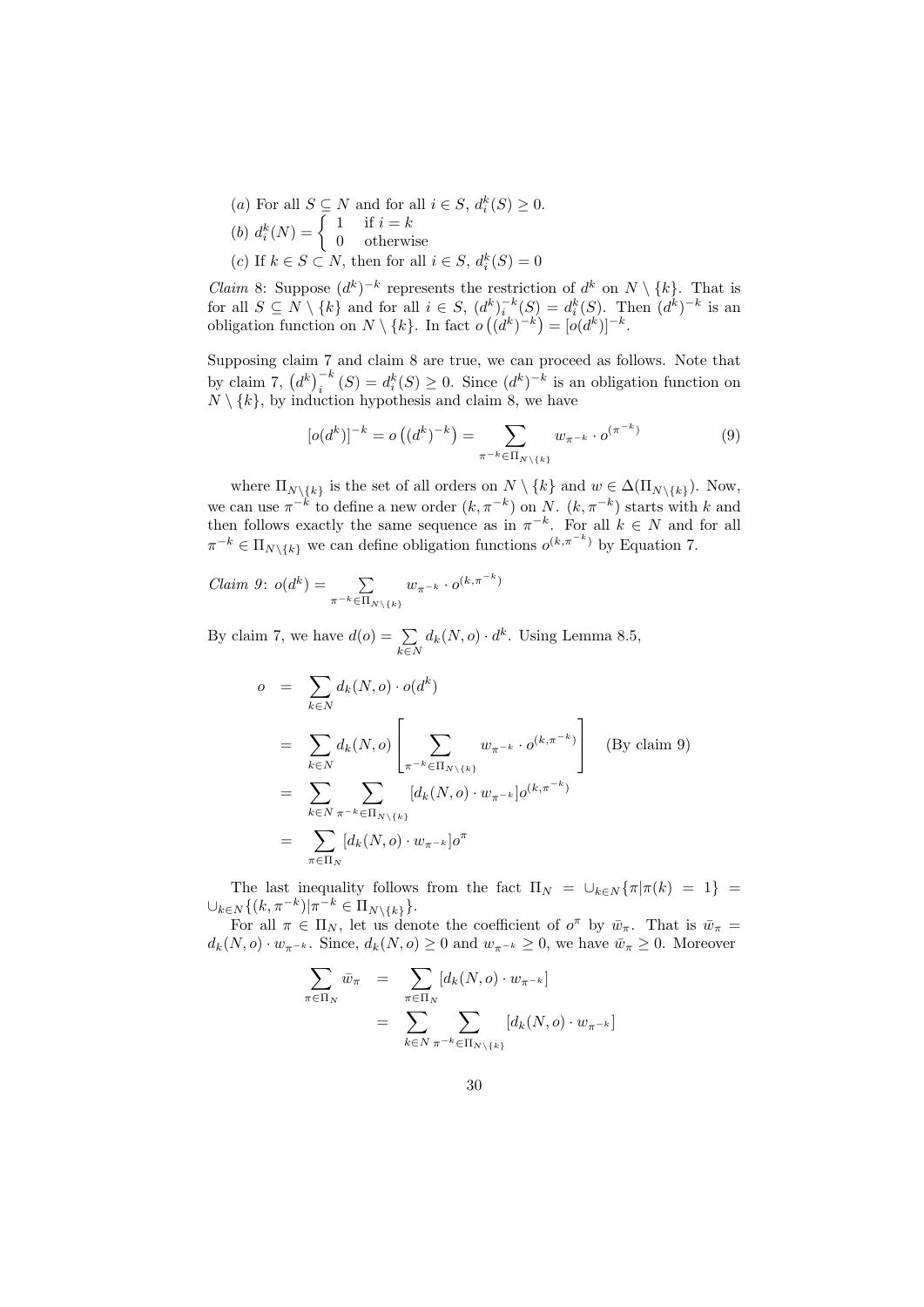(*a*) For all $S \subseteq N$ and for all $i \in S$, $d_i^k(S) \geq 0$.

(*b*) $d_i^k(N) = \begin{cases} 1 & \text{if } i = k \\ 0 & \text{otherwise} \end{cases}$

(*c*) If $k \in S \subset N$, then for all $i \in S$, $d_i^k(S) = 0$

*Claim 8*: Suppose $(d^k)^{-k}$ represents the restriction of $d^k$ on $N \setminus \{k\}$. That is for all $S \subseteq N \setminus \{k\}$ and for all $i \in S$, $(d^k)_i^{-k}(S) = d_i^k(S)$. Then $(d^k)^{-k}$ is an obligation function on $N \setminus \{k\}$. In fact $o\left((d^k)^{-k}\right) = [o(d^k)]^{-k}$.

Supposing claim 7 and claim 8 are true, we can proceed as follows. Note that by claim 7, $\left(d^k\right)_i^{-k}(S) = d_i^k(S) \geq 0$. Since $(d^k)^{-k}$ is an obligation function on $N \setminus \{k\}$, by induction hypothesis and claim 8, we have

$$[o(d^k)]^{-k} = o\left((d^k)^{-k}\right) = \sum_{\pi^{-k} \in \Pi_{N \setminus \{k\}}} w_{\pi^{-k}} \cdot o^{(\pi^{-k})} \tag{9}$$

where $\Pi_{N \setminus \{k\}}$ is the set of all orders on $N \setminus \{k\}$ and $w \in \Delta(\Pi_{N \setminus \{k\}})$. Now, we can use $\pi^{-k}$ to define a new order $(k, \pi^{-k})$ on $N$. $(k, \pi^{-k})$ starts with $k$ and then follows exactly the same sequence as in $\pi^{-k}$. For all $k \in N$ and for all $\pi^{-k} \in \Pi_{N \setminus \{k\}}$ we can define obligation functions $o^{(k,\pi^{-k})}$ by Equation 7.

*Claim 9*: $o(d^k) = \sum\limits_{\pi^{-k} \in \Pi_{N \setminus \{k\}}} w_{\pi^{-k}} \cdot o^{(k,\pi^{-k})}$

By claim 7, we have $d(o) = \sum\limits_{k \in N} d_k(N, o) \cdot d^k$. Using Lemma 8.5,

$$\begin{aligned}
o &= \sum_{k \in N} d_k(N, o) \cdot o(d^k) \\
&= \sum_{k \in N} d_k(N, o) \left[ \sum_{\pi^{-k} \in \Pi_{N \setminus \{k\}}} w_{\pi^{-k}} \cdot o^{(k,\pi^{-k})} \right] \quad \text{(By claim 9)} \\
&= \sum_{k \in N} \sum_{\pi^{-k} \in \Pi_{N \setminus \{k\}}} [d_k(N, o) \cdot w_{\pi^{-k}}] o^{(k,\pi^{-k})} \\
&= \sum_{\pi \in \Pi_N} [d_k(N, o) \cdot w_{\pi^{-k}}] o^{\pi}
\end{aligned}$$

The last inequality follows from the fact $\Pi_N = \cup_{k \in N} \{\pi | \pi(k) = 1\} = \cup_{k \in N} \{(k, \pi^{-k}) | \pi^{-k} \in \Pi_{N \setminus \{k\}}\}$.

For all $\pi \in \Pi_N$, let us denote the coefficient of $o^\pi$ by $\bar{w}_\pi$. That is $\bar{w}_\pi = d_k(N, o) \cdot w_{\pi^{-k}}$. Since, $d_k(N, o) \geq 0$ and $w_{\pi^{-k}} \geq 0$, we have $\bar{w}_\pi \geq 0$. Moreover

$$\begin{aligned}
\sum_{\pi \in \Pi_N} \bar{w}_\pi &= \sum_{\pi \in \Pi_N} [d_k(N, o) \cdot w_{\pi^{-k}}] \\
&= \sum_{k \in N} \sum_{\pi^{-k} \in \Pi_{N \setminus \{k\}}} [d_k(N, o) \cdot w_{\pi^{-k}}]
\end{aligned}$$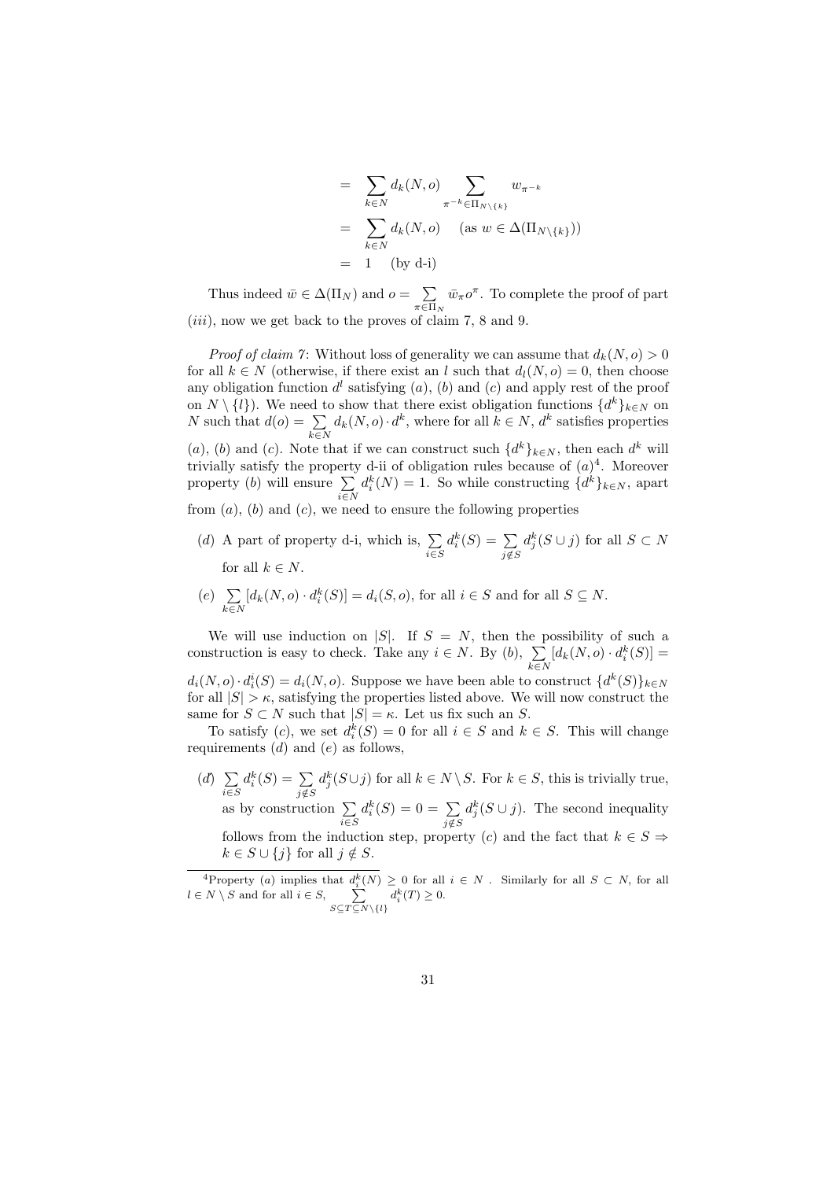$$
\begin{aligned}
&= \sum_{k \in N} d_k(N, o) \sum_{\pi^{-k} \in \Pi_{N \setminus \{k\}}} w_{\pi^{-k}} \\
&= \sum_{k \in N} d_k(N, o) \quad (\text{as } w \in \Delta(\Pi_{N \setminus \{k\}})) \\
&= 1 \quad (\text{by d-i})
\end{aligned}
$$

Thus indeed $\bar{w} \in \Delta(\Pi_N)$ and $o = \sum_{\pi \in \Pi_N} \bar{w}_\pi o^\pi$. To complete the proof of part $(iii)$, now we get back to the proves of claim 7, 8 and 9.

*Proof of claim 7*: Without loss of generality we can assume that $d_k(N, o) > 0$ for all $k \in N$ (otherwise, if there exist an $l$ such that $d_l(N, o) = 0$, then choose any obligation function $d^l$ satisfying $(a)$, $(b)$ and $(c)$ and apply rest of the proof on $N \setminus \{l\}$). We need to show that there exist obligation functions $\{d^k\}_{k \in N}$ on $N$ such that $d(o) = \sum_{k \in N} d_k(N, o) \cdot d^k$, where for all $k \in N$, $d^k$ satisfies properties $(a)$, $(b)$ and $(c)$. Note that if we can construct such $\{d^k\}_{k \in N}$, then each $d^k$ will trivially satisfy the property d-ii of obligation rules because of $(a)$[4]. Moreover property $(b)$ will ensure $\sum_{i \in N} d_i^k(N) = 1$. So while constructing $\{d^k\}_{k \in N}$, apart from $(a)$, $(b)$ and $(c)$, we need to ensure the following properties

$(d)$ A part of property d-i, which is, $\sum_{i \in S} d_i^k(S) = \sum_{j \notin S} d_j^k(S \cup j)$ for all $S \subset N$ for all $k \in N$.

$(e)$ $\sum_{k \in N} [d_k(N, o) \cdot d_i^k(S)] = d_i(S, o)$, for all $i \in S$ and for all $S \subseteq N$.

We will use induction on $|S|$. If $S = N$, then the possibility of such a construction is easy to check. Take any $i \in N$. By $(b)$, $\sum_{k \in N} [d_k(N, o) \cdot d_i^k(S)] = d_i(N, o) \cdot d_i^i(S) = d_i(N, o)$. Suppose we have been able to construct $\{d^k(S)\}_{k \in N}$ for all $|S| > \kappa$, satisfying the properties listed above. We will now construct the same for $S \subset N$ such that $|S| = \kappa$. Let us fix such an $S$.

To satisfy $(c)$, we set $d_i^k(S) = 0$ for all $i \in S$ and $k \in S$. This will change requirements $(d)$ and $(e)$ as follows,

$(d')$ $\sum_{i \in S} d_i^k(S) = \sum_{j \notin S} d_j^k(S \cup j)$ for all $k \in N \setminus S$. For $k \in S$, this is trivially true, as by construction $\sum_{i \in S} d_i^k(S) = 0 = \sum_{j \notin S} d_j^k(S \cup j)$. The second inequality follows from the induction step, property $(c)$ and the fact that $k \in S \Rightarrow k \in S \cup \{j\}$ for all $j \notin S$.

[4] Property $(a)$ implies that $d_i^k(N) \geq 0$ for all $i \in N$. Similarly for all $S \subset N$, for all $l \in N \setminus S$ and for all $i \in S$, $\sum_{S \subseteq T \subseteq N \setminus \{l\}} d_i^k(T) \geq 0$.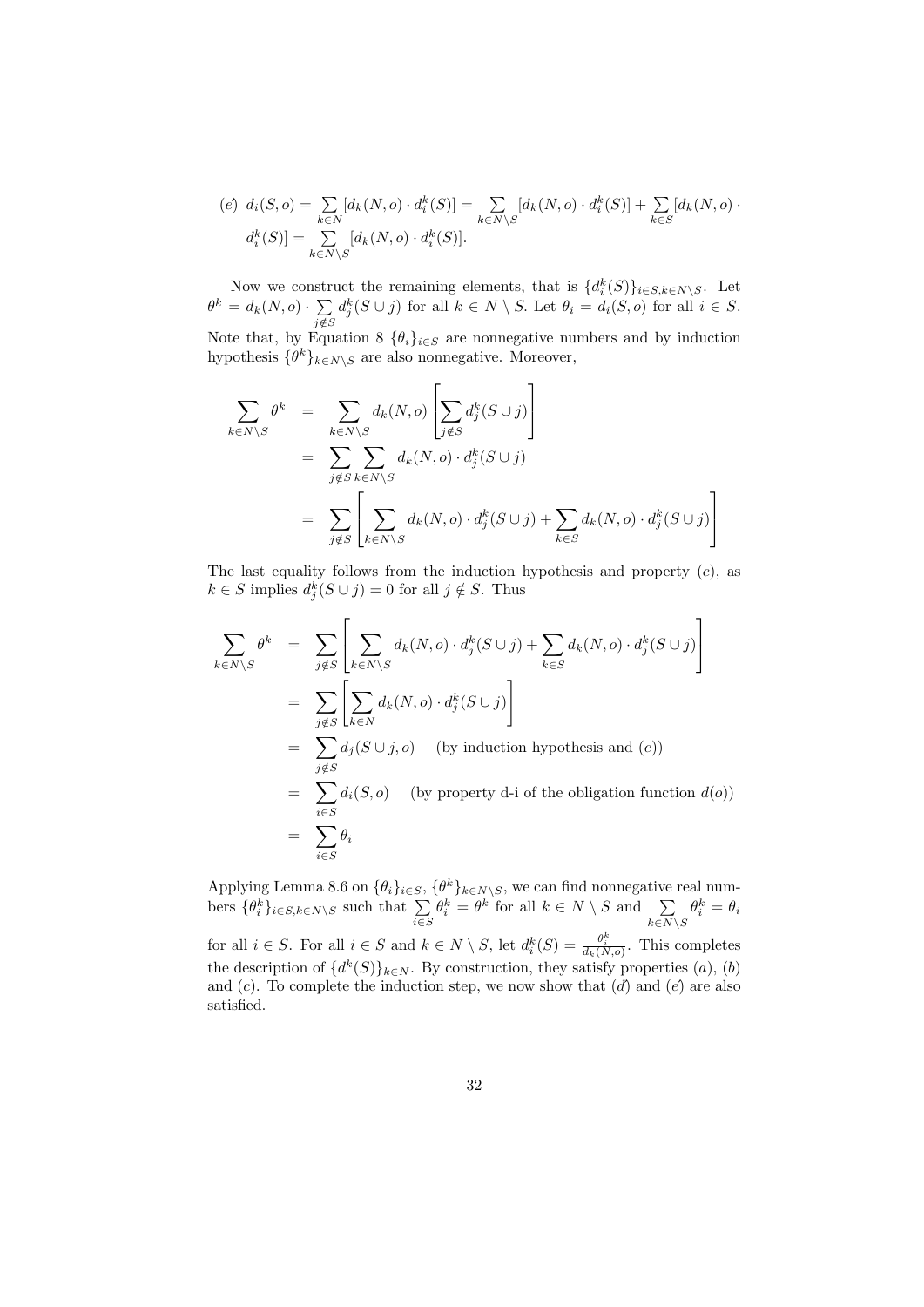$(e')$ $d_i(S,o) = \sum_{k\in N}[d_k(N,o)\cdot d_i^k(S)] = \sum_{k\in N\setminus S}[d_k(N,o)\cdot d_i^k(S)] + \sum_{k\in S}[d_k(N,o)\cdot d_i^k(S)] = \sum_{k\in N\setminus S}[d_k(N,o)\cdot d_i^k(S)]$.

Now we construct the remaining elements, that is $\{d_i^k(S)\}_{i\in S, k\in N\setminus S}$. Let $\theta^k = d_k(N,o)\cdot \sum_{j\notin S} d_j^k(S\cup j)$ for all $k \in N\setminus S$. Let $\theta_i = d_i(S,o)$ for all $i \in S$. Note that, by Equation 8 $\{\theta_i\}_{i\in S}$ are nonnegative numbers and by induction hypothesis $\{\theta^k\}_{k\in N\setminus S}$ are also nonnegative. Moreover,

$$
\begin{aligned}
\sum_{k\in N\setminus S}\theta^k &= \sum_{k\in N\setminus S} d_k(N,o)\left[\sum_{j\notin S} d_j^k(S\cup j)\right] \\
&= \sum_{j\notin S}\sum_{k\in N\setminus S} d_k(N,o)\cdot d_j^k(S\cup j) \\
&= \sum_{j\notin S}\left[\sum_{k\in N\setminus S} d_k(N,o)\cdot d_j^k(S\cup j) + \sum_{k\in S} d_k(N,o)\cdot d_j^k(S\cup j)\right]
\end{aligned}
$$

The last equality follows from the induction hypothesis and property $(c)$, as $k \in S$ implies $d_j^k(S\cup j) = 0$ for all $j \notin S$. Thus

$$
\begin{aligned}
\sum_{k\in N\setminus S}\theta^k &= \sum_{j\notin S}\left[\sum_{k\in N\setminus S} d_k(N,o)\cdot d_j^k(S\cup j) + \sum_{k\in S} d_k(N,o)\cdot d_j^k(S\cup j)\right] \\
&= \sum_{j\notin S}\left[\sum_{k\in N} d_k(N,o)\cdot d_j^k(S\cup j)\right] \\
&= \sum_{j\notin S} d_j(S\cup j, o) \quad \text{(by induction hypothesis and } (e)) \\
&= \sum_{i\in S} d_i(S,o) \quad \text{(by property d-i of the obligation function } d(o)) \\
&= \sum_{i\in S}\theta_i
\end{aligned}
$$

Applying Lemma 8.6 on $\{\theta_i\}_{i\in S}$, $\{\theta^k\}_{k\in N\setminus S}$, we can find nonnegative real numbers $\{\theta_i^k\}_{i\in S,k\in N\setminus S}$ such that $\sum_{i\in S}\theta_i^k = \theta^k$ for all $k \in N\setminus S$ and $\sum_{k\in N\setminus S}\theta_i^k = \theta_i$ for all $i \in S$. For all $i \in S$ and $k \in N\setminus S$, let $d_i^k(S) = \frac{\theta_i^k}{d_k(N,o)}$. This completes the description of $\{d^k(S)\}_{k\in N}$. By construction, they satisfy properties $(a)$, $(b)$ and $(c)$. To complete the induction step, we now show that $(d')$ and $(e')$ are also satisfied.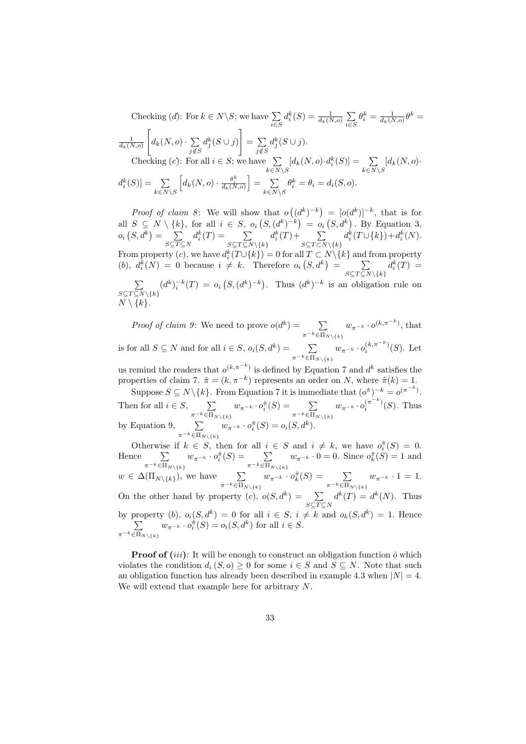Checking ($d$): For $k \in N\backslash S$; we have $\sum_{i \in S} d_i^k(S) = \frac{1}{d_k(N,o)} \sum_{i \in S} \theta_i^k = \frac{1}{d_k(N,o)} \theta^k = \frac{1}{d_k(N,o)} \left[ d_k(N,o) \cdot \sum_{j \notin S} d_j^k(S \cup j) \right] = \sum_{j \notin S} d_j^k(S \cup j)$.

Checking ($e$): For all $i \in S$; we have $\sum_{k \in N\backslash S} [d_k(N,o) \cdot d_i^k(S)] = \sum_{k \in N\backslash S} [d_k(N,o) \cdot d_i^k(S)] = \sum_{k \in N\backslash S} \left[ d_k(N,o) \cdot \frac{\theta_i^k}{d_k(N,o)} \right] = \sum_{k \in N\backslash S} \theta_i^k = \theta_i = d_i(S,o)$.

*Proof of claim 8*: We will show that $o\left((d^k)^{-k}\right) = [o(d^k)]^{-k}$, that is for all $S \subseteq N \setminus \{k\}$, for all $i \in S$, $o_i\left(S, (d^k)^{-k}\right) = o_i\left(S, d^k\right)$. By Equation 3, $o_i\left(S, d^k\right) = \sum_{S \subseteq T \subseteq N} d_i^k(T) = \sum_{S \subseteq T \subseteq N\setminus\{k\}} d_i^k(T) + \sum_{S \subseteq T \subset N\setminus\{k\}} d_i^k(T \cup \{k\}) + d_i^k(N)$. From property ($c$), we have $d_i^k(T \cup \{k\}) = 0$ for all $T \subset N\setminus\{k\}$ and from property ($b$), $d_i^k(N) = 0$ because $i \neq k$. Therefore $o_i\left(S, d^k\right) = \sum_{S \subseteq T \subseteq N\setminus\{k\}} d_i^k(T) = \sum_{S \subseteq T \subseteq N\setminus\{k\}} (d^k)_i^{-k}(T) = o_i\left(S, (d^k)^{-k}\right)$. Thus $(d^k)^{-k}$ is an obligation rule on $N \setminus \{k\}$.

*Proof of claim 9*: We need to prove $o(d^k) = \sum_{\pi^{-k} \in \Pi_{N\setminus\{k\}}} w_{\pi^{-k}} \cdot o^{(k,\pi^{-k})}$, that is for all $S \subseteq N$ and for all $i \in S$, $o_i(S, d^k) = \sum_{\pi^{-k} \in \Pi_{N\setminus\{k\}}} w_{\pi^{-k}} \cdot o_i^{(k,\pi^{-k})}(S)$. Let us remind the readers that $o^{(k,\pi^{-k})}$ is defined by Equation 7 and $d^k$ satisfies the properties of claim 7. $\hat{\pi} = (k, \pi^{-k})$ represents an order on $N$, where $\hat{\pi}(k) = 1$.

Suppose $S \subseteq N\setminus\{k\}$. From Equation 7 it is immediate that $(o^{\hat{\pi}})^{-k} = o^{(\pi^{-k})}$. Then for all $i \in S$, $\sum_{\pi^{-k} \in \Pi_{N\setminus\{k\}}} w_{\pi^{-k}} \cdot o_i^{\hat{\pi}}(S) = \sum_{\pi^{-k} \in \Pi_{N\setminus\{k\}}} w_{\pi^{-k}} \cdot o_i^{(\pi^{-k})}(S)$. Thus by Equation 9, $\sum_{\pi^{-k} \in \Pi_{N\setminus\{k\}}} w_{\pi^{-k}} \cdot o_i^{\hat{\pi}}(S) = o_i(S, d^k)$.

Otherwise if $k \in S$, then for all $i \in S$ and $i \neq k$, we have $o_i^{\hat{\pi}}(S) = 0$. Hence $\sum_{\pi^{-k} \in \Pi_{N\setminus\{k\}}} w_{\pi^{-k}} \cdot o_i^{\hat{\pi}}(S) = \sum_{\pi^{-k} \in \Pi_{N\setminus\{k\}}} w_{\pi^{-k}} \cdot 0 = 0$. Since $o_k^{\hat{\pi}}(S) = 1$ and $w \in \Delta(\Pi_{N\setminus\{k\}})$, we have $\sum_{\pi^{-k} \in \Pi_{N\setminus\{k\}}} w_{\pi^{-k}} \cdot o_k^{\hat{\pi}}(S) = \sum_{\pi^{-k} \in \Pi_{N\setminus\{k\}}} w_{\pi^{-k}} \cdot 1 = 1$. On the other hand by property ($c$), $o(S, d^k) = \sum_{S \subseteq T \subseteq N} d^k(T) = d^k(N)$. Thus by property ($b$), $o_i(S, d^k) = 0$ for all $i \in S$, $i \neq k$ and $o_k(S, d^k) = 1$. Hence $\sum_{\pi^{-k} \in \Pi_{N\setminus\{k\}}} w_{\pi^{-k}} \cdot o_i^{\hat{\pi}}(S) = o_i(S, d^k)$ for all $i \in S$.

**Proof of (*iii*)**: It will be enough to construct an obligation function $\hat{o}$ which violates the condition $d_i(S, o) \geq 0$ for some $i \in S$ and $S \subseteq N$. Note that such an obligation function has already been described in example 4.3 when $|N| = 4$. We will extend that example here for arbitrary $N$.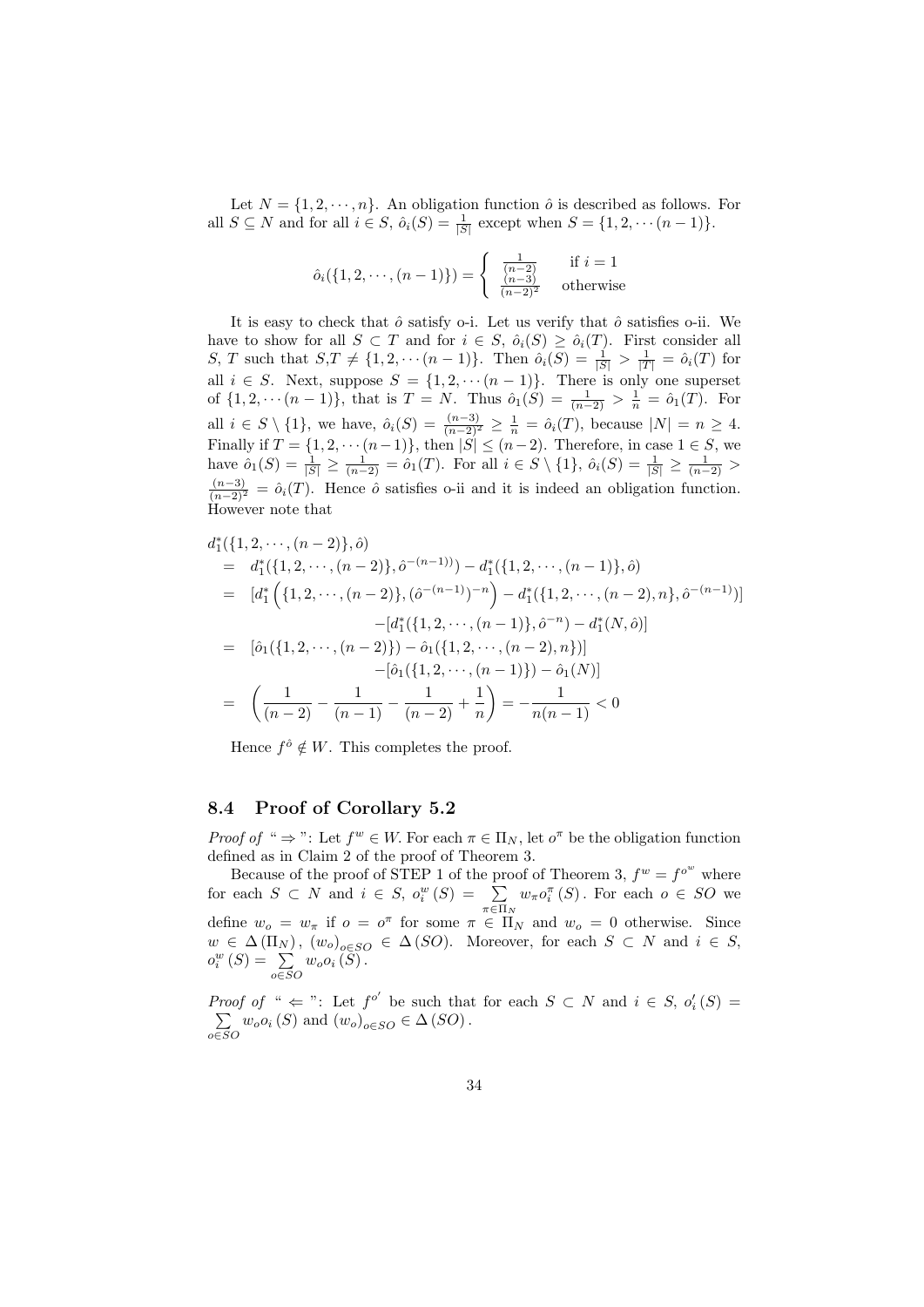Let $N = \{1, 2, \cdots, n\}$. An obligation function $\hat{o}$ is described as follows. For all $S \subseteq N$ and for all $i \in S$, $\hat{o}_i(S) = \frac{1}{|S|}$ except when $S = \{1, 2, \cdots (n-1)\}$.

$$\hat{o}_i(\{1, 2, \cdots, (n-1)\}) = \begin{cases} \frac{1}{(n-2)} & \text{if } i = 1 \\ \frac{(n-3)}{(n-2)^2} & \text{otherwise} \end{cases}$$

It is easy to check that $\hat{o}$ satisfy o-i. Let us verify that $\hat{o}$ satisfies o-ii. We have to show for all $S \subset T$ and for $i \in S$, $\hat{o}_i(S) \geq \hat{o}_i(T)$. First consider all $S$, $T$ such that $S,T \neq \{1, 2, \cdots (n-1)\}$. Then $\hat{o}_i(S) = \frac{1}{|S|} > \frac{1}{|T|} = \hat{o}_i(T)$ for all $i \in S$. Next, suppose $S = \{1, 2, \cdots (n-1)\}$. There is only one superset of $\{1, 2, \cdots (n-1)\}$, that is $T = N$. Thus $\hat{o}_1(S) = \frac{1}{(n-2)} > \frac{1}{n} = \hat{o}_1(T)$. For all $i \in S \setminus \{1\}$, we have, $\hat{o}_i(S) = \frac{(n-3)}{(n-2)^2} \geq \frac{1}{n} = \hat{o}_i(T)$, because $|N| = n \geq 4$. Finally if $T = \{1, 2, \cdots (n-1)\}$, then $|S| \leq (n-2)$. Therefore, in case $1 \in S$, we have $\hat{o}_1(S) = \frac{1}{|S|} \geq \frac{1}{(n-2)} = \hat{o}_1(T)$. For all $i \in S \setminus \{1\}$, $\hat{o}_i(S) = \frac{1}{|S|} \geq \frac{1}{(n-2)} > \frac{(n-3)}{(n-2)^2} = \hat{o}_i(T)$. Hence $\hat{o}$ satisfies o-ii and it is indeed an obligation function. However note that

$$\begin{aligned}
& d_1^*(\{1, 2, \cdots, (n-2)\}, \hat{o}) \\
&= d_1^*(\{1, 2, \cdots, (n-2)\}, \hat{o}^{-(n-1)}) - d_1^*(\{1, 2, \cdots, (n-1)\}, \hat{o}) \\
&= [d_1^*\left(\{1, 2, \cdots, (n-2)\}, (\hat{o}^{-(n-1)})^{-n}\right) - d_1^*(\{1, 2, \cdots, (n-2), n\}, \hat{o}^{-(n-1)})] \\
&\qquad - [d_1^*(\{1, 2, \cdots, (n-1)\}, \hat{o}^{-n}) - d_1^*(N, \hat{o})] \\
&= [\hat{o}_1(\{1, 2, \cdots, (n-2)\}) - \hat{o}_1(\{1, 2, \cdots, (n-2), n\})] \\
&\qquad - [\hat{o}_1(\{1, 2, \cdots, (n-1)\}) - \hat{o}_1(N)] \\
&= \left(\frac{1}{(n-2)} - \frac{1}{(n-1)} - \frac{1}{(n-2)} + \frac{1}{n}\right) = -\frac{1}{n(n-1)} < 0
\end{aligned}$$

Hence $f^{\hat{o}} \notin W$. This completes the proof.

## 8.4 Proof of Corollary 5.2

*Proof of* " $\Rightarrow$ ": Let $f^w \in W$. For each $\pi \in \Pi_N$, let $o^\pi$ be the obligation function defined as in Claim 2 of the proof of Theorem 3.

Because of the proof of STEP 1 of the proof of Theorem 3, $f^w = f^{o^w}$ where for each $S \subset N$ and $i \in S$, $o_i^w(S) = \sum_{\pi \in \Pi_N} w_\pi o_i^\pi(S)$. For each $o \in SO$ we define $w_o = w_\pi$ if $o = o^\pi$ for some $\pi \in \Pi_N$ and $w_o = 0$ otherwise. Since $w \in \Delta(\Pi_N)$, $(w_o)_{o \in SO} \in \Delta(SO)$. Moreover, for each $S \subset N$ and $i \in S$, $o_i^w(S) = \sum_{o \in SO} w_o o_i(S)$.

*Proof of* " $\Leftarrow$ ": Let $f^{o'}$ be such that for each $S \subset N$ and $i \in S$, $o_i'(S) = \sum_{o \in SO} w_o o_i(S)$ and $(w_o)_{o \in SO} \in \Delta(SO)$.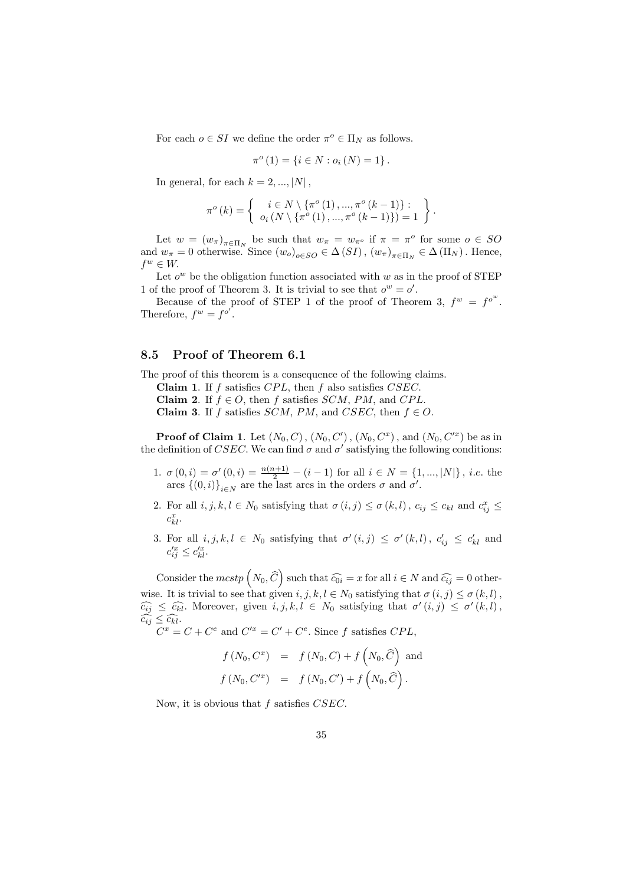For each $o \in SI$ we define the order $\pi^o \in \Pi_N$ as follows.

$$\pi^o(1) = \{i \in N : o_i(N) = 1\}.$$

In general, for each $k = 2, ..., |N|$,

$$\pi^o(k) = \left\{ \begin{array}{c} i \in N \setminus \{\pi^o(1), ..., \pi^o(k-1)\} : \\ o_i(N \setminus \{\pi^o(1), ..., \pi^o(k-1)\}) = 1 \end{array} \right\}.$$

Let $w = (w_\pi)_{\pi \in \Pi_N}$ be such that $w_\pi = w_{\pi^o}$ if $\pi = \pi^o$ for some $o \in SO$ and $w_\pi = 0$ otherwise. Since $(w_o)_{o \in SO} \in \Delta(SI)$, $(w_\pi)_{\pi \in \Pi_N} \in \Delta(\Pi_N)$. Hence, $f^w \in W$.

Let $o^w$ be the obligation function associated with $w$ as in the proof of STEP 1 of the proof of Theorem 3. It is trivial to see that $o^w = o'$.

Because of the proof of STEP 1 of the proof of Theorem 3, $f^w = f^{o^w}$. Therefore, $f^w = f^{o'}$.

## 8.5 Proof of Theorem 6.1

The proof of this theorem is a consequence of the following claims.

**Claim 1**. If $f$ satisfies $CPL$, then $f$ also satisfies $CSEC$.

**Claim 2**. If $f \in O$, then $f$ satisfies $SCM$, $PM$, and $CPL$.

**Claim 3**. If $f$ satisfies $SCM$, $PM$, and $CSEC$, then $f \in O$.

**Proof of Claim 1**. Let $(N_0, C)$, $(N_0, C')$, $(N_0, C^x)$, and $(N_0, C'^x)$ be as in the definition of $CSEC$. We can find $\sigma$ and $\sigma'$ satisfying the following conditions:

1. $\sigma(0, i) = \sigma'(0, i) = \frac{n(n+1)}{2} - (i - 1)$ for all $i \in N = \{1, ..., |N|\}$, *i.e.* the arcs $\{(0, i)\}_{i \in N}$ are the last arcs in the orders $\sigma$ and $\sigma'$.
2. For all $i, j, k, l \in N_0$ satisfying that $\sigma(i, j) \leq \sigma(k, l)$, $c_{ij} \leq c_{kl}$ and $c_{ij}^x \leq c_{kl}^x$.
3. For all $i, j, k, l \in N_0$ satisfying that $\sigma'(i, j) \leq \sigma'(k, l)$, $c'_{ij} \leq c'_{kl}$ and $c'^x_{ij} \leq c'^x_{kl}$.

Consider the $mcstp$ $\left(N_0, \widehat{C}\right)$ such that $\widehat{c_{0i}} = x$ for all $i \in N$ and $\widehat{c_{ij}} = 0$ otherwise. It is trivial to see that given $i, j, k, l \in N_0$ satisfying that $\sigma(i, j) \leq \sigma(k, l)$, $\widehat{c_{ij}} \leq \widehat{c_{kl}}$. Moreover, given $i, j, k, l \in N_0$ satisfying that $\sigma'(i, j) \leq \sigma'(k, l)$, $\widehat{c_{ij}} \leq \widehat{c_{kl}}$.

$C^x = C + C^e$ and $C'^x = C' + C^e$. Since $f$ satisfies $CPL$,

$$\begin{aligned} f(N_0, C^x) &= f(N_0, C) + f\left(N_0, \widehat{C}\right) \text{ and} \\ f(N_0, C'^x) &= f(N_0, C') + f\left(N_0, \widehat{C}\right). \end{aligned}$$

Now, it is obvious that $f$ satisfies $CSEC$.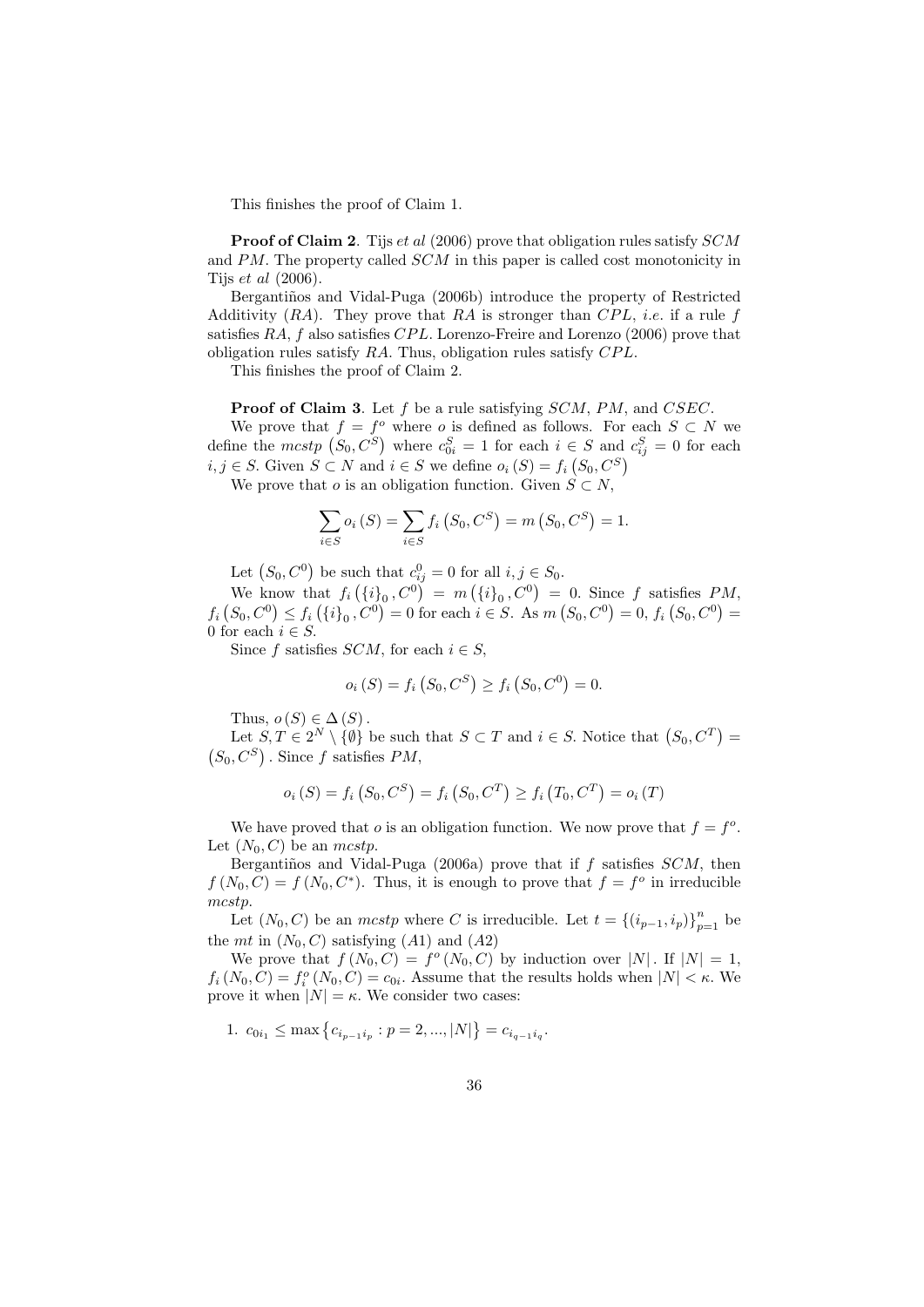This finishes the proof of Claim 1.

**Proof of Claim 2**. Tijs *et al* (2006) prove that obligation rules satisfy $SCM$ and $PM$. The property called $SCM$ in this paper is called cost monotonicity in Tijs *et al* (2006).

Bergantiños and Vidal-Puga (2006b) introduce the property of Restricted Additivity ($RA$). They prove that $RA$ is stronger than $CPL$, *i.e.* if a rule $f$ satisfies $RA$, $f$ also satisfies $CPL$. Lorenzo-Freire and Lorenzo (2006) prove that obligation rules satisfy $RA$. Thus, obligation rules satisfy $CPL$.

This finishes the proof of Claim 2.

**Proof of Claim 3**. Let $f$ be a rule satisfying $SCM$, $PM$, and $CSEC$.

We prove that $f = f^o$ where $o$ is defined as follows. For each $S \subset N$ we define the $mcstp$ $(S_0, C^S)$ where $c^S_{0i} = 1$ for each $i \in S$ and $c^S_{ij} = 0$ for each $i, j \in S$. Given $S \subset N$ and $i \in S$ we define $o_i(S) = f_i(S_0, C^S)$

We prove that $o$ is an obligation function. Given $S \subset N$,

$$\sum_{i \in S} o_i(S) = \sum_{i \in S} f_i(S_0, C^S) = m(S_0, C^S) = 1.$$

Let $(S_0, C^0)$ be such that $c^0_{ij} = 0$ for all $i, j \in S_0$.

We know that $f_i(\{i\}_0, C^0) = m(\{i\}_0, C^0) = 0$. Since $f$ satisfies $PM$, $f_i(S_0, C^0) \leq f_i(\{i\}_0, C^0) = 0$ for each $i \in S$. As $m(S_0, C^0) = 0$, $f_i(S_0, C^0) = 0$ for each $i \in S$.

Since $f$ satisfies $SCM$, for each $i \in S$,

$$o_i(S) = f_i(S_0, C^S) \geq f_i(S_0, C^0) = 0.$$

Thus, $o(S) \in \Delta(S)$.

Let $S, T \in 2^N \setminus \{\emptyset\}$ be such that $S \subset T$ and $i \in S$. Notice that $(S_0, C^T) = (S_0, C^S)$. Since $f$ satisfies $PM$,

$$o_i(S) = f_i(S_0, C^S) = f_i(S_0, C^T) \geq f_i(T_0, C^T) = o_i(T)$$

We have proved that $o$ is an obligation function. We now prove that $f = f^o$. Let $(N_0, C)$ be an $mcstp$.

Bergantiños and Vidal-Puga (2006a) prove that if $f$ satisfies $SCM$, then $f(N_0, C) = f(N_0, C^*)$. Thus, it is enough to prove that $f = f^o$ in irreducible $mcstp$.

Let $(N_0, C)$ be an $mcstp$ where $C$ is irreducible. Let $t = \{(i_{p-1}, i_p)\}_{p=1}^n$ be the $mt$ in $(N_0, C)$ satisfying $(A1)$ and $(A2)$

We prove that $f(N_0, C) = f^o(N_0, C)$ by induction over $|N|$. If $|N| = 1$, $f_i(N_0, C) = f^o_i(N_0, C) = c_{0i}$. Assume that the results holds when $|N| < \kappa$. We prove it when $|N| = \kappa$. We consider two cases:

1. $c_{0i_1} \leq \max\{c_{i_{p-1}i_p} : p = 2, ..., |N|\} = c_{i_{q-1}i_q}$.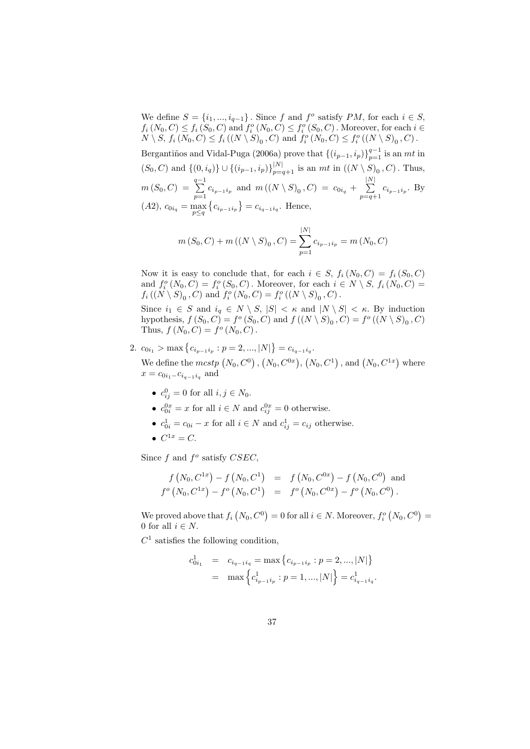We define $S = \{i_1, ..., i_{q-1}\}$. Since $f$ and $f^o$ satisfy $PM$, for each $i \in S$, $f_i(N_0, C) \leq f_i(S_0, C)$ and $f_i^o(N_0, C) \leq f_i^o(S_0, C)$. Moreover, for each $i \in N \setminus S$, $f_i(N_0, C) \leq f_i((N \setminus S)_0, C)$ and $f_i^o(N_0, C) \leq f_i^o((N \setminus S)_0, C)$.

Bergantiños and Vidal-Puga (2006a) prove that $\{(i_{p-1}, i_p)\}_{p=1}^{q-1}$ is an $mt$ in $(S_0, C)$ and $\{(0, i_q)\} \cup \{(i_{p-1}, i_p)\}_{p=q+1}^{|N|}$ is an $mt$ in $((N \setminus S)_0, C)$. Thus, $m(S_0, C) = \sum_{p=1}^{q-1} c_{i_{p-1}i_p}$ and $m((N \setminus S)_0, C) = c_{0i_q} + \sum_{p=q+1}^{|N|} c_{i_{p-1}i_p}$. By (A2), $c_{0i_q} = \max_{p \leq q} \{c_{i_{p-1}i_p}\} = c_{i_{q-1}i_q}$. Hence,

$$m(S_0, C) + m((N \setminus S)_0, C) = \sum_{p=1}^{|N|} c_{i_{p-1}i_p} = m(N_0, C)$$

Now it is easy to conclude that, for each $i \in S$, $f_i(N_0, C) = f_i(S_0, C)$ and $f_i^o(N_0, C) = f_i^o(S_0, C)$. Moreover, for each $i \in N \setminus S$, $f_i(N_0, C) = f_i((N \setminus S)_0, C)$ and $f_i^o(N_0, C) = f_i^o((N \setminus S)_0, C)$.

Since $i_1 \in S$ and $i_q \in N \setminus S$, $|S| < \kappa$ and $|N \setminus S| < \kappa$. By induction hypothesis, $f(S_0, C) = f^o(S_0, C)$ and $f((N \setminus S)_0, C) = f^o((N \setminus S)_0, C)$ Thus, $f(N_0, C) = f^o(N_0, C)$.

2. $c_{0i_1} > \max\{c_{i_{p-1}i_p} : p = 2, ..., |N|\} = c_{i_{q-1}i_q}$.

   We define the $mcstp$ $(N_0, C^0)$, $(N_0, C^{0x})$, $(N_0, C^1)$, and $(N_0, C^{1x})$ where $x = c_{0i_1} - c_{i_{q-1}i_q}$ and

   - $c_{ij}^0 = 0$ for all $i, j \in N_0$.
   - $c_{0i}^{0x} = x$ for all $i \in N$ and $c_{ij}^{0x} = 0$ otherwise.
   - $c_{0i}^1 = c_{0i} - x$ for all $i \in N$ and $c_{ij}^1 = c_{ij}$ otherwise.
   - $C^{1x} = C$.

   Since $f$ and $f^o$ satisfy $CSEC$,

   $$\begin{aligned} f(N_0, C^{1x}) - f(N_0, C^1) &= f(N_0, C^{0x}) - f(N_0, C^0) \text{ and} \\ f^o(N_0, C^{1x}) - f^o(N_0, C^1) &= f^o(N_0, C^{0x}) - f^o(N_0, C^0). \end{aligned}$$

   We proved above that $f_i(N_0, C^0) = 0$ for all $i \in N$. Moreover, $f_i^o(N_0, C^0) = 0$ for all $i \in N$.

   $C^1$ satisfies the following condition,

   $$\begin{aligned} c_{0i_1}^1 &= c_{i_{q-1}i_q} = \max\{c_{i_{p-1}i_p} : p = 2, ..., |N|\} \\ &= \max\left\{c_{i_{p-1}i_p}^1 : p = 1, ..., |N|\right\} = c_{i_{q-1}i_q}^1. \end{aligned}$$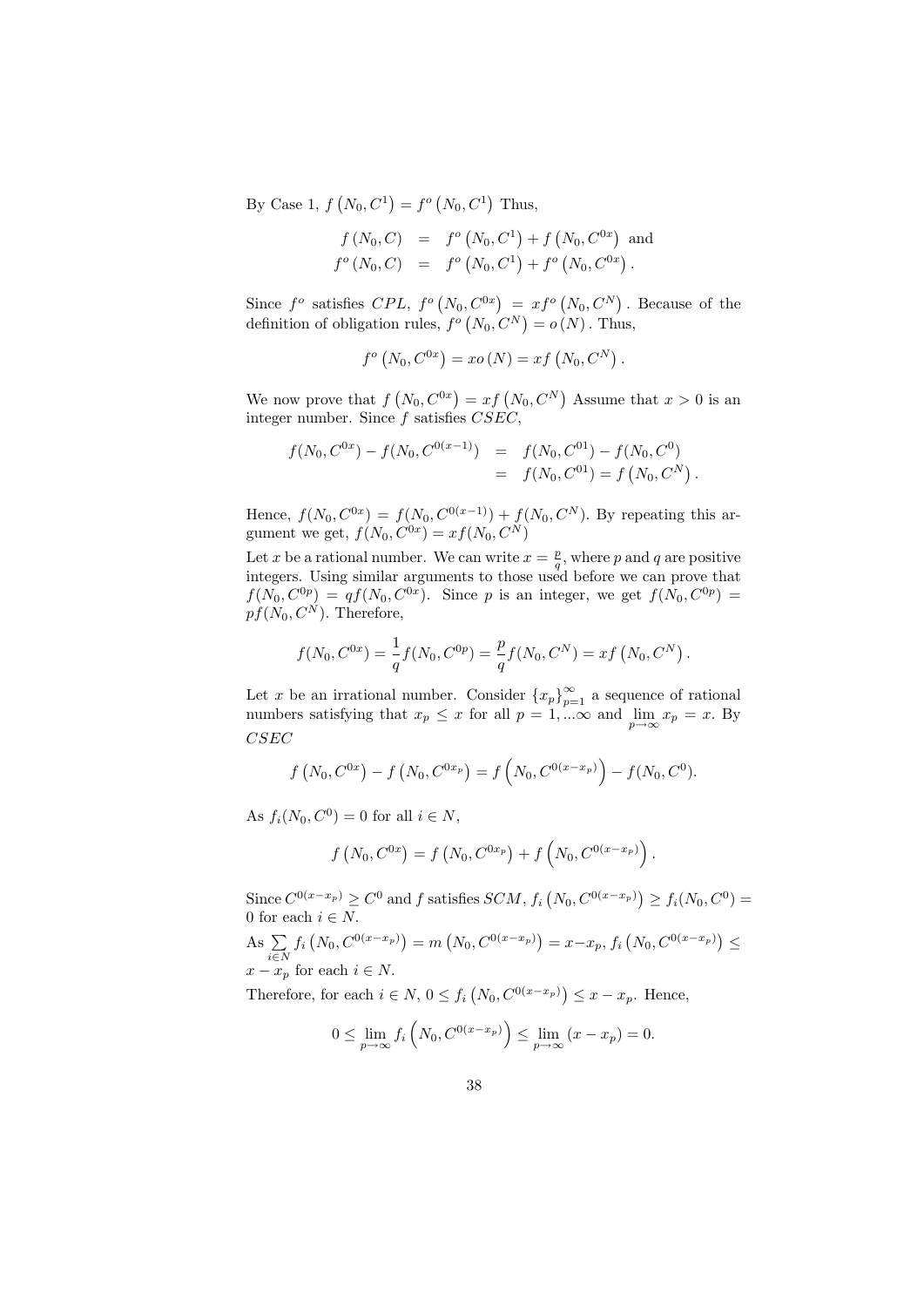By Case 1, $f\left(N_0, C^1\right) = f^o\left(N_0, C^1\right)$ Thus,

$$\begin{aligned} f\left(N_0, C\right) &= f^o\left(N_0, C^1\right) + f\left(N_0, C^{0x}\right) \text{ and} \\ f^o\left(N_0, C\right) &= f^o\left(N_0, C^1\right) + f^o\left(N_0, C^{0x}\right). \end{aligned}$$

Since $f^o$ satisfies $CPL$, $f^o\left(N_0, C^{0x}\right) = xf^o\left(N_0, C^N\right)$. Because of the definition of obligation rules, $f^o\left(N_0, C^N\right) = o\left(N\right)$. Thus,

$$f^o\left(N_0, C^{0x}\right) = xo\left(N\right) = xf\left(N_0, C^N\right).$$

We now prove that $f\left(N_0, C^{0x}\right) = xf\left(N_0, C^N\right)$ Assume that $x > 0$ is an integer number. Since $f$ satisfies $CSEC$,

$$\begin{aligned} f(N_0, C^{0x}) - f(N_0, C^{0(x-1)}) &= f(N_0, C^{01}) - f(N_0, C^0) \\ &= f(N_0, C^{01}) = f\left(N_0, C^N\right). \end{aligned}$$

Hence, $f(N_0, C^{0x}) = f(N_0, C^{0(x-1)}) + f(N_0, C^N)$. By repeating this argument we get, $f(N_0, C^{0x}) = xf(N_0, C^N)$

Let $x$ be a rational number. We can write $x = \frac{p}{q}$, where $p$ and $q$ are positive integers. Using similar arguments to those used before we can prove that $f(N_0, C^{0p}) = qf(N_0, C^{0x})$. Since $p$ is an integer, we get $f(N_0, C^{0p}) = pf(N_0, C^N)$. Therefore,

$$f(N_0, C^{0x}) = \frac{1}{q} f(N_0, C^{0p}) = \frac{p}{q} f(N_0, C^N) = xf\left(N_0, C^N\right).$$

Let $x$ be an irrational number. Consider $\{x_p\}_{p=1}^{\infty}$ a sequence of rational numbers satisfying that $x_p \leq x$ for all $p = 1, ...\infty$ and $\lim_{p\to\infty} x_p = x$. By $CSEC$

$$f\left(N_0, C^{0x}\right) - f\left(N_0, C^{0x_p}\right) = f\left(N_0, C^{0(x-x_p)}\right) - f(N_0, C^0).$$

As $f_i(N_0, C^0) = 0$ for all $i \in N$,

$$f\left(N_0, C^{0x}\right) = f\left(N_0, C^{0x_p}\right) + f\left(N_0, C^{0(x-x_p)}\right).$$

Since $C^{0(x-x_p)} \geq C^0$ and $f$ satisfies $SCM$, $f_i\left(N_0, C^{0(x-x_p)}\right) \geq f_i(N_0, C^0) = 0$ for each $i \in N$.

As $\sum_{i\in N} f_i\left(N_0, C^{0(x-x_p)}\right) = m\left(N_0, C^{0(x-x_p)}\right) = x - x_p$, $f_i\left(N_0, C^{0(x-x_p)}\right) \leq x - x_p$ for each $i \in N$.

Therefore, for each $i \in N$, $0 \leq f_i\left(N_0, C^{0(x-x_p)}\right) \leq x - x_p$. Hence,

$$0 \leq \lim_{p\to\infty} f_i\left(N_0, C^{0(x-x_p)}\right) \leq \lim_{p\to\infty} (x - x_p) = 0.$$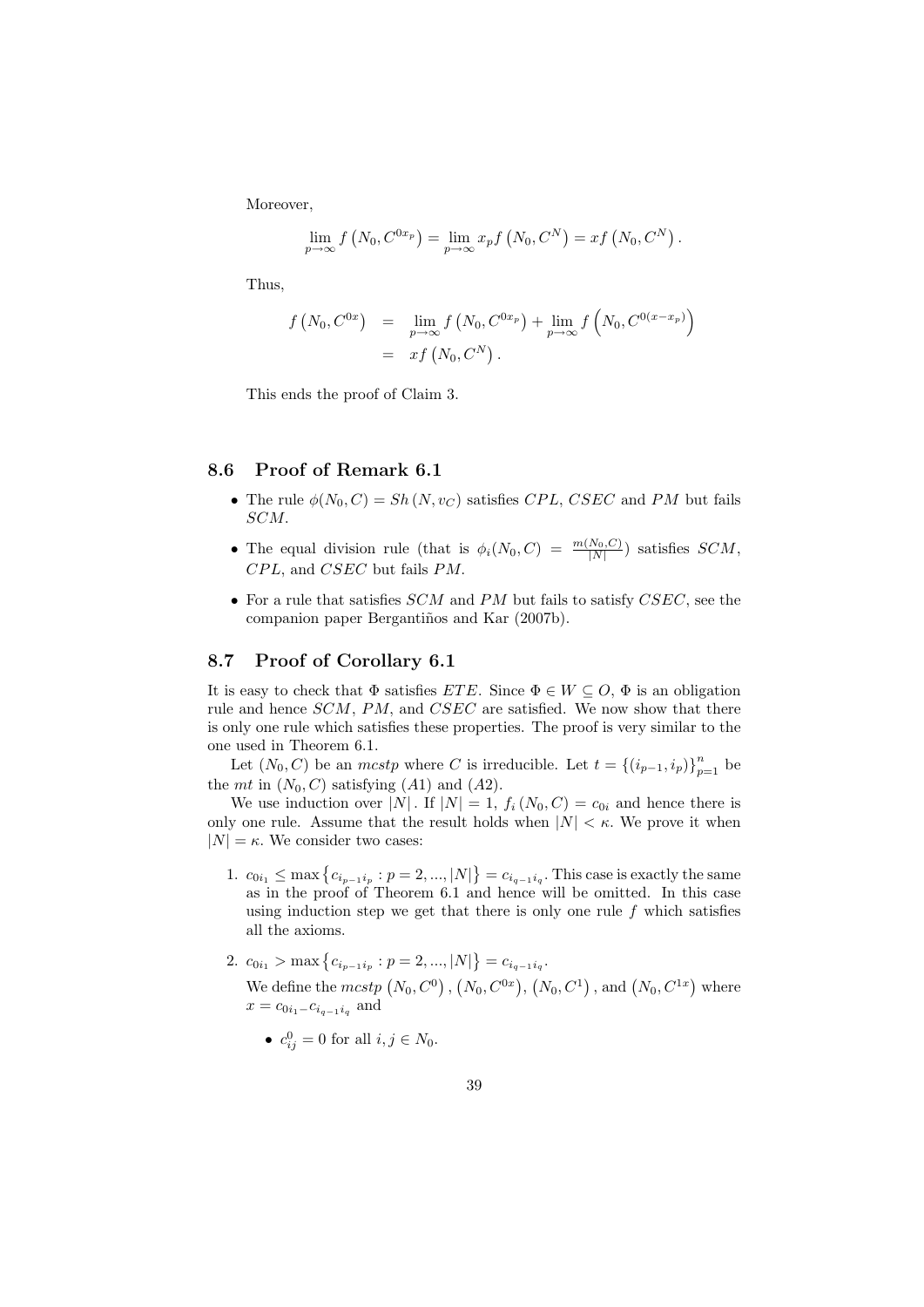Moreover,

$$\lim_{p\to\infty} f\left(N_0, C^{0x_p}\right) = \lim_{p\to\infty} x_p f\left(N_0, C^N\right) = xf\left(N_0, C^N\right).$$

Thus,

$$\begin{aligned} f\left(N_0, C^{0x}\right) &= \lim_{p\to\infty} f\left(N_0, C^{0x_p}\right) + \lim_{p\to\infty} f\left(N_0, C^{0(x-x_p)}\right) \\ &= xf\left(N_0, C^N\right). \end{aligned}$$

This ends the proof of Claim 3.

## 8.6 Proof of Remark 6.1

- The rule $\phi(N_0, C) = Sh\left(N, v_C\right)$ satisfies $CPL$, $CSEC$ and $PM$ but fails $SCM$.
- The equal division rule (that is $\phi_i(N_0, C) = \frac{m(N_0,C)}{|N|}$) satisfies $SCM$, $CPL$, and $CSEC$ but fails $PM$.
- For a rule that satisfies $SCM$ and $PM$ but fails to satisfy $CSEC$, see the companion paper Bergantiños and Kar (2007b).

## 8.7 Proof of Corollary 6.1

It is easy to check that $\Phi$ satisfies $ETE$. Since $\Phi \in W \subseteq O$, $\Phi$ is an obligation rule and hence $SCM$, $PM$, and $CSEC$ are satisfied. We now show that there is only one rule which satisfies these properties. The proof is very similar to the one used in Theorem 6.1.

Let $(N_0, C)$ be an $mcstp$ where $C$ is irreducible. Let $t = \{(i_{p-1}, i_p)\}_{p=1}^n$ be the $mt$ in $(N_0, C)$ satisfying $(A1)$ and $(A2)$.

We use induction over $|N|$. If $|N| = 1$, $f_i\left(N_0, C\right) = c_{0i}$ and hence there is only one rule. Assume that the result holds when $|N| < \kappa$. We prove it when $|N| = \kappa$. We consider two cases:

1. $c_{0i_1} \leq \max\left\{c_{i_{p-1}i_p} : p = 2, ..., |N|\right\} = c_{i_{q-1}i_q}$. This case is exactly the same as in the proof of Theorem 6.1 and hence will be omitted. In this case using induction step we get that there is only one rule $f$ which satisfies all the axioms.

2. $c_{0i_1} > \max\left\{c_{i_{p-1}i_p} : p = 2, ..., |N|\right\} = c_{i_{q-1}i_q}$.

   We define the $mcstp$ $\left(N_0, C^0\right)$, $\left(N_0, C^{0x}\right)$, $\left(N_0, C^1\right)$, and $\left(N_0, C^{1x}\right)$ where $x = c_{0i_1} - c_{i_{q-1}i_q}$ and

   - $c^0_{ij} = 0$ for all $i, j \in N_0$.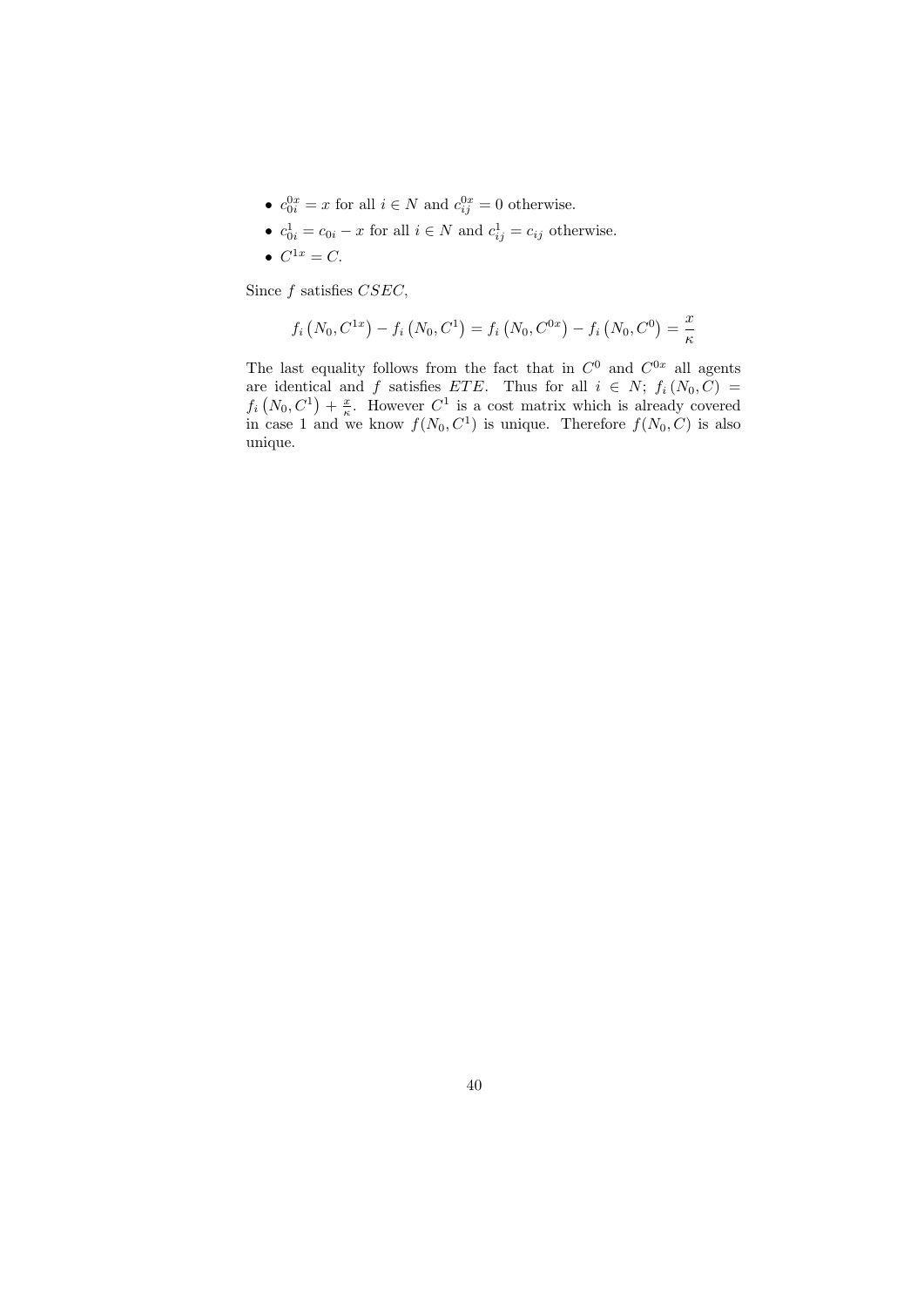- $c_{0i}^{0x} = x$ for all $i \in N$ and $c_{ij}^{0x} = 0$ otherwise.
- $c_{0i}^{1} = c_{0i} - x$ for all $i \in N$ and $c_{ij}^{1} = c_{ij}$ otherwise.
- $C^{1x} = C$.

Since $f$ satisfies $CSEC$,

$$f_i\left(N_0, C^{1x}\right) - f_i\left(N_0, C^1\right) = f_i\left(N_0, C^{0x}\right) - f_i\left(N_0, C^0\right) = \frac{x}{\kappa}$$

The last equality follows from the fact that in $C^0$ and $C^{0x}$ all agents are identical and $f$ satisfies $ETE$. Thus for all $i \in N$; $f_i\left(N_0, C\right) = f_i\left(N_0, C^1\right) + \frac{x}{\kappa}$. However $C^1$ is a cost matrix which is already covered in case 1 and we know $f(N_0, C^1)$ is unique. Therefore $f(N_0, C)$ is also unique.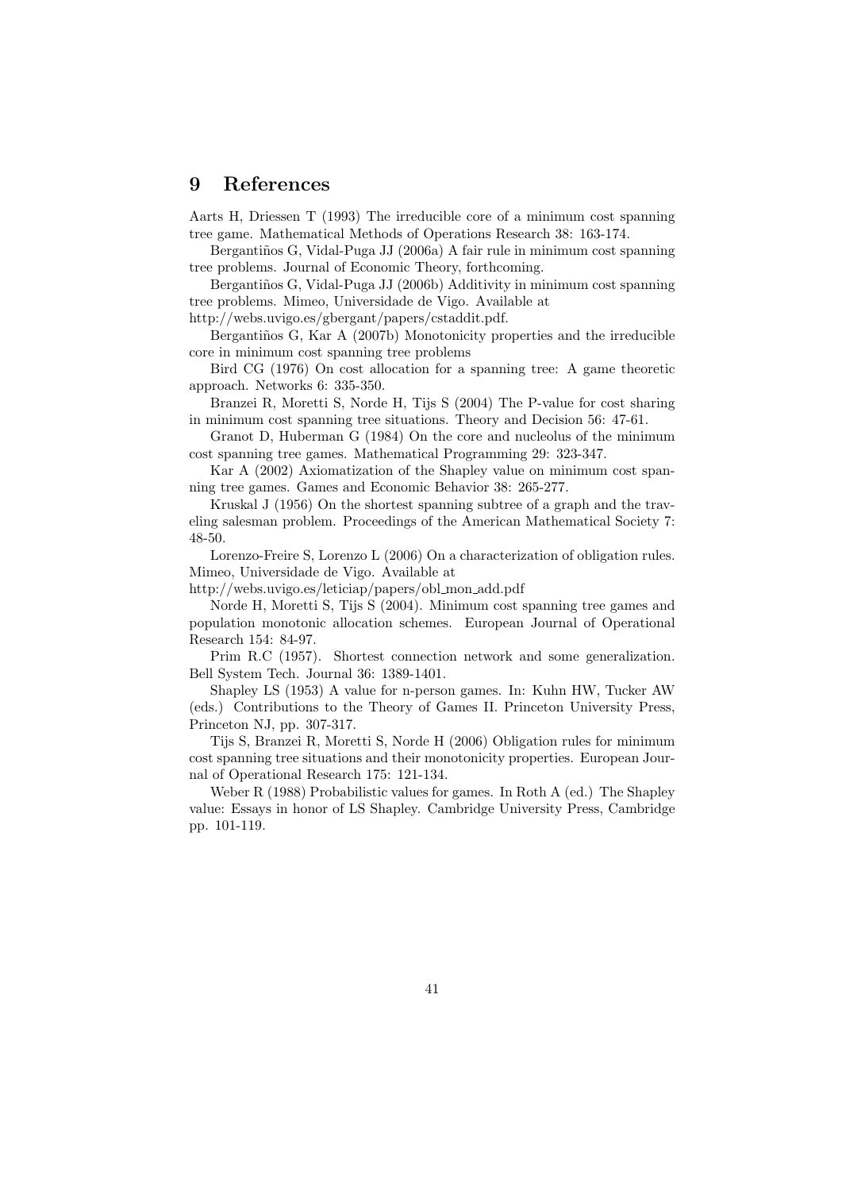# 9 References

Aarts H, Driessen T (1993) The irreducible core of a minimum cost spanning tree game. Mathematical Methods of Operations Research 38: 163-174.

Bergantiños G, Vidal-Puga JJ (2006a) A fair rule in minimum cost spanning tree problems. Journal of Economic Theory, forthcoming.

Bergantiños G, Vidal-Puga JJ (2006b) Additivity in minimum cost spanning tree problems. Mimeo, Universidade de Vigo. Available at http://webs.uvigo.es/gbergant/papers/cstaddit.pdf.

Bergantiños G, Kar A (2007b) Monotonicity properties and the irreducible core in minimum cost spanning tree problems

Bird CG (1976) On cost allocation for a spanning tree: A game theoretic approach. Networks 6: 335-350.

Branzei R, Moretti S, Norde H, Tijs S (2004) The P-value for cost sharing in minimum cost spanning tree situations. Theory and Decision 56: 47-61.

Granot D, Huberman G (1984) On the core and nucleolus of the minimum cost spanning tree games. Mathematical Programming 29: 323-347.

Kar A (2002) Axiomatization of the Shapley value on minimum cost spanning tree games. Games and Economic Behavior 38: 265-277.

Kruskal J (1956) On the shortest spanning subtree of a graph and the traveling salesman problem. Proceedings of the American Mathematical Society 7: 48-50.

Lorenzo-Freire S, Lorenzo L (2006) On a characterization of obligation rules. Mimeo, Universidade de Vigo. Available at http://webs.uvigo.es/leticiap/papers/obl_mon_add.pdf

Norde H, Moretti S, Tijs S (2004). Minimum cost spanning tree games and population monotonic allocation schemes. European Journal of Operational Research 154: 84-97.

Prim R.C (1957). Shortest connection network and some generalization. Bell System Tech. Journal 36: 1389-1401.

Shapley LS (1953) A value for n-person games. In: Kuhn HW, Tucker AW (eds.) Contributions to the Theory of Games II. Princeton University Press, Princeton NJ, pp. 307-317.

Tijs S, Branzei R, Moretti S, Norde H (2006) Obligation rules for minimum cost spanning tree situations and their monotonicity properties. European Journal of Operational Research 175: 121-134.

Weber R (1988) Probabilistic values for games. In Roth A (ed.) The Shapley value: Essays in honor of LS Shapley. Cambridge University Press, Cambridge pp. 101-119.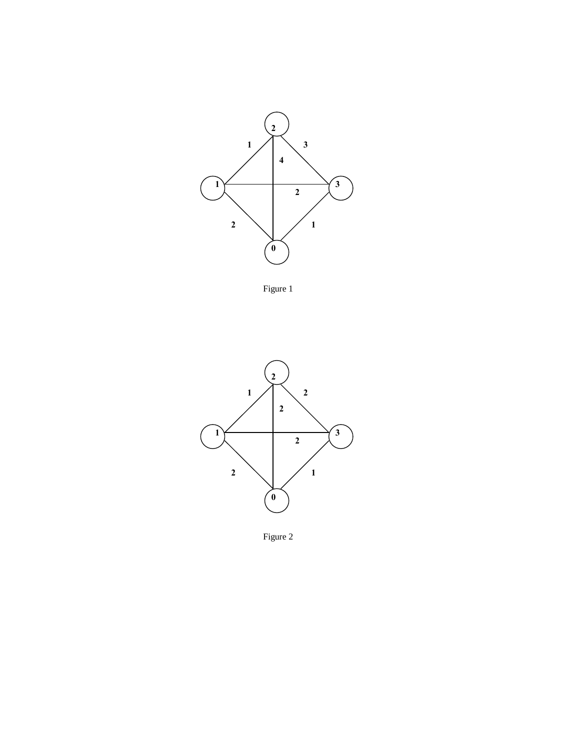2

1

3

4

1

3

2

2

1

0

Figure 1

2

1

2

2

1

3

2

2

1

0

Figure 2